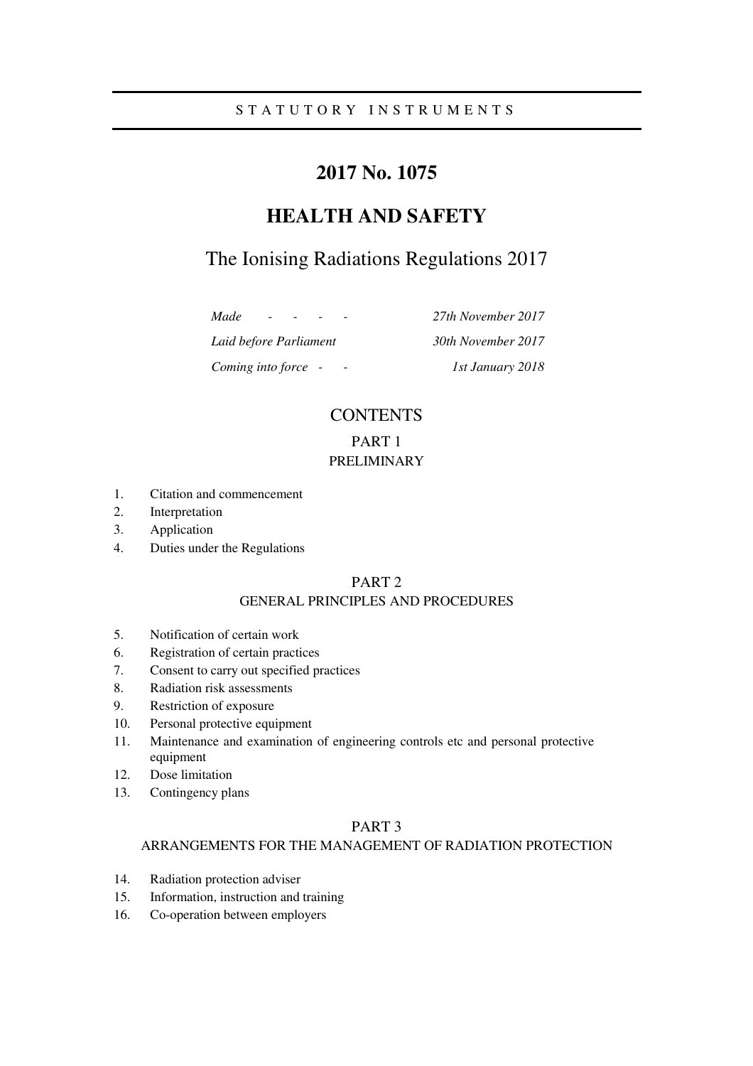STATUTORY INSTRUMENTS

# 2017 No. 1075

# HEALTH AND SAFETY

## The Ionising Radiations Regulations 2017

| | |
|---|---|
| *Made - - - -* | *27th November 2017* |
| *Laid before Parliament* | *30th November 2017* |
| *Coming into force - -* | *1st January 2018* |

## CONTENTS

### PART 1
### PRELIMINARY

1. Citation and commencement
2. Interpretation
3. Application
4. Duties under the Regulations

### PART 2
### GENERAL PRINCIPLES AND PROCEDURES

5. Notification of certain work
6. Registration of certain practices
7. Consent to carry out specified practices
8. Radiation risk assessments
9. Restriction of exposure
10. Personal protective equipment
11. Maintenance and examination of engineering controls etc and personal protective equipment
12. Dose limitation
13. Contingency plans

### PART 3
### ARRANGEMENTS FOR THE MANAGEMENT OF RADIATION PROTECTION

14. Radiation protection adviser
15. Information, instruction and training
16. Co-operation between employers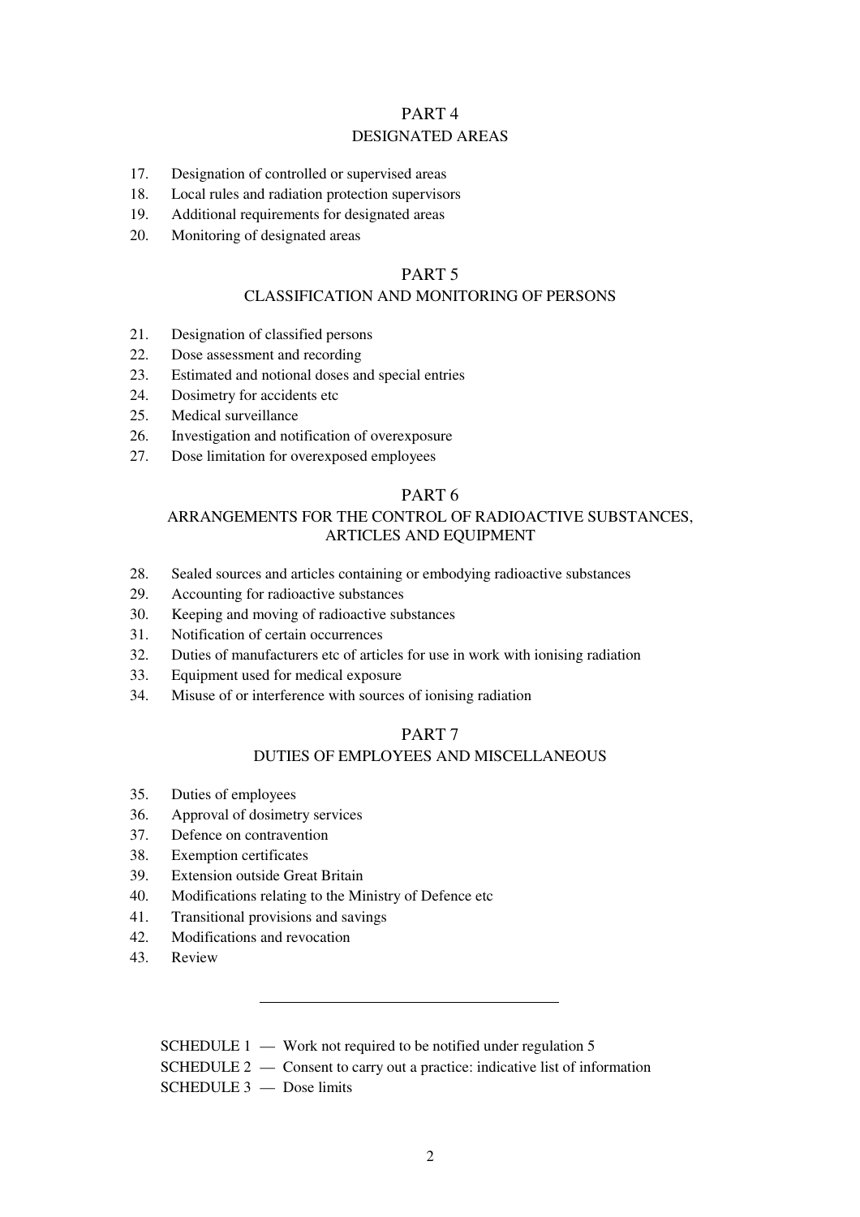## PART 4

### DESIGNATED AREAS

17. Designation of controlled or supervised areas
18. Local rules and radiation protection supervisors
19. Additional requirements for designated areas
20. Monitoring of designated areas

## PART 5

### CLASSIFICATION AND MONITORING OF PERSONS

21. Designation of classified persons
22. Dose assessment and recording
23. Estimated and notional doses and special entries
24. Dosimetry for accidents etc
25. Medical surveillance
26. Investigation and notification of overexposure
27. Dose limitation for overexposed employees

## PART 6

### ARRANGEMENTS FOR THE CONTROL OF RADIOACTIVE SUBSTANCES, ARTICLES AND EQUIPMENT

28. Sealed sources and articles containing or embodying radioactive substances
29. Accounting for radioactive substances
30. Keeping and moving of radioactive substances
31. Notification of certain occurrences
32. Duties of manufacturers etc of articles for use in work with ionising radiation
33. Equipment used for medical exposure
34. Misuse of or interference with sources of ionising radiation

## PART 7

### DUTIES OF EMPLOYEES AND MISCELLANEOUS

35. Duties of employees
36. Approval of dosimetry services
37. Defence on contravention
38. Exemption certificates
39. Extension outside Great Britain
40. Modifications relating to the Ministry of Defence etc
41. Transitional provisions and savings
42. Modifications and revocation
43. Review

---

SCHEDULE 1 — Work not required to be notified under regulation 5

SCHEDULE 2 — Consent to carry out a practice: indicative list of information

SCHEDULE 3 — Dose limits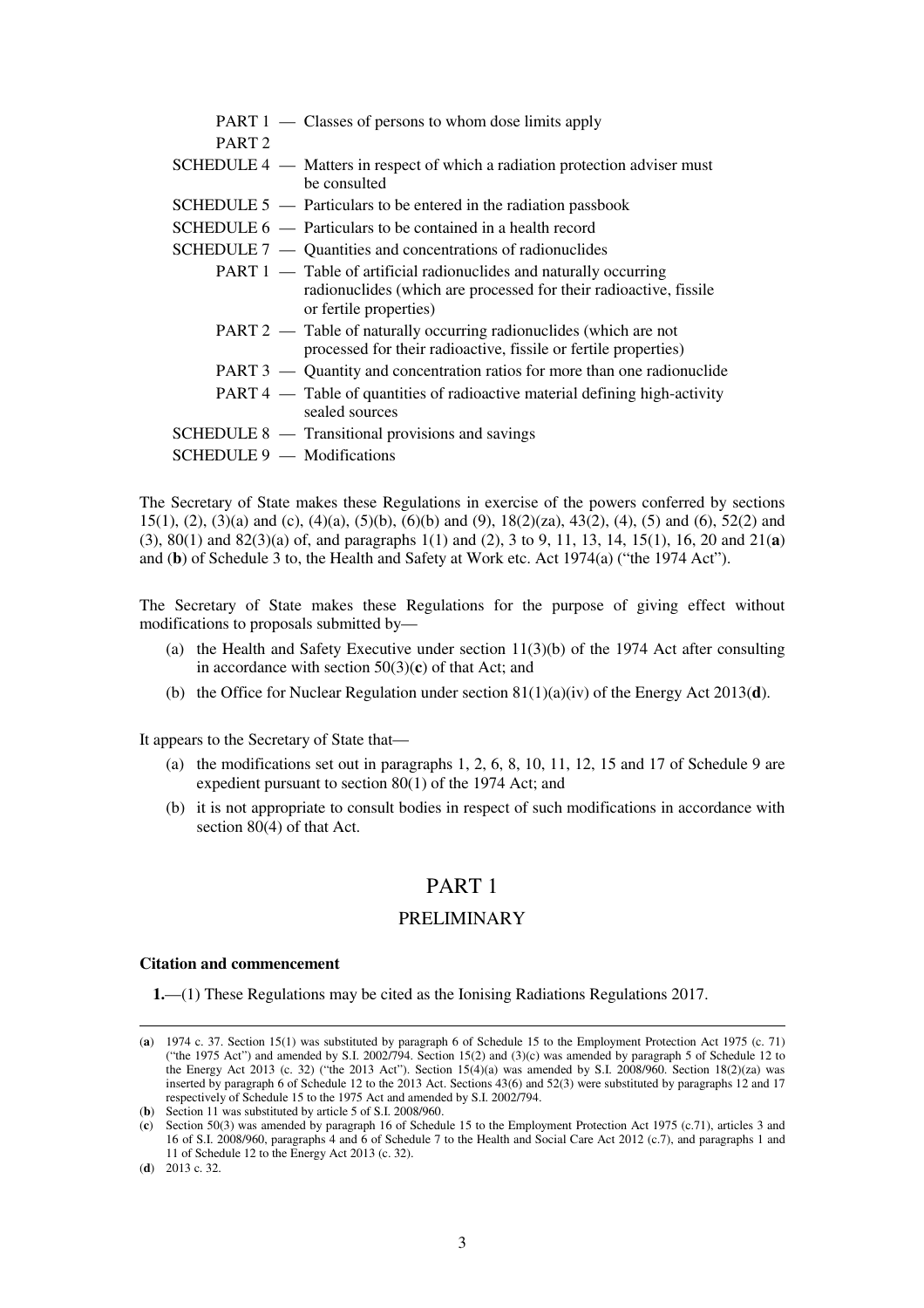PART 1 — Classes of persons to whom dose limits apply

PART 2

SCHEDULE 4 — Matters in respect of which a radiation protection adviser must be consulted

SCHEDULE 5 — Particulars to be entered in the radiation passbook

SCHEDULE 6 — Particulars to be contained in a health record

SCHEDULE 7 — Quantities and concentrations of radionuclides

PART 1 — Table of artificial radionuclides and naturally occurring radionuclides (which are processed for their radioactive, fissile or fertile properties)

PART 2 — Table of naturally occurring radionuclides (which are not processed for their radioactive, fissile or fertile properties)

PART 3 — Quantity and concentration ratios for more than one radionuclide

PART 4 — Table of quantities of radioactive material defining high-activity sealed sources

SCHEDULE 8 — Transitional provisions and savings

SCHEDULE 9 — Modifications

The Secretary of State makes these Regulations in exercise of the powers conferred by sections 15(1), (2), (3)(a) and (c), (4)(a), (5)(b), (6)(b) and (9), 18(2)(za), 43(2), (4), (5) and (6), 52(2) and (3), 80(1) and 82(3)(a) of, and paragraphs 1(1) and (2), 3 to 9, 11, 13, 14, 15(1), 16, 20 and 21(**a**) and (**b**) of Schedule 3 to, the Health and Safety at Work etc. Act 1974(a) ("the 1974 Act").

The Secretary of State makes these Regulations for the purpose of giving effect without modifications to proposals submitted by—

(a) the Health and Safety Executive under section 11(3)(b) of the 1974 Act after consulting in accordance with section 50(3)(**c**) of that Act; and

(b) the Office for Nuclear Regulation under section 81(1)(a)(iv) of the Energy Act 2013(**d**).

It appears to the Secretary of State that—

(a) the modifications set out in paragraphs 1, 2, 6, 8, 10, 11, 12, 15 and 17 of Schedule 9 are expedient pursuant to section 80(1) of the 1974 Act; and

(b) it is not appropriate to consult bodies in respect of such modifications in accordance with section 80(4) of that Act.

## PART 1

## PRELIMINARY

**Citation and commencement**

**1.**—(1) These Regulations may be cited as the Ionising Radiations Regulations 2017.

---

(**a**) 1974 c. 37. Section 15(1) was substituted by paragraph 6 of Schedule 15 to the Employment Protection Act 1975 (c. 71) ("the 1975 Act") and amended by S.I. 2002/794. Section 15(2) and (3)(c) was amended by paragraph 5 of Schedule 12 to the Energy Act 2013 (c. 32) ("the 2013 Act"). Section 15(4)(a) was amended by S.I. 2008/960. Section 18(2)(za) was inserted by paragraph 6 of Schedule 12 to the 2013 Act. Sections 43(6) and 52(3) were substituted by paragraphs 12 and 17 respectively of Schedule 15 to the 1975 Act and amended by S.I. 2002/794.

(**b**) Section 11 was substituted by article 5 of S.I. 2008/960.

(**c**) Section 50(3) was amended by paragraph 16 of Schedule 15 to the Employment Protection Act 1975 (c.71), articles 3 and 16 of S.I. 2008/960, paragraphs 4 and 6 of Schedule 7 to the Health and Social Care Act 2012 (c.7), and paragraphs 1 and 11 of Schedule 12 to the Energy Act 2013 (c. 32).

(**d**) 2013 c. 32.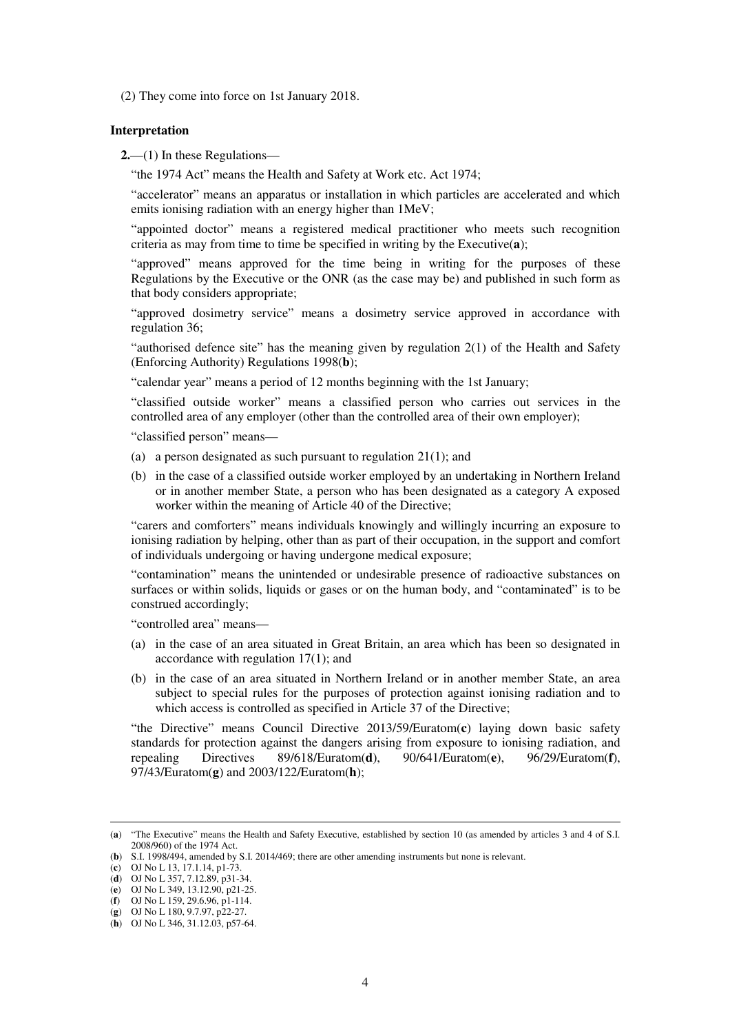(2) They come into force on 1st January 2018.

**Interpretation**

**2.**—(1) In these Regulations—

"the 1974 Act" means the Health and Safety at Work etc. Act 1974;

"accelerator" means an apparatus or installation in which particles are accelerated and which emits ionising radiation with an energy higher than 1MeV;

"appointed doctor" means a registered medical practitioner who meets such recognition criteria as may from time to time be specified in writing by the Executive(**a**);

"approved" means approved for the time being in writing for the purposes of these Regulations by the Executive or the ONR (as the case may be) and published in such form as that body considers appropriate;

"approved dosimetry service" means a dosimetry service approved in accordance with regulation 36;

"authorised defence site" has the meaning given by regulation 2(1) of the Health and Safety (Enforcing Authority) Regulations 1998(**b**);

"calendar year" means a period of 12 months beginning with the 1st January;

"classified outside worker" means a classified person who carries out services in the controlled area of any employer (other than the controlled area of their own employer);

"classified person" means—

(a) a person designated as such pursuant to regulation 21(1); and

(b) in the case of a classified outside worker employed by an undertaking in Northern Ireland or in another member State, a person who has been designated as a category A exposed worker within the meaning of Article 40 of the Directive;

"carers and comforters" means individuals knowingly and willingly incurring an exposure to ionising radiation by helping, other than as part of their occupation, in the support and comfort of individuals undergoing or having undergone medical exposure;

"contamination" means the unintended or undesirable presence of radioactive substances on surfaces or within solids, liquids or gases or on the human body, and "contaminated" is to be construed accordingly;

"controlled area" means—

(a) in the case of an area situated in Great Britain, an area which has been so designated in accordance with regulation 17(1); and

(b) in the case of an area situated in Northern Ireland or in another member State, an area subject to special rules for the purposes of protection against ionising radiation and to which access is controlled as specified in Article 37 of the Directive;

"the Directive" means Council Directive 2013/59/Euratom(**c**) laying down basic safety standards for protection against the dangers arising from exposure to ionising radiation, and repealing Directives 89/618/Euratom(**d**), 90/641/Euratom(**e**), 96/29/Euratom(**f**), 97/43/Euratom(**g**) and 2003/122/Euratom(**h**);

---

(**a**) "The Executive" means the Health and Safety Executive, established by section 10 (as amended by articles 3 and 4 of S.I. 2008/960) of the 1974 Act.

(**b**) S.I. 1998/494, amended by S.I. 2014/469; there are other amending instruments but none is relevant.

(**c**) OJ No L 13, 17.1.14, p1-73.

(**d**) OJ No L 357, 7.12.89, p31-34.

(**e**) OJ No L 349, 13.12.90, p21-25.

(**f**) OJ No L 159, 29.6.96, p1-114.

(**g**) OJ No L 180, 9.7.97, p22-27.

(**h**) OJ No L 346, 31.12.03, p57-64.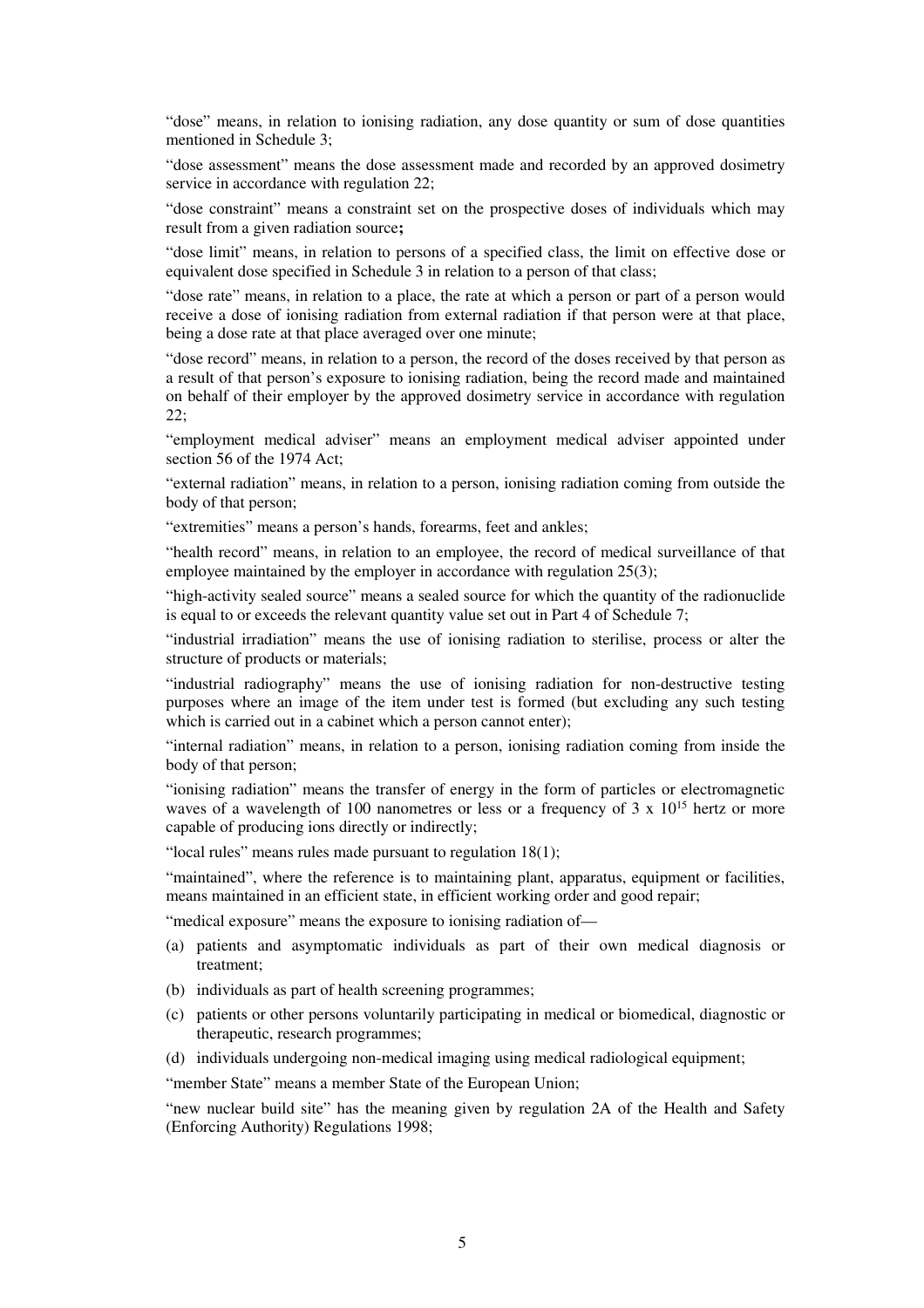"dose" means, in relation to ionising radiation, any dose quantity or sum of dose quantities mentioned in Schedule 3;

"dose assessment" means the dose assessment made and recorded by an approved dosimetry service in accordance with regulation 22;

"dose constraint" means a constraint set on the prospective doses of individuals which may result from a given radiation source**;**

"dose limit" means, in relation to persons of a specified class, the limit on effective dose or equivalent dose specified in Schedule 3 in relation to a person of that class;

"dose rate" means, in relation to a place, the rate at which a person or part of a person would receive a dose of ionising radiation from external radiation if that person were at that place, being a dose rate at that place averaged over one minute;

"dose record" means, in relation to a person, the record of the doses received by that person as a result of that person's exposure to ionising radiation, being the record made and maintained on behalf of their employer by the approved dosimetry service in accordance with regulation 22;

"employment medical adviser" means an employment medical adviser appointed under section 56 of the 1974 Act;

"external radiation" means, in relation to a person, ionising radiation coming from outside the body of that person;

"extremities" means a person's hands, forearms, feet and ankles;

"health record" means, in relation to an employee, the record of medical surveillance of that employee maintained by the employer in accordance with regulation 25(3);

"high-activity sealed source" means a sealed source for which the quantity of the radionuclide is equal to or exceeds the relevant quantity value set out in Part 4 of Schedule 7;

"industrial irradiation" means the use of ionising radiation to sterilise, process or alter the structure of products or materials;

"industrial radiography" means the use of ionising radiation for non-destructive testing purposes where an image of the item under test is formed (but excluding any such testing which is carried out in a cabinet which a person cannot enter);

"internal radiation" means, in relation to a person, ionising radiation coming from inside the body of that person;

"ionising radiation" means the transfer of energy in the form of particles or electromagnetic waves of a wavelength of 100 nanometres or less or a frequency of $3 \times 10^{15}$ hertz or more capable of producing ions directly or indirectly;

"local rules" means rules made pursuant to regulation 18(1);

"maintained", where the reference is to maintaining plant, apparatus, equipment or facilities, means maintained in an efficient state, in efficient working order and good repair;

"medical exposure" means the exposure to ionising radiation of—

(a) patients and asymptomatic individuals as part of their own medical diagnosis or treatment;

(b) individuals as part of health screening programmes;

(c) patients or other persons voluntarily participating in medical or biomedical, diagnostic or therapeutic, research programmes;

(d) individuals undergoing non-medical imaging using medical radiological equipment;

"member State" means a member State of the European Union;

"new nuclear build site" has the meaning given by regulation 2A of the Health and Safety (Enforcing Authority) Regulations 1998;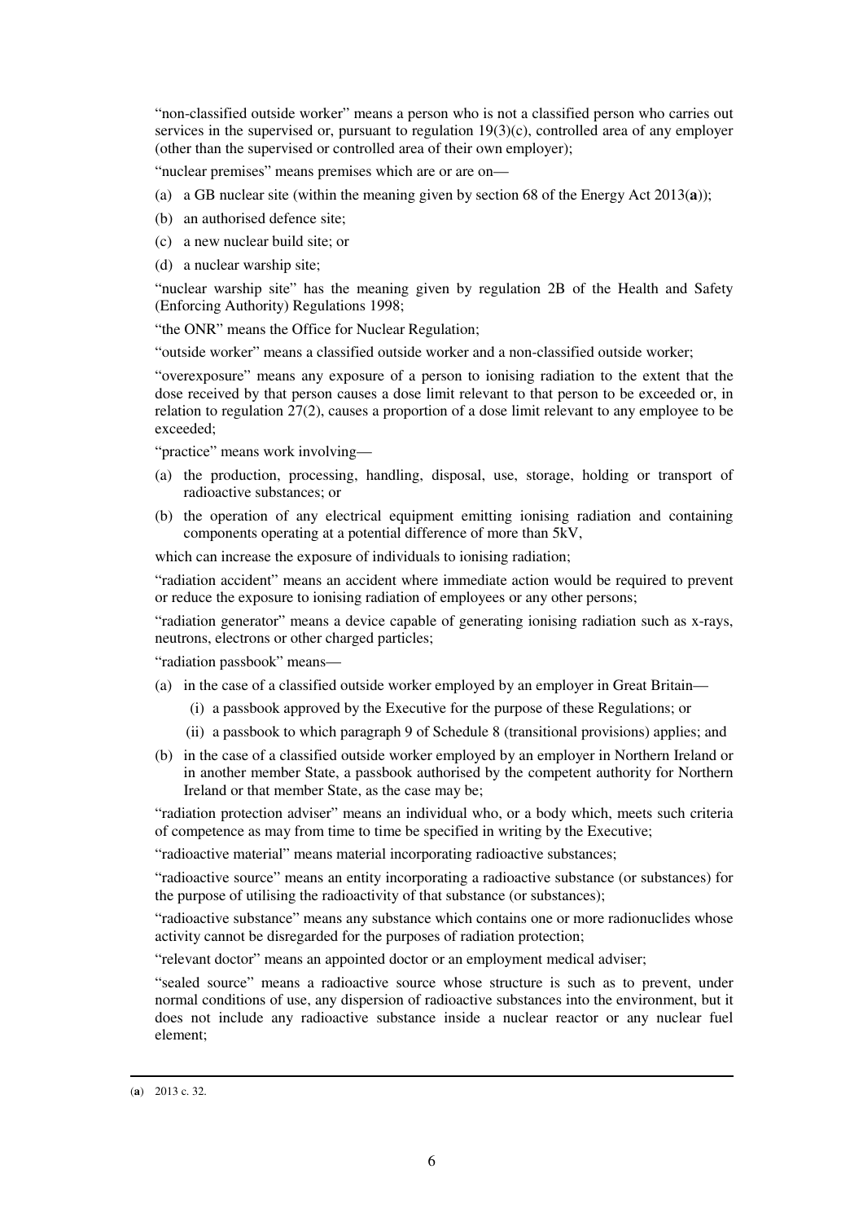"non-classified outside worker" means a person who is not a classified person who carries out services in the supervised or, pursuant to regulation 19(3)(c), controlled area of any employer (other than the supervised or controlled area of their own employer);

"nuclear premises" means premises which are or are on—

(a) a GB nuclear site (within the meaning given by section 68 of the Energy Act 2013(**a**));

(b) an authorised defence site;

(c) a new nuclear build site; or

(d) a nuclear warship site;

"nuclear warship site" has the meaning given by regulation 2B of the Health and Safety (Enforcing Authority) Regulations 1998;

"the ONR" means the Office for Nuclear Regulation;

"outside worker" means a classified outside worker and a non-classified outside worker;

"overexposure" means any exposure of a person to ionising radiation to the extent that the dose received by that person causes a dose limit relevant to that person to be exceeded or, in relation to regulation 27(2), causes a proportion of a dose limit relevant to any employee to be exceeded;

"practice" means work involving—

(a) the production, processing, handling, disposal, use, storage, holding or transport of radioactive substances; or

(b) the operation of any electrical equipment emitting ionising radiation and containing components operating at a potential difference of more than 5kV,

which can increase the exposure of individuals to ionising radiation;

"radiation accident" means an accident where immediate action would be required to prevent or reduce the exposure to ionising radiation of employees or any other persons;

"radiation generator" means a device capable of generating ionising radiation such as x-rays, neutrons, electrons or other charged particles;

"radiation passbook" means—

(a) in the case of a classified outside worker employed by an employer in Great Britain—

   (i) a passbook approved by the Executive for the purpose of these Regulations; or

   (ii) a passbook to which paragraph 9 of Schedule 8 (transitional provisions) applies; and

(b) in the case of a classified outside worker employed by an employer in Northern Ireland or in another member State, a passbook authorised by the competent authority for Northern Ireland or that member State, as the case may be;

"radiation protection adviser" means an individual who, or a body which, meets such criteria of competence as may from time to time be specified in writing by the Executive;

"radioactive material" means material incorporating radioactive substances;

"radioactive source" means an entity incorporating a radioactive substance (or substances) for the purpose of utilising the radioactivity of that substance (or substances);

"radioactive substance" means any substance which contains one or more radionuclides whose activity cannot be disregarded for the purposes of radiation protection;

"relevant doctor" means an appointed doctor or an employment medical adviser;

"sealed source" means a radioactive source whose structure is such as to prevent, under normal conditions of use, any dispersion of radioactive substances into the environment, but it does not include any radioactive substance inside a nuclear reactor or any nuclear fuel element;

---

(**a**) 2013 c. 32.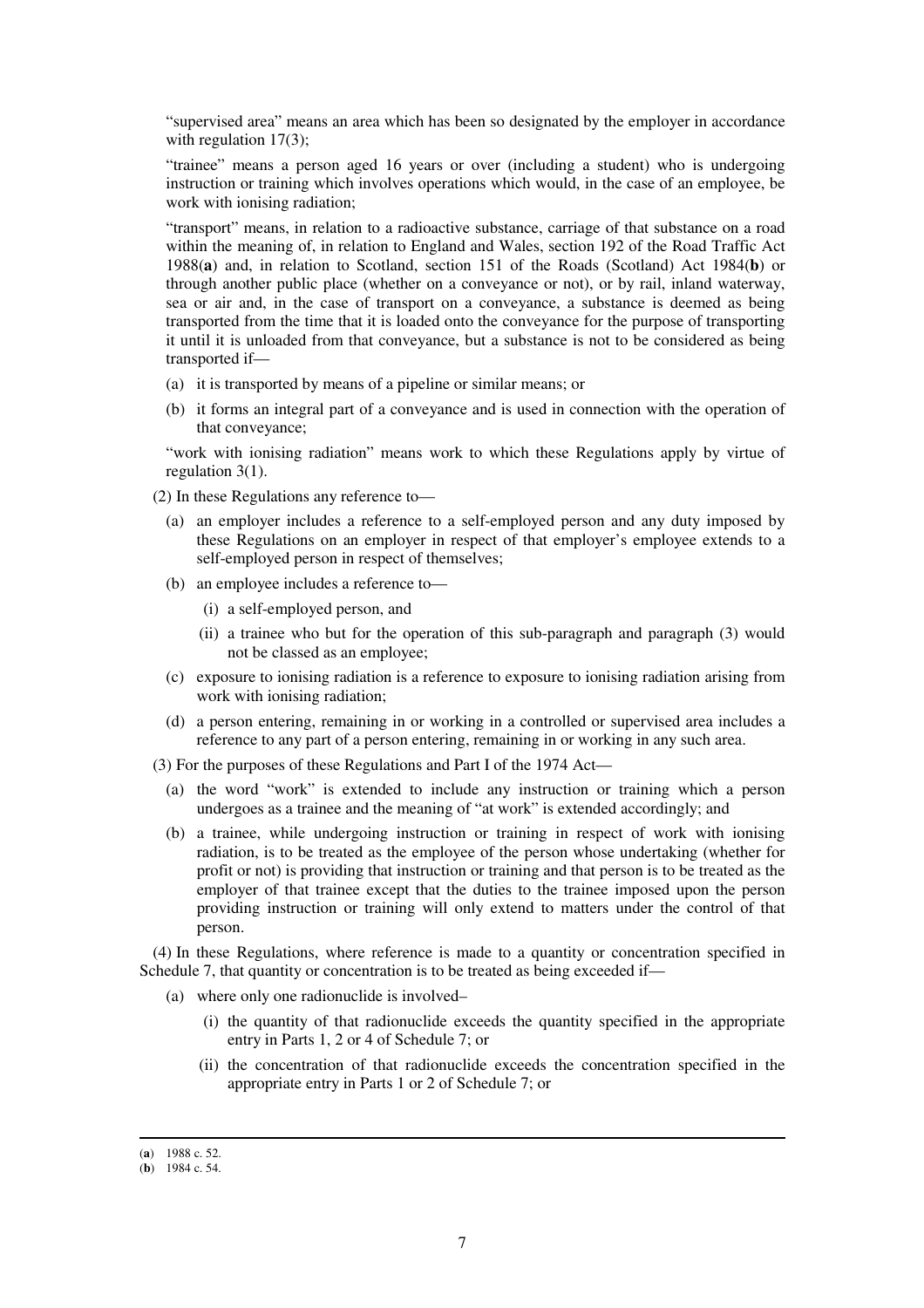"supervised area" means an area which has been so designated by the employer in accordance with regulation 17(3);

"trainee" means a person aged 16 years or over (including a student) who is undergoing instruction or training which involves operations which would, in the case of an employee, be work with ionising radiation;

"transport" means, in relation to a radioactive substance, carriage of that substance on a road within the meaning of, in relation to England and Wales, section 192 of the Road Traffic Act 1988(**a**) and, in relation to Scotland, section 151 of the Roads (Scotland) Act 1984(**b**) or through another public place (whether on a conveyance or not), or by rail, inland waterway, sea or air and, in the case of transport on a conveyance, a substance is deemed as being transported from the time that it is loaded onto the conveyance for the purpose of transporting it until it is unloaded from that conveyance, but a substance is not to be considered as being transported if—

(a) it is transported by means of a pipeline or similar means; or

(b) it forms an integral part of a conveyance and is used in connection with the operation of that conveyance;

"work with ionising radiation" means work to which these Regulations apply by virtue of regulation 3(1).

(2) In these Regulations any reference to—

(a) an employer includes a reference to a self-employed person and any duty imposed by these Regulations on an employer in respect of that employer's employee extends to a self-employed person in respect of themselves;

(b) an employee includes a reference to—

  (i) a self-employed person, and

  (ii) a trainee who but for the operation of this sub-paragraph and paragraph (3) would not be classed as an employee;

(c) exposure to ionising radiation is a reference to exposure to ionising radiation arising from work with ionising radiation;

(d) a person entering, remaining in or working in a controlled or supervised area includes a reference to any part of a person entering, remaining in or working in any such area.

(3) For the purposes of these Regulations and Part I of the 1974 Act—

(a) the word "work" is extended to include any instruction or training which a person undergoes as a trainee and the meaning of "at work" is extended accordingly; and

(b) a trainee, while undergoing instruction or training in respect of work with ionising radiation, is to be treated as the employee of the person whose undertaking (whether for profit or not) is providing that instruction or training and that person is to be treated as the employer of that trainee except that the duties to the trainee imposed upon the person providing instruction or training will only extend to matters under the control of that person.

(4) In these Regulations, where reference is made to a quantity or concentration specified in Schedule 7, that quantity or concentration is to be treated as being exceeded if—

(a) where only one radionuclide is involved–

  (i) the quantity of that radionuclide exceeds the quantity specified in the appropriate entry in Parts 1, 2 or 4 of Schedule 7; or

  (ii) the concentration of that radionuclide exceeds the concentration specified in the appropriate entry in Parts 1 or 2 of Schedule 7; or

---

(**a**) 1988 c. 52.
(**b**) 1984 c. 54.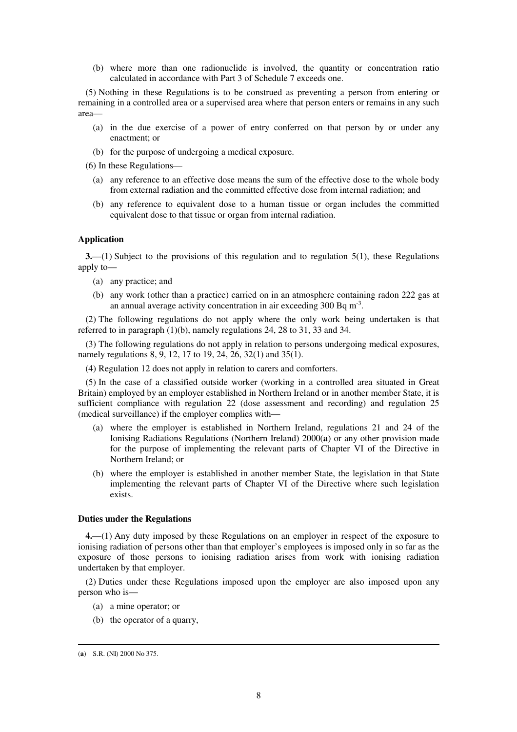(b) where more than one radionuclide is involved, the quantity or concentration ratio calculated in accordance with Part 3 of Schedule 7 exceeds one.

(5) Nothing in these Regulations is to be construed as preventing a person from entering or remaining in a controlled area or a supervised area where that person enters or remains in any such area—

(a) in the due exercise of a power of entry conferred on that person by or under any enactment; or

(b) for the purpose of undergoing a medical exposure.

(6) In these Regulations—

(a) any reference to an effective dose means the sum of the effective dose to the whole body from external radiation and the committed effective dose from internal radiation; and

(b) any reference to equivalent dose to a human tissue or organ includes the committed equivalent dose to that tissue or organ from internal radiation.

**Application**

**3.**—(1) Subject to the provisions of this regulation and to regulation 5(1), these Regulations apply to—

(a) any practice; and

(b) any work (other than a practice) carried on in an atmosphere containing radon 222 gas at an annual average activity concentration in air exceeding 300 Bq $m^{-3}$.

(2) The following regulations do not apply where the only work being undertaken is that referred to in paragraph (1)(b), namely regulations 24, 28 to 31, 33 and 34.

(3) The following regulations do not apply in relation to persons undergoing medical exposures, namely regulations 8, 9, 12, 17 to 19, 24, 26, 32(1) and 35(1).

(4) Regulation 12 does not apply in relation to carers and comforters.

(5) In the case of a classified outside worker (working in a controlled area situated in Great Britain) employed by an employer established in Northern Ireland or in another member State, it is sufficient compliance with regulation 22 (dose assessment and recording) and regulation 25 (medical surveillance) if the employer complies with—

(a) where the employer is established in Northern Ireland, regulations 21 and 24 of the Ionising Radiations Regulations (Northern Ireland) 2000(**a**) or any other provision made for the purpose of implementing the relevant parts of Chapter VI of the Directive in Northern Ireland; or

(b) where the employer is established in another member State, the legislation in that State implementing the relevant parts of Chapter VI of the Directive where such legislation exists.

**Duties under the Regulations**

**4.**—(1) Any duty imposed by these Regulations on an employer in respect of the exposure to ionising radiation of persons other than that employer's employees is imposed only in so far as the exposure of those persons to ionising radiation arises from work with ionising radiation undertaken by that employer.

(2) Duties under these Regulations imposed upon the employer are also imposed upon any person who is—

(a) a mine operator; or

(b) the operator of a quarry,

---

(**a**) S.R. (NI) 2000 No 375.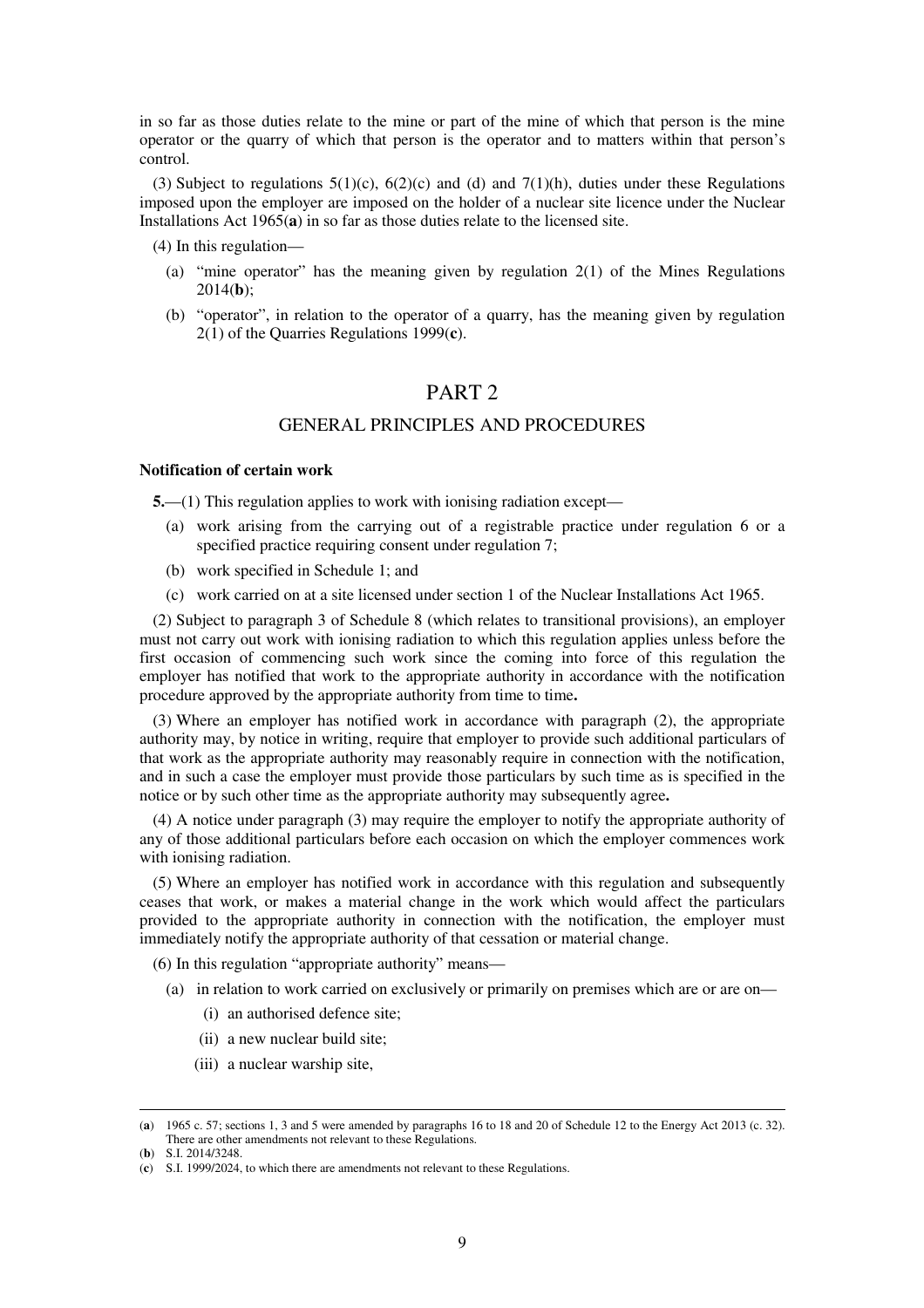in so far as those duties relate to the mine or part of the mine of which that person is the mine operator or the quarry of which that person is the operator and to matters within that person's control.

(3) Subject to regulations 5(1)(c), 6(2)(c) and (d) and 7(1)(h), duties under these Regulations imposed upon the employer are imposed on the holder of a nuclear site licence under the Nuclear Installations Act 1965(**a**) in so far as those duties relate to the licensed site.

(4) In this regulation—

(a) "mine operator" has the meaning given by regulation 2(1) of the Mines Regulations 2014(**b**);

(b) "operator", in relation to the operator of a quarry, has the meaning given by regulation 2(1) of the Quarries Regulations 1999(**c**).

# PART 2

## GENERAL PRINCIPLES AND PROCEDURES

### Notification of certain work

**5.**—(1) This regulation applies to work with ionising radiation except—

(a) work arising from the carrying out of a registrable practice under regulation 6 or a specified practice requiring consent under regulation 7;

(b) work specified in Schedule 1; and

(c) work carried on at a site licensed under section 1 of the Nuclear Installations Act 1965.

(2) Subject to paragraph 3 of Schedule 8 (which relates to transitional provisions), an employer must not carry out work with ionising radiation to which this regulation applies unless before the first occasion of commencing such work since the coming into force of this regulation the employer has notified that work to the appropriate authority in accordance with the notification procedure approved by the appropriate authority from time to time.

(3) Where an employer has notified work in accordance with paragraph (2), the appropriate authority may, by notice in writing, require that employer to provide such additional particulars of that work as the appropriate authority may reasonably require in connection with the notification, and in such a case the employer must provide those particulars by such time as is specified in the notice or by such other time as the appropriate authority may subsequently agree.

(4) A notice under paragraph (3) may require the employer to notify the appropriate authority of any of those additional particulars before each occasion on which the employer commences work with ionising radiation.

(5) Where an employer has notified work in accordance with this regulation and subsequently ceases that work, or makes a material change in the work which would affect the particulars provided to the appropriate authority in connection with the notification, the employer must immediately notify the appropriate authority of that cessation or material change.

(6) In this regulation "appropriate authority" means—

(a) in relation to work carried on exclusively or primarily on premises which are or are on—

(i) an authorised defence site;

(ii) a new nuclear build site;

(iii) a nuclear warship site,

---

(**a**) 1965 c. 57; sections 1, 3 and 5 were amended by paragraphs 16 to 18 and 20 of Schedule 12 to the Energy Act 2013 (c. 32). There are other amendments not relevant to these Regulations.

(**b**) S.I. 2014/3248.

(**c**) S.I. 1999/2024, to which there are amendments not relevant to these Regulations.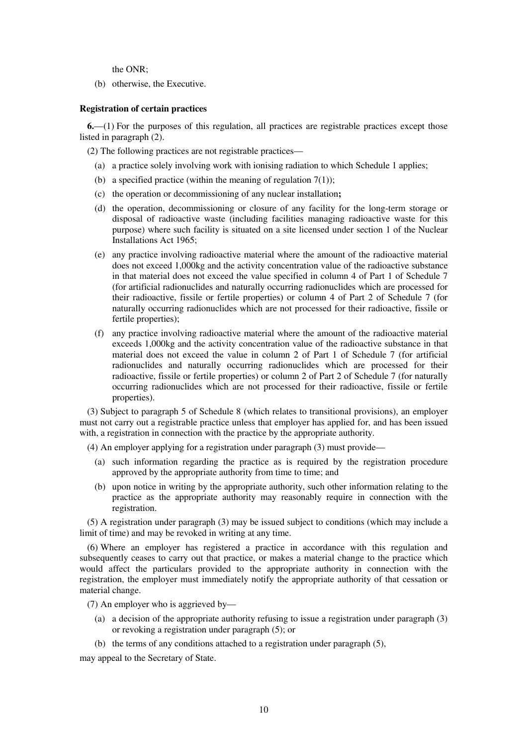the ONR;

(b) otherwise, the Executive.

**Registration of certain practices**

**6.**—(1) For the purposes of this regulation, all practices are registrable practices except those listed in paragraph (2).

(2) The following practices are not registrable practices—

(a) a practice solely involving work with ionising radiation to which Schedule 1 applies;

(b) a specified practice (within the meaning of regulation 7(1));

(c) the operation or decommissioning of any nuclear installation**;**

(d) the operation, decommissioning or closure of any facility for the long-term storage or disposal of radioactive waste (including facilities managing radioactive waste for this purpose) where such facility is situated on a site licensed under section 1 of the Nuclear Installations Act 1965;

(e) any practice involving radioactive material where the amount of the radioactive material does not exceed 1,000kg and the activity concentration value of the radioactive substance in that material does not exceed the value specified in column 4 of Part 1 of Schedule 7 (for artificial radionuclides and naturally occurring radionuclides which are processed for their radioactive, fissile or fertile properties) or column 4 of Part 2 of Schedule 7 (for naturally occurring radionuclides which are not processed for their radioactive, fissile or fertile properties);

(f) any practice involving radioactive material where the amount of the radioactive material exceeds 1,000kg and the activity concentration value of the radioactive substance in that material does not exceed the value in column 2 of Part 1 of Schedule 7 (for artificial radionuclides and naturally occurring radionuclides which are processed for their radioactive, fissile or fertile properties) or column 2 of Part 2 of Schedule 7 (for naturally occurring radionuclides which are not processed for their radioactive, fissile or fertile properties).

(3) Subject to paragraph 5 of Schedule 8 (which relates to transitional provisions), an employer must not carry out a registrable practice unless that employer has applied for, and has been issued with, a registration in connection with the practice by the appropriate authority.

(4) An employer applying for a registration under paragraph (3) must provide—

(a) such information regarding the practice as is required by the registration procedure approved by the appropriate authority from time to time; and

(b) upon notice in writing by the appropriate authority, such other information relating to the practice as the appropriate authority may reasonably require in connection with the registration.

(5) A registration under paragraph (3) may be issued subject to conditions (which may include a limit of time) and may be revoked in writing at any time.

(6) Where an employer has registered a practice in accordance with this regulation and subsequently ceases to carry out that practice, or makes a material change to the practice which would affect the particulars provided to the appropriate authority in connection with the registration, the employer must immediately notify the appropriate authority of that cessation or material change.

(7) An employer who is aggrieved by—

(a) a decision of the appropriate authority refusing to issue a registration under paragraph (3) or revoking a registration under paragraph (5); or

(b) the terms of any conditions attached to a registration under paragraph (5),

may appeal to the Secretary of State.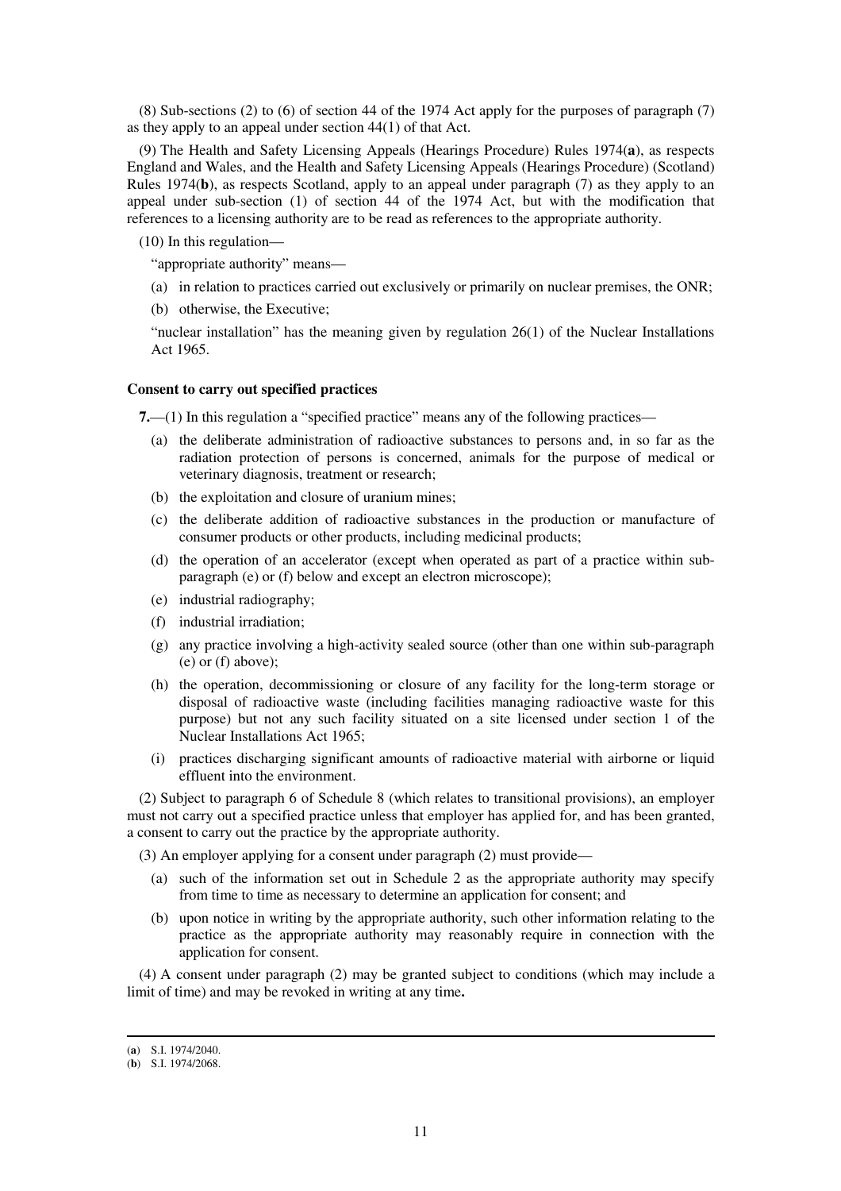(8) Sub-sections (2) to (6) of section 44 of the 1974 Act apply for the purposes of paragraph (7) as they apply to an appeal under section 44(1) of that Act.

(9) The Health and Safety Licensing Appeals (Hearings Procedure) Rules 1974(**a**), as respects England and Wales, and the Health and Safety Licensing Appeals (Hearings Procedure) (Scotland) Rules 1974(**b**), as respects Scotland, apply to an appeal under paragraph (7) as they apply to an appeal under sub-section (1) of section 44 of the 1974 Act, but with the modification that references to a licensing authority are to be read as references to the appropriate authority.

(10) In this regulation—

"appropriate authority" means—

(a) in relation to practices carried out exclusively or primarily on nuclear premises, the ONR;

(b) otherwise, the Executive;

"nuclear installation" has the meaning given by regulation 26(1) of the Nuclear Installations Act 1965.

**Consent to carry out specified practices**

**7.**—(1) In this regulation a "specified practice" means any of the following practices—

(a) the deliberate administration of radioactive substances to persons and, in so far as the radiation protection of persons is concerned, animals for the purpose of medical or veterinary diagnosis, treatment or research;

(b) the exploitation and closure of uranium mines;

(c) the deliberate addition of radioactive substances in the production or manufacture of consumer products or other products, including medicinal products;

(d) the operation of an accelerator (except when operated as part of a practice within sub-paragraph (e) or (f) below and except an electron microscope);

(e) industrial radiography;

(f) industrial irradiation;

(g) any practice involving a high-activity sealed source (other than one within sub-paragraph (e) or (f) above);

(h) the operation, decommissioning or closure of any facility for the long-term storage or disposal of radioactive waste (including facilities managing radioactive waste for this purpose) but not any such facility situated on a site licensed under section 1 of the Nuclear Installations Act 1965;

(i) practices discharging significant amounts of radioactive material with airborne or liquid effluent into the environment.

(2) Subject to paragraph 6 of Schedule 8 (which relates to transitional provisions), an employer must not carry out a specified practice unless that employer has applied for, and has been granted, a consent to carry out the practice by the appropriate authority.

(3) An employer applying for a consent under paragraph (2) must provide—

(a) such of the information set out in Schedule 2 as the appropriate authority may specify from time to time as necessary to determine an application for consent; and

(b) upon notice in writing by the appropriate authority, such other information relating to the practice as the appropriate authority may reasonably require in connection with the application for consent.

(4) A consent under paragraph (2) may be granted subject to conditions (which may include a limit of time) and may be revoked in writing at any time.

---

(**a**) S.I. 1974/2040.

(**b**) S.I. 1974/2068.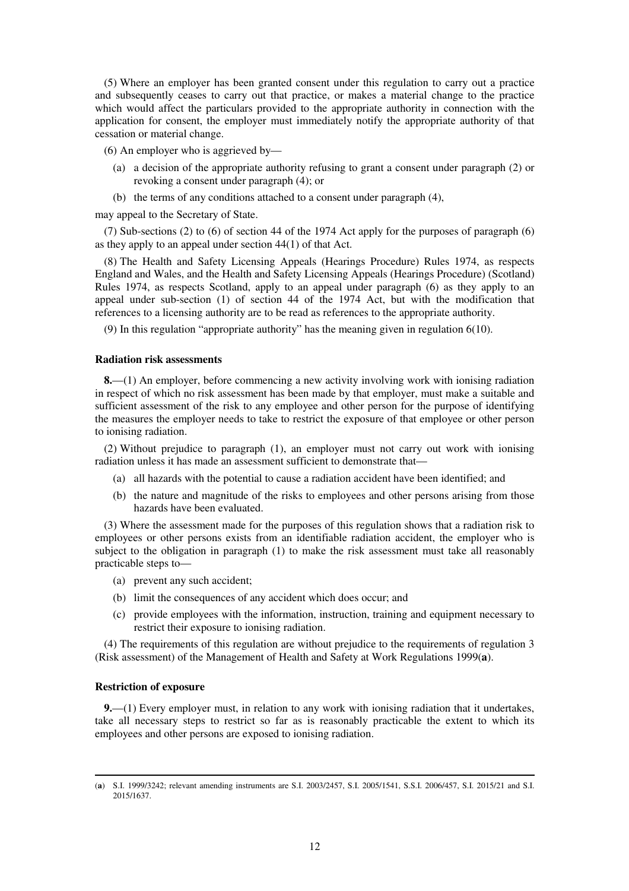(5) Where an employer has been granted consent under this regulation to carry out a practice and subsequently ceases to carry out that practice, or makes a material change to the practice which would affect the particulars provided to the appropriate authority in connection with the application for consent, the employer must immediately notify the appropriate authority of that cessation or material change.

(6) An employer who is aggrieved by—

(a) a decision of the appropriate authority refusing to grant a consent under paragraph (2) or revoking a consent under paragraph (4); or

(b) the terms of any conditions attached to a consent under paragraph (4),

may appeal to the Secretary of State.

(7) Sub-sections (2) to (6) of section 44 of the 1974 Act apply for the purposes of paragraph (6) as they apply to an appeal under section 44(1) of that Act.

(8) The Health and Safety Licensing Appeals (Hearings Procedure) Rules 1974, as respects England and Wales, and the Health and Safety Licensing Appeals (Hearings Procedure) (Scotland) Rules 1974, as respects Scotland, apply to an appeal under paragraph (6) as they apply to an appeal under sub-section (1) of section 44 of the 1974 Act, but with the modification that references to a licensing authority are to be read as references to the appropriate authority.

(9) In this regulation "appropriate authority" has the meaning given in regulation 6(10).

**Radiation risk assessments**

**8.**—(1) An employer, before commencing a new activity involving work with ionising radiation in respect of which no risk assessment has been made by that employer, must make a suitable and sufficient assessment of the risk to any employee and other person for the purpose of identifying the measures the employer needs to take to restrict the exposure of that employee or other person to ionising radiation.

(2) Without prejudice to paragraph (1), an employer must not carry out work with ionising radiation unless it has made an assessment sufficient to demonstrate that—

(a) all hazards with the potential to cause a radiation accident have been identified; and

(b) the nature and magnitude of the risks to employees and other persons arising from those hazards have been evaluated.

(3) Where the assessment made for the purposes of this regulation shows that a radiation risk to employees or other persons exists from an identifiable radiation accident, the employer who is subject to the obligation in paragraph (1) to make the risk assessment must take all reasonably practicable steps to—

(a) prevent any such accident;

(b) limit the consequences of any accident which does occur; and

(c) provide employees with the information, instruction, training and equipment necessary to restrict their exposure to ionising radiation.

(4) The requirements of this regulation are without prejudice to the requirements of regulation 3 (Risk assessment) of the Management of Health and Safety at Work Regulations 1999(**a**).

**Restriction of exposure**

**9.**—(1) Every employer must, in relation to any work with ionising radiation that it undertakes, take all necessary steps to restrict so far as is reasonably practicable the extent to which its employees and other persons are exposed to ionising radiation.

---

(**a**) S.I. 1999/3242; relevant amending instruments are S.I. 2003/2457, S.I. 2005/1541, S.S.I. 2006/457, S.I. 2015/21 and S.I. 2015/1637.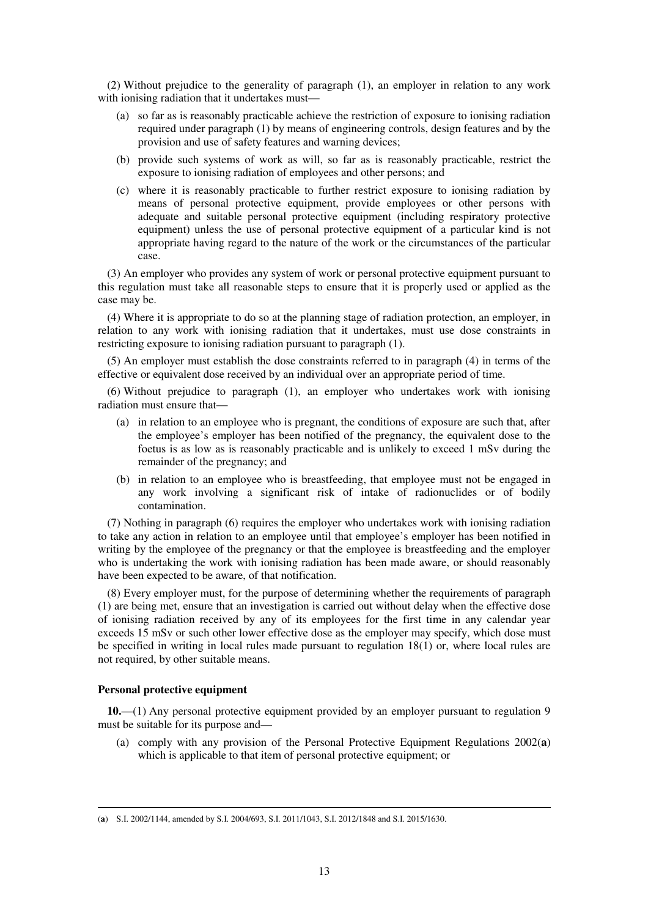(2) Without prejudice to the generality of paragraph (1), an employer in relation to any work with ionising radiation that it undertakes must—

- (a) so far as is reasonably practicable achieve the restriction of exposure to ionising radiation required under paragraph (1) by means of engineering controls, design features and by the provision and use of safety features and warning devices;
- (b) provide such systems of work as will, so far as is reasonably practicable, restrict the exposure to ionising radiation of employees and other persons; and
- (c) where it is reasonably practicable to further restrict exposure to ionising radiation by means of personal protective equipment, provide employees or other persons with adequate and suitable personal protective equipment (including respiratory protective equipment) unless the use of personal protective equipment of a particular kind is not appropriate having regard to the nature of the work or the circumstances of the particular case.

(3) An employer who provides any system of work or personal protective equipment pursuant to this regulation must take all reasonable steps to ensure that it is properly used or applied as the case may be.

(4) Where it is appropriate to do so at the planning stage of radiation protection, an employer, in relation to any work with ionising radiation that it undertakes, must use dose constraints in restricting exposure to ionising radiation pursuant to paragraph (1).

(5) An employer must establish the dose constraints referred to in paragraph (4) in terms of the effective or equivalent dose received by an individual over an appropriate period of time.

(6) Without prejudice to paragraph (1), an employer who undertakes work with ionising radiation must ensure that—

- (a) in relation to an employee who is pregnant, the conditions of exposure are such that, after the employee's employer has been notified of the pregnancy, the equivalent dose to the foetus is as low as is reasonably practicable and is unlikely to exceed 1 mSv during the remainder of the pregnancy; and
- (b) in relation to an employee who is breastfeeding, that employee must not be engaged in any work involving a significant risk of intake of radionuclides or of bodily contamination.

(7) Nothing in paragraph (6) requires the employer who undertakes work with ionising radiation to take any action in relation to an employee until that employee's employer has been notified in writing by the employee of the pregnancy or that the employee is breastfeeding and the employer who is undertaking the work with ionising radiation has been made aware, or should reasonably have been expected to be aware, of that notification.

(8) Every employer must, for the purpose of determining whether the requirements of paragraph (1) are being met, ensure that an investigation is carried out without delay when the effective dose of ionising radiation received by any of its employees for the first time in any calendar year exceeds 15 mSv or such other lower effective dose as the employer may specify, which dose must be specified in writing in local rules made pursuant to regulation 18(1) or, where local rules are not required, by other suitable means.

**Personal protective equipment**

**10.**—(1) Any personal protective equipment provided by an employer pursuant to regulation 9 must be suitable for its purpose and—

- (a) comply with any provision of the Personal Protective Equipment Regulations 2002(**a**) which is applicable to that item of personal protective equipment; or

(**a**) S.I. 2002/1144, amended by S.I. 2004/693, S.I. 2011/1043, S.I. 2012/1848 and S.I. 2015/1630.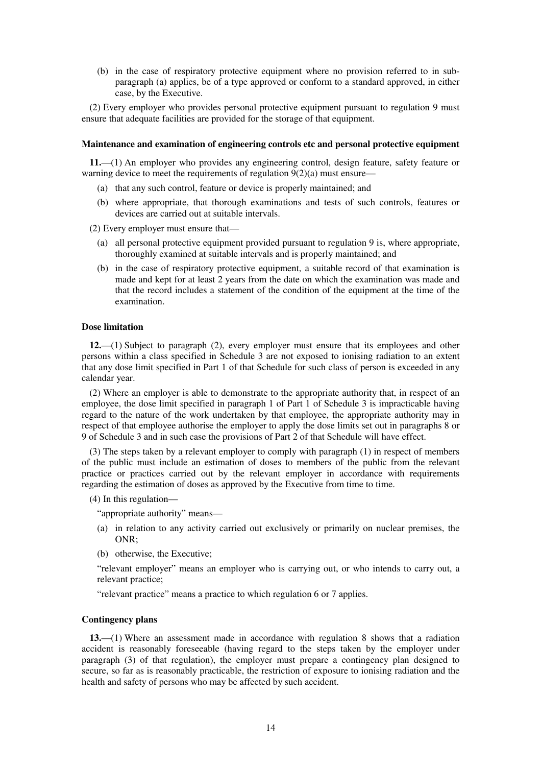(b) in the case of respiratory protective equipment where no provision referred to in sub-paragraph (a) applies, be of a type approved or conform to a standard approved, in either case, by the Executive.

(2) Every employer who provides personal protective equipment pursuant to regulation 9 must ensure that adequate facilities are provided for the storage of that equipment.

**Maintenance and examination of engineering controls etc and personal protective equipment**

**11.**—(1) An employer who provides any engineering control, design feature, safety feature or warning device to meet the requirements of regulation 9(2)(a) must ensure—

(a) that any such control, feature or device is properly maintained; and

(b) where appropriate, that thorough examinations and tests of such controls, features or devices are carried out at suitable intervals.

(2) Every employer must ensure that—

(a) all personal protective equipment provided pursuant to regulation 9 is, where appropriate, thoroughly examined at suitable intervals and is properly maintained; and

(b) in the case of respiratory protective equipment, a suitable record of that examination is made and kept for at least 2 years from the date on which the examination was made and that the record includes a statement of the condition of the equipment at the time of the examination.

**Dose limitation**

**12.**—(1) Subject to paragraph (2), every employer must ensure that its employees and other persons within a class specified in Schedule 3 are not exposed to ionising radiation to an extent that any dose limit specified in Part 1 of that Schedule for such class of person is exceeded in any calendar year.

(2) Where an employer is able to demonstrate to the appropriate authority that, in respect of an employee, the dose limit specified in paragraph 1 of Part 1 of Schedule 3 is impracticable having regard to the nature of the work undertaken by that employee, the appropriate authority may in respect of that employee authorise the employer to apply the dose limits set out in paragraphs 8 or 9 of Schedule 3 and in such case the provisions of Part 2 of that Schedule will have effect.

(3) The steps taken by a relevant employer to comply with paragraph (1) in respect of members of the public must include an estimation of doses to members of the public from the relevant practice or practices carried out by the relevant employer in accordance with requirements regarding the estimation of doses as approved by the Executive from time to time.

(4) In this regulation—

"appropriate authority" means—

(a) in relation to any activity carried out exclusively or primarily on nuclear premises, the ONR;

(b) otherwise, the Executive;

"relevant employer" means an employer who is carrying out, or who intends to carry out, a relevant practice;

"relevant practice" means a practice to which regulation 6 or 7 applies.

**Contingency plans**

**13.**—(1) Where an assessment made in accordance with regulation 8 shows that a radiation accident is reasonably foreseeable (having regard to the steps taken by the employer under paragraph (3) of that regulation), the employer must prepare a contingency plan designed to secure, so far as is reasonably practicable, the restriction of exposure to ionising radiation and the health and safety of persons who may be affected by such accident.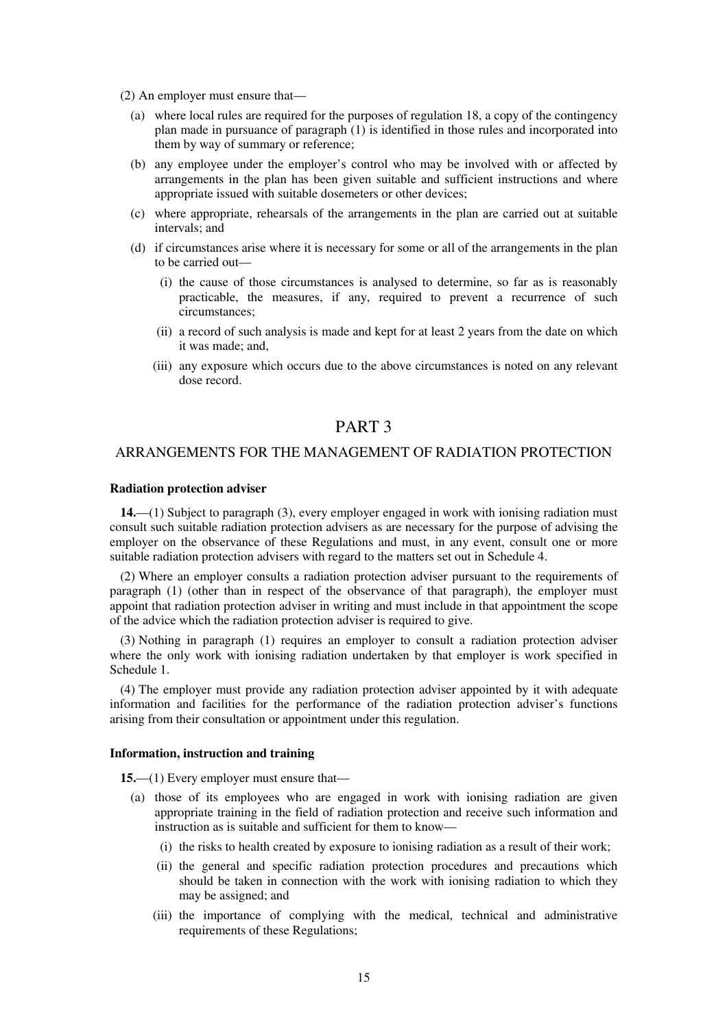(2) An employer must ensure that—

- (a) where local rules are required for the purposes of regulation 18, a copy of the contingency plan made in pursuance of paragraph (1) is identified in those rules and incorporated into them by way of summary or reference;
- (b) any employee under the employer's control who may be involved with or affected by arrangements in the plan has been given suitable and sufficient instructions and where appropriate issued with suitable dosemeters or other devices;
- (c) where appropriate, rehearsals of the arrangements in the plan are carried out at suitable intervals; and
- (d) if circumstances arise where it is necessary for some or all of the arrangements in the plan to be carried out—
  - (i) the cause of those circumstances is analysed to determine, so far as is reasonably practicable, the measures, if any, required to prevent a recurrence of such circumstances;
  - (ii) a record of such analysis is made and kept for at least 2 years from the date on which it was made; and,
  - (iii) any exposure which occurs due to the above circumstances is noted on any relevant dose record.

# PART 3

## ARRANGEMENTS FOR THE MANAGEMENT OF RADIATION PROTECTION

### Radiation protection adviser

**14.**—(1) Subject to paragraph (3), every employer engaged in work with ionising radiation must consult such suitable radiation protection advisers as are necessary for the purpose of advising the employer on the observance of these Regulations and must, in any event, consult one or more suitable radiation protection advisers with regard to the matters set out in Schedule 4.

(2) Where an employer consults a radiation protection adviser pursuant to the requirements of paragraph (1) (other than in respect of the observance of that paragraph), the employer must appoint that radiation protection adviser in writing and must include in that appointment the scope of the advice which the radiation protection adviser is required to give.

(3) Nothing in paragraph (1) requires an employer to consult a radiation protection adviser where the only work with ionising radiation undertaken by that employer is work specified in Schedule 1.

(4) The employer must provide any radiation protection adviser appointed by it with adequate information and facilities for the performance of the radiation protection adviser's functions arising from their consultation or appointment under this regulation.

### Information, instruction and training

**15.**—(1) Every employer must ensure that—

- (a) those of its employees who are engaged in work with ionising radiation are given appropriate training in the field of radiation protection and receive such information and instruction as is suitable and sufficient for them to know—
  - (i) the risks to health created by exposure to ionising radiation as a result of their work;
  - (ii) the general and specific radiation protection procedures and precautions which should be taken in connection with the work with ionising radiation to which they may be assigned; and
  - (iii) the importance of complying with the medical, technical and administrative requirements of these Regulations;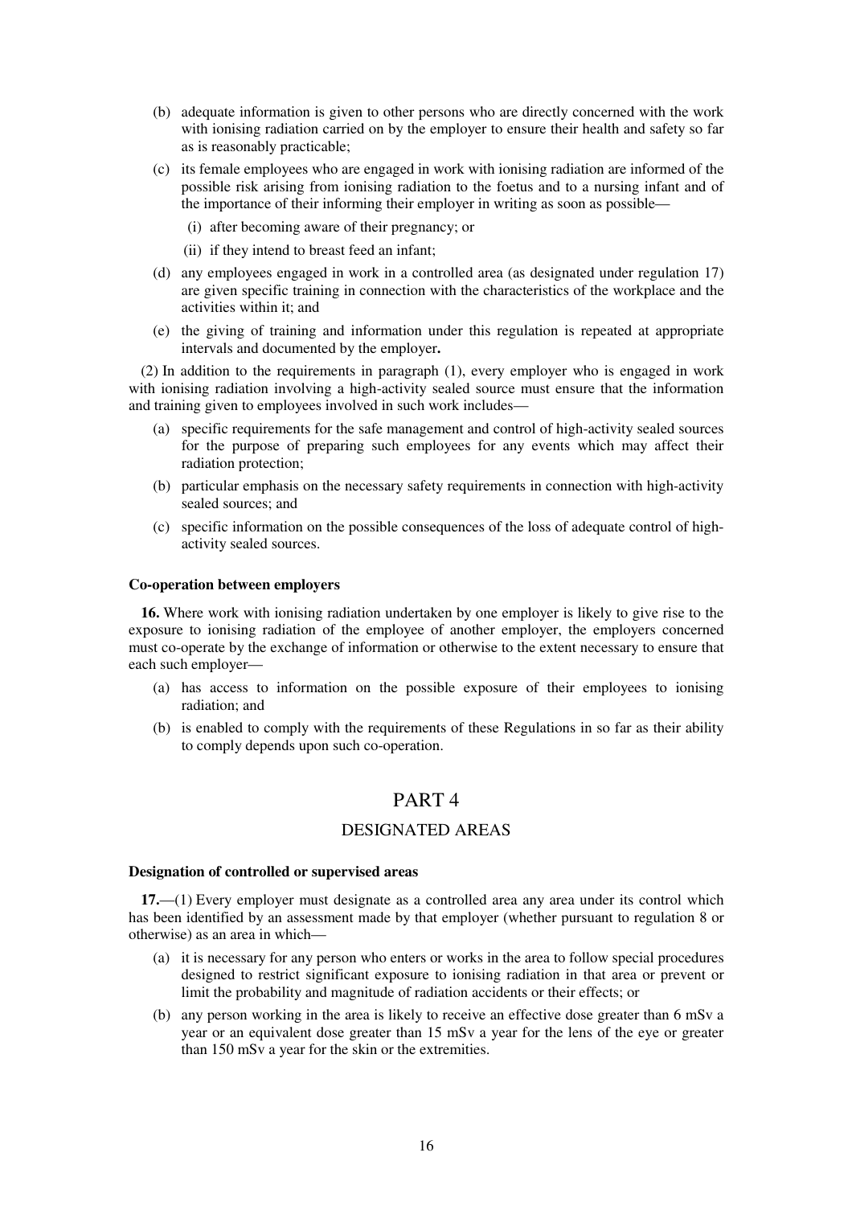(b) adequate information is given to other persons who are directly concerned with the work with ionising radiation carried on by the employer to ensure their health and safety so far as is reasonably practicable;

(c) its female employees who are engaged in work with ionising radiation are informed of the possible risk arising from ionising radiation to the foetus and to a nursing infant and of the importance of their informing their employer in writing as soon as possible—

(i) after becoming aware of their pregnancy; or

(ii) if they intend to breast feed an infant;

(d) any employees engaged in work in a controlled area (as designated under regulation 17) are given specific training in connection with the characteristics of the workplace and the activities within it; and

(e) the giving of training and information under this regulation is repeated at appropriate intervals and documented by the employer.

(2) In addition to the requirements in paragraph (1), every employer who is engaged in work with ionising radiation involving a high-activity sealed source must ensure that the information and training given to employees involved in such work includes—

(a) specific requirements for the safe management and control of high-activity sealed sources for the purpose of preparing such employees for any events which may affect their radiation protection;

(b) particular emphasis on the necessary safety requirements in connection with high-activity sealed sources; and

(c) specific information on the possible consequences of the loss of adequate control of high-activity sealed sources.

**Co-operation between employers**

**16.** Where work with ionising radiation undertaken by one employer is likely to give rise to the exposure to ionising radiation of the employee of another employer, the employers concerned must co-operate by the exchange of information or otherwise to the extent necessary to ensure that each such employer—

(a) has access to information on the possible exposure of their employees to ionising radiation; and

(b) is enabled to comply with the requirements of these Regulations in so far as their ability to comply depends upon such co-operation.

# PART 4

## DESIGNATED AREAS

**Designation of controlled or supervised areas**

**17.**—(1) Every employer must designate as a controlled area any area under its control which has been identified by an assessment made by that employer (whether pursuant to regulation 8 or otherwise) as an area in which—

(a) it is necessary for any person who enters or works in the area to follow special procedures designed to restrict significant exposure to ionising radiation in that area or prevent or limit the probability and magnitude of radiation accidents or their effects; or

(b) any person working in the area is likely to receive an effective dose greater than 6 mSv a year or an equivalent dose greater than 15 mSv a year for the lens of the eye or greater than 150 mSv a year for the skin or the extremities.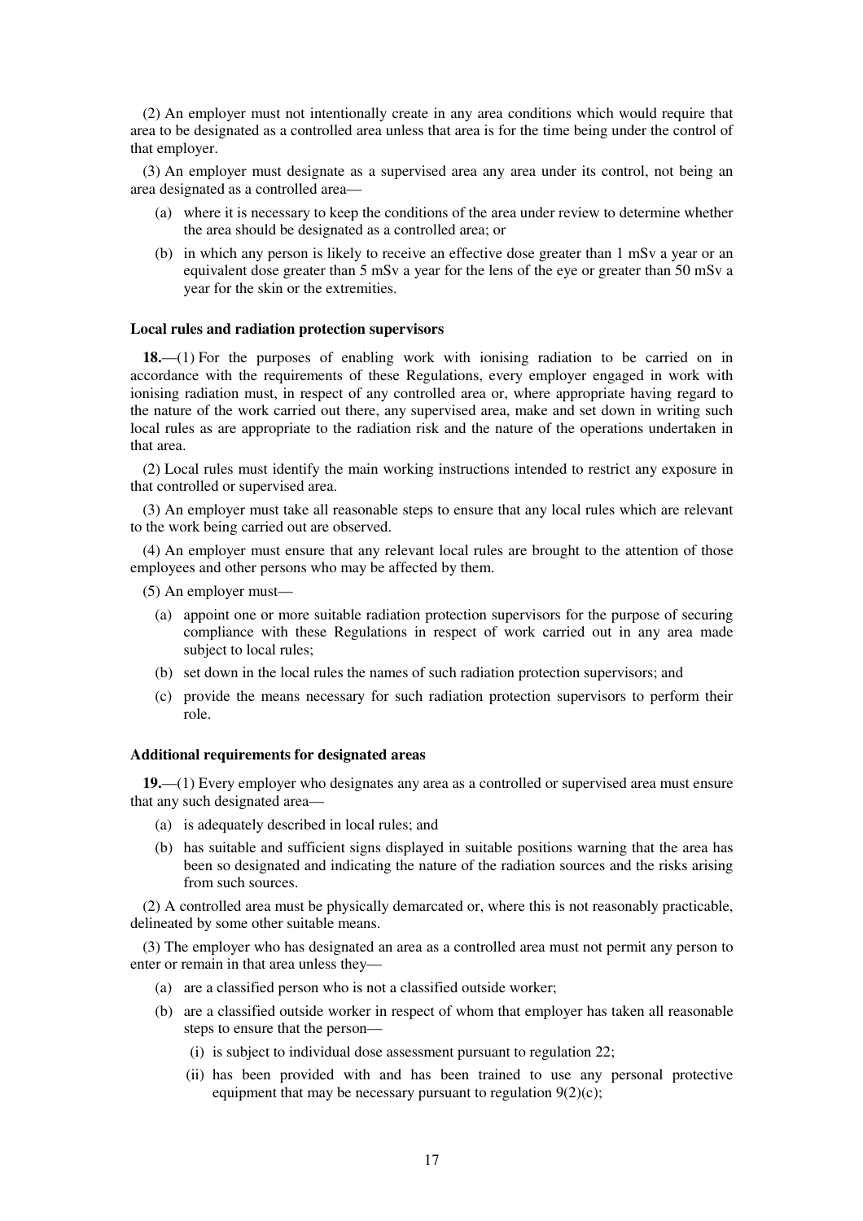(2) An employer must not intentionally create in any area conditions which would require that area to be designated as a controlled area unless that area is for the time being under the control of that employer.

(3) An employer must designate as a supervised area any area under its control, not being an area designated as a controlled area—

- (a) where it is necessary to keep the conditions of the area under review to determine whether the area should be designated as a controlled area; or
- (b) in which any person is likely to receive an effective dose greater than 1 mSv a year or an equivalent dose greater than 5 mSv a year for the lens of the eye or greater than 50 mSv a year for the skin or the extremities.

### Local rules and radiation protection supervisors

**18.**—(1) For the purposes of enabling work with ionising radiation to be carried on in accordance with the requirements of these Regulations, every employer engaged in work with ionising radiation must, in respect of any controlled area or, where appropriate having regard to the nature of the work carried out there, any supervised area, make and set down in writing such local rules as are appropriate to the radiation risk and the nature of the operations undertaken in that area.

(2) Local rules must identify the main working instructions intended to restrict any exposure in that controlled or supervised area.

(3) An employer must take all reasonable steps to ensure that any local rules which are relevant to the work being carried out are observed.

(4) An employer must ensure that any relevant local rules are brought to the attention of those employees and other persons who may be affected by them.

(5) An employer must—

- (a) appoint one or more suitable radiation protection supervisors for the purpose of securing compliance with these Regulations in respect of work carried out in any area made subject to local rules;
- (b) set down in the local rules the names of such radiation protection supervisors; and
- (c) provide the means necessary for such radiation protection supervisors to perform their role.

### Additional requirements for designated areas

**19.**—(1) Every employer who designates any area as a controlled or supervised area must ensure that any such designated area—

- (a) is adequately described in local rules; and
- (b) has suitable and sufficient signs displayed in suitable positions warning that the area has been so designated and indicating the nature of the radiation sources and the risks arising from such sources.

(2) A controlled area must be physically demarcated or, where this is not reasonably practicable, delineated by some other suitable means.

(3) The employer who has designated an area as a controlled area must not permit any person to enter or remain in that area unless they—

- (a) are a classified person who is not a classified outside worker;
- (b) are a classified outside worker in respect of whom that employer has taken all reasonable steps to ensure that the person—
  - (i) is subject to individual dose assessment pursuant to regulation 22;
  - (ii) has been provided with and has been trained to use any personal protective equipment that may be necessary pursuant to regulation 9(2)(c);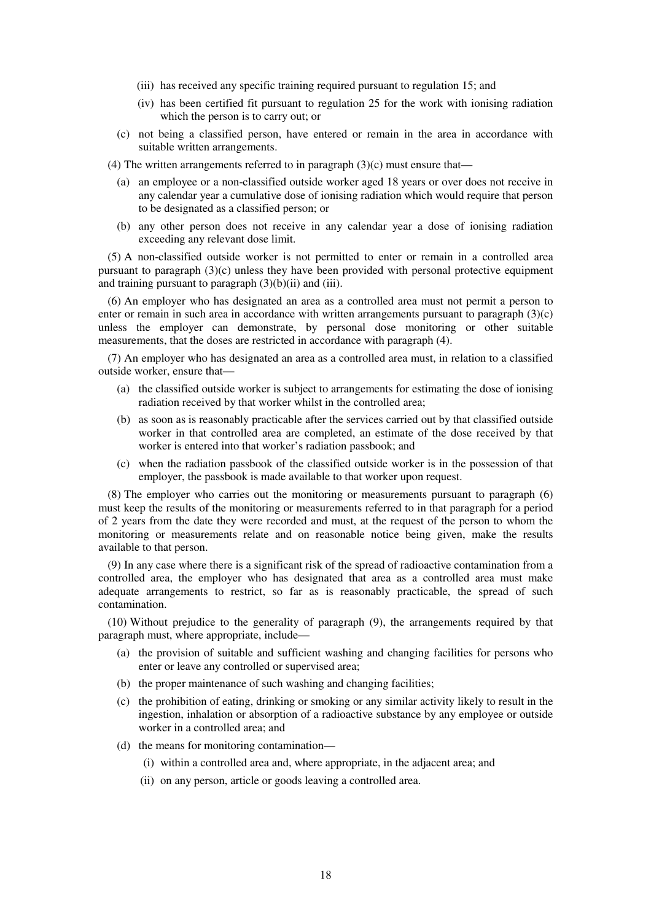(iii) has received any specific training required pursuant to regulation 15; and

(iv) has been certified fit pursuant to regulation 25 for the work with ionising radiation which the person is to carry out; or

(c) not being a classified person, have entered or remain in the area in accordance with suitable written arrangements.

(4) The written arrangements referred to in paragraph (3)(c) must ensure that—

(a) an employee or a non-classified outside worker aged 18 years or over does not receive in any calendar year a cumulative dose of ionising radiation which would require that person to be designated as a classified person; or

(b) any other person does not receive in any calendar year a dose of ionising radiation exceeding any relevant dose limit.

(5) A non-classified outside worker is not permitted to enter or remain in a controlled area pursuant to paragraph (3)(c) unless they have been provided with personal protective equipment and training pursuant to paragraph (3)(b)(ii) and (iii).

(6) An employer who has designated an area as a controlled area must not permit a person to enter or remain in such area in accordance with written arrangements pursuant to paragraph (3)(c) unless the employer can demonstrate, by personal dose monitoring or other suitable measurements, that the doses are restricted in accordance with paragraph (4).

(7) An employer who has designated an area as a controlled area must, in relation to a classified outside worker, ensure that—

(a) the classified outside worker is subject to arrangements for estimating the dose of ionising radiation received by that worker whilst in the controlled area;

(b) as soon as is reasonably practicable after the services carried out by that classified outside worker in that controlled area are completed, an estimate of the dose received by that worker is entered into that worker's radiation passbook; and

(c) when the radiation passbook of the classified outside worker is in the possession of that employer, the passbook is made available to that worker upon request.

(8) The employer who carries out the monitoring or measurements pursuant to paragraph (6) must keep the results of the monitoring or measurements referred to in that paragraph for a period of 2 years from the date they were recorded and must, at the request of the person to whom the monitoring or measurements relate and on reasonable notice being given, make the results available to that person.

(9) In any case where there is a significant risk of the spread of radioactive contamination from a controlled area, the employer who has designated that area as a controlled area must make adequate arrangements to restrict, so far as is reasonably practicable, the spread of such contamination.

(10) Without prejudice to the generality of paragraph (9), the arrangements required by that paragraph must, where appropriate, include—

(a) the provision of suitable and sufficient washing and changing facilities for persons who enter or leave any controlled or supervised area;

(b) the proper maintenance of such washing and changing facilities;

(c) the prohibition of eating, drinking or smoking or any similar activity likely to result in the ingestion, inhalation or absorption of a radioactive substance by any employee or outside worker in a controlled area; and

(d) the means for monitoring contamination—

(i) within a controlled area and, where appropriate, in the adjacent area; and

(ii) on any person, article or goods leaving a controlled area.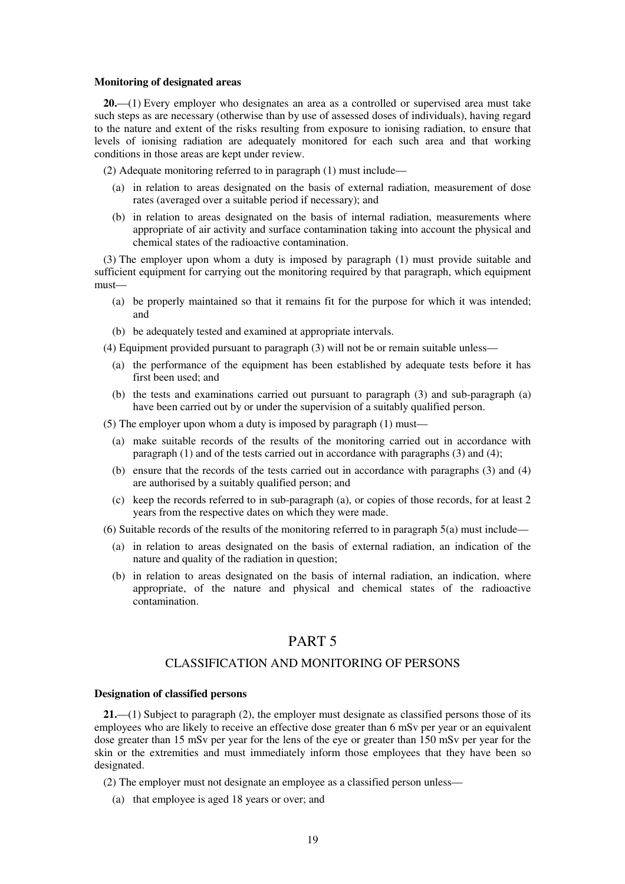**Monitoring of designated areas**

**20.**—(1) Every employer who designates an area as a controlled or supervised area must take such steps as are necessary (otherwise than by use of assessed doses of individuals), having regard to the nature and extent of the risks resulting from exposure to ionising radiation, to ensure that levels of ionising radiation are adequately monitored for each such area and that working conditions in those areas are kept under review.

(2) Adequate monitoring referred to in paragraph (1) must include—

- (a) in relation to areas designated on the basis of external radiation, measurement of dose rates (averaged over a suitable period if necessary); and
- (b) in relation to areas designated on the basis of internal radiation, measurements where appropriate of air activity and surface contamination taking into account the physical and chemical states of the radioactive contamination.

(3) The employer upon whom a duty is imposed by paragraph (1) must provide suitable and sufficient equipment for carrying out the monitoring required by that paragraph, which equipment must—

- (a) be properly maintained so that it remains fit for the purpose for which it was intended; and
- (b) be adequately tested and examined at appropriate intervals.

(4) Equipment provided pursuant to paragraph (3) will not be or remain suitable unless—

- (a) the performance of the equipment has been established by adequate tests before it has first been used; and
- (b) the tests and examinations carried out pursuant to paragraph (3) and sub-paragraph (a) have been carried out by or under the supervision of a suitably qualified person.

(5) The employer upon whom a duty is imposed by paragraph (1) must—

- (a) make suitable records of the results of the monitoring carried out in accordance with paragraph (1) and of the tests carried out in accordance with paragraphs (3) and (4);
- (b) ensure that the records of the tests carried out in accordance with paragraphs (3) and (4) are authorised by a suitably qualified person; and
- (c) keep the records referred to in sub-paragraph (a), or copies of those records, for at least 2 years from the respective dates on which they were made.

(6) Suitable records of the results of the monitoring referred to in paragraph 5(a) must include—

- (a) in relation to areas designated on the basis of external radiation, an indication of the nature and quality of the radiation in question;
- (b) in relation to areas designated on the basis of internal radiation, an indication, where appropriate, of the nature and physical and chemical states of the radioactive contamination.

# PART 5

## CLASSIFICATION AND MONITORING OF PERSONS

**Designation of classified persons**

**21.**—(1) Subject to paragraph (2), the employer must designate as classified persons those of its employees who are likely to receive an effective dose greater than 6 mSv per year or an equivalent dose greater than 15 mSv per year for the lens of the eye or greater than 150 mSv per year for the skin or the extremities and must immediately inform those employees that they have been so designated.

(2) The employer must not designate an employee as a classified person unless—

- (a) that employee is aged 18 years or over; and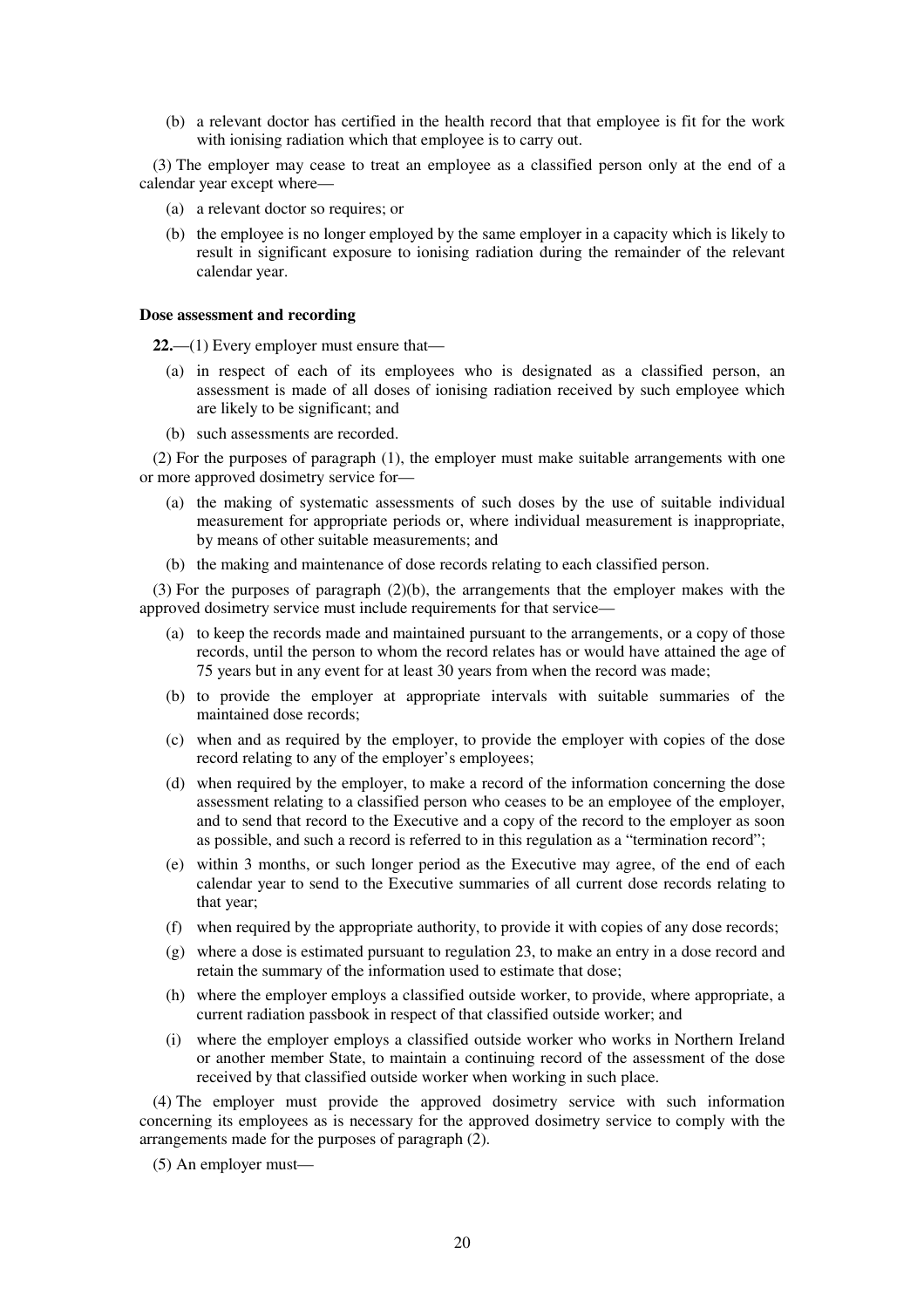(b) a relevant doctor has certified in the health record that that employee is fit for the work with ionising radiation which that employee is to carry out.

(3) The employer may cease to treat an employee as a classified person only at the end of a calendar year except where—

(a) a relevant doctor so requires; or

(b) the employee is no longer employed by the same employer in a capacity which is likely to result in significant exposure to ionising radiation during the remainder of the relevant calendar year.

**Dose assessment and recording**

**22.**—(1) Every employer must ensure that—

(a) in respect of each of its employees who is designated as a classified person, an assessment is made of all doses of ionising radiation received by such employee which are likely to be significant; and

(b) such assessments are recorded.

(2) For the purposes of paragraph (1), the employer must make suitable arrangements with one or more approved dosimetry service for—

(a) the making of systematic assessments of such doses by the use of suitable individual measurement for appropriate periods or, where individual measurement is inappropriate, by means of other suitable measurements; and

(b) the making and maintenance of dose records relating to each classified person.

(3) For the purposes of paragraph (2)(b), the arrangements that the employer makes with the approved dosimetry service must include requirements for that service—

(a) to keep the records made and maintained pursuant to the arrangements, or a copy of those records, until the person to whom the record relates has or would have attained the age of 75 years but in any event for at least 30 years from when the record was made;

(b) to provide the employer at appropriate intervals with suitable summaries of the maintained dose records;

(c) when and as required by the employer, to provide the employer with copies of the dose record relating to any of the employer's employees;

(d) when required by the employer, to make a record of the information concerning the dose assessment relating to a classified person who ceases to be an employee of the employer, and to send that record to the Executive and a copy of the record to the employer as soon as possible, and such a record is referred to in this regulation as a "termination record";

(e) within 3 months, or such longer period as the Executive may agree, of the end of each calendar year to send to the Executive summaries of all current dose records relating to that year;

(f) when required by the appropriate authority, to provide it with copies of any dose records;

(g) where a dose is estimated pursuant to regulation 23, to make an entry in a dose record and retain the summary of the information used to estimate that dose;

(h) where the employer employs a classified outside worker, to provide, where appropriate, a current radiation passbook in respect of that classified outside worker; and

(i) where the employer employs a classified outside worker who works in Northern Ireland or another member State, to maintain a continuing record of the assessment of the dose received by that classified outside worker when working in such place.

(4) The employer must provide the approved dosimetry service with such information concerning its employees as is necessary for the approved dosimetry service to comply with the arrangements made for the purposes of paragraph (2).

(5) An employer must—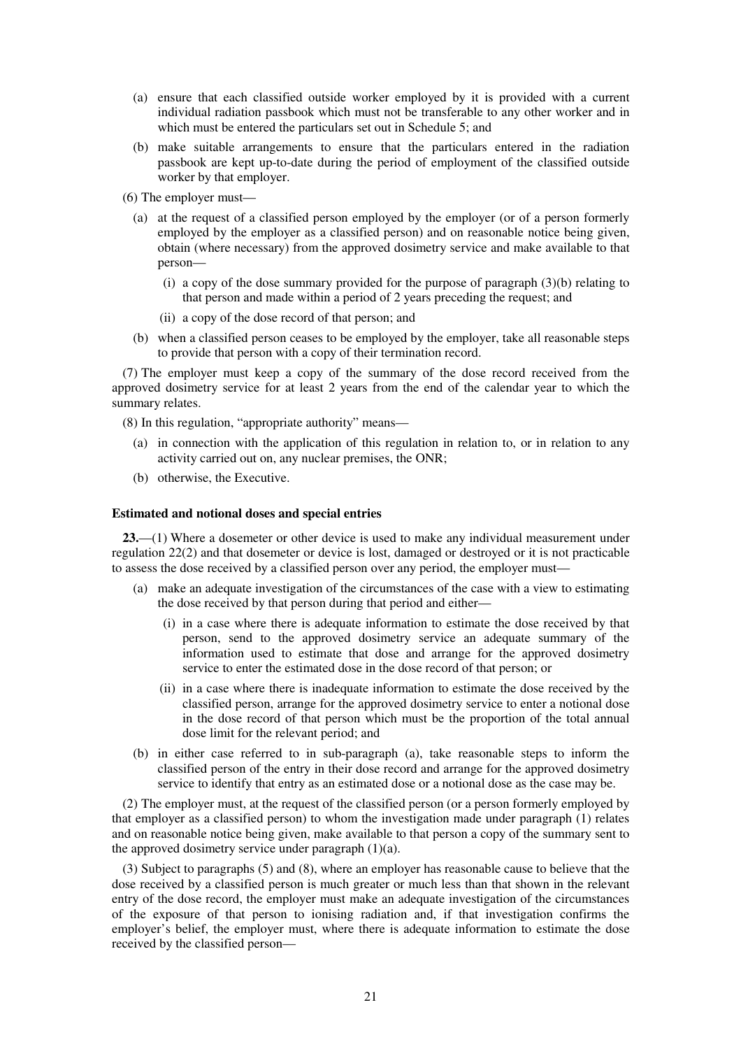(a) ensure that each classified outside worker employed by it is provided with a current individual radiation passbook which must not be transferable to any other worker and in which must be entered the particulars set out in Schedule 5; and

(b) make suitable arrangements to ensure that the particulars entered in the radiation passbook are kept up-to-date during the period of employment of the classified outside worker by that employer.

(6) The employer must—

(a) at the request of a classified person employed by the employer (or of a person formerly employed by the employer as a classified person) and on reasonable notice being given, obtain (where necessary) from the approved dosimetry service and make available to that person—

(i) a copy of the dose summary provided for the purpose of paragraph (3)(b) relating to that person and made within a period of 2 years preceding the request; and

(ii) a copy of the dose record of that person; and

(b) when a classified person ceases to be employed by the employer, take all reasonable steps to provide that person with a copy of their termination record.

(7) The employer must keep a copy of the summary of the dose record received from the approved dosimetry service for at least 2 years from the end of the calendar year to which the summary relates.

(8) In this regulation, "appropriate authority" means—

(a) in connection with the application of this regulation in relation to, or in relation to any activity carried out on, any nuclear premises, the ONR;

(b) otherwise, the Executive.

**Estimated and notional doses and special entries**

**23.**—(1) Where a dosemeter or other device is used to make any individual measurement under regulation 22(2) and that dosemeter or device is lost, damaged or destroyed or it is not practicable to assess the dose received by a classified person over any period, the employer must—

(a) make an adequate investigation of the circumstances of the case with a view to estimating the dose received by that person during that period and either—

(i) in a case where there is adequate information to estimate the dose received by that person, send to the approved dosimetry service an adequate summary of the information used to estimate that dose and arrange for the approved dosimetry service to enter the estimated dose in the dose record of that person; or

(ii) in a case where there is inadequate information to estimate the dose received by the classified person, arrange for the approved dosimetry service to enter a notional dose in the dose record of that person which must be the proportion of the total annual dose limit for the relevant period; and

(b) in either case referred to in sub-paragraph (a), take reasonable steps to inform the classified person of the entry in their dose record and arrange for the approved dosimetry service to identify that entry as an estimated dose or a notional dose as the case may be.

(2) The employer must, at the request of the classified person (or a person formerly employed by that employer as a classified person) to whom the investigation made under paragraph (1) relates and on reasonable notice being given, make available to that person a copy of the summary sent to the approved dosimetry service under paragraph (1)(a).

(3) Subject to paragraphs (5) and (8), where an employer has reasonable cause to believe that the dose received by a classified person is much greater or much less than that shown in the relevant entry of the dose record, the employer must make an adequate investigation of the circumstances of the exposure of that person to ionising radiation and, if that investigation confirms the employer's belief, the employer must, where there is adequate information to estimate the dose received by the classified person—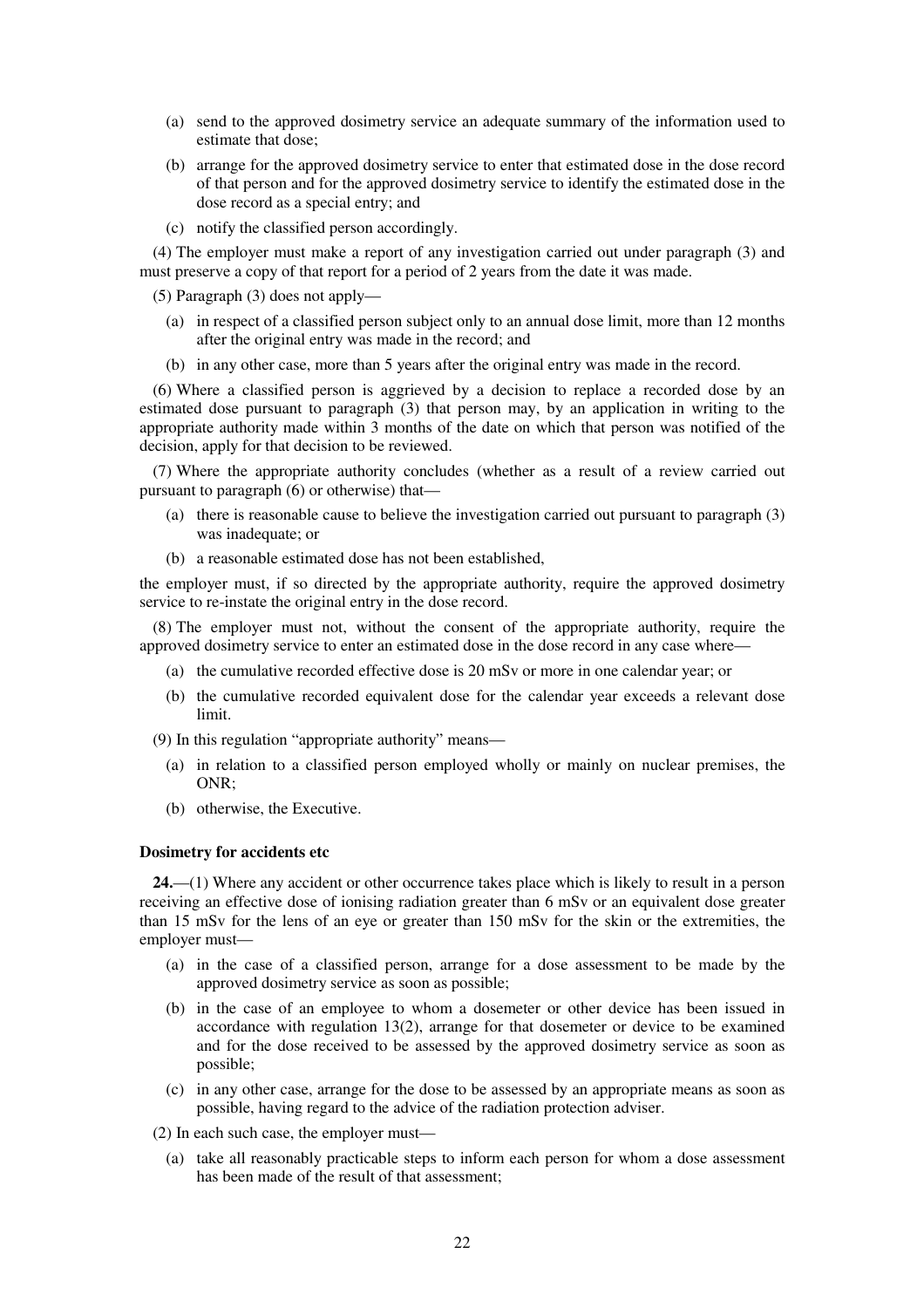(a) send to the approved dosimetry service an adequate summary of the information used to estimate that dose;

(b) arrange for the approved dosimetry service to enter that estimated dose in the dose record of that person and for the approved dosimetry service to identify the estimated dose in the dose record as a special entry; and

(c) notify the classified person accordingly.

(4) The employer must make a report of any investigation carried out under paragraph (3) and must preserve a copy of that report for a period of 2 years from the date it was made.

(5) Paragraph (3) does not apply—

(a) in respect of a classified person subject only to an annual dose limit, more than 12 months after the original entry was made in the record; and

(b) in any other case, more than 5 years after the original entry was made in the record.

(6) Where a classified person is aggrieved by a decision to replace a recorded dose by an estimated dose pursuant to paragraph (3) that person may, by an application in writing to the appropriate authority made within 3 months of the date on which that person was notified of the decision, apply for that decision to be reviewed.

(7) Where the appropriate authority concludes (whether as a result of a review carried out pursuant to paragraph (6) or otherwise) that—

(a) there is reasonable cause to believe the investigation carried out pursuant to paragraph (3) was inadequate; or

(b) a reasonable estimated dose has not been established,

the employer must, if so directed by the appropriate authority, require the approved dosimetry service to re-instate the original entry in the dose record.

(8) The employer must not, without the consent of the appropriate authority, require the approved dosimetry service to enter an estimated dose in the dose record in any case where—

(a) the cumulative recorded effective dose is 20 mSv or more in one calendar year; or

(b) the cumulative recorded equivalent dose for the calendar year exceeds a relevant dose limit.

(9) In this regulation "appropriate authority" means—

(a) in relation to a classified person employed wholly or mainly on nuclear premises, the ONR;

(b) otherwise, the Executive.

**Dosimetry for accidents etc**

**24.**—(1) Where any accident or other occurrence takes place which is likely to result in a person receiving an effective dose of ionising radiation greater than 6 mSv or an equivalent dose greater than 15 mSv for the lens of an eye or greater than 150 mSv for the skin or the extremities, the employer must—

(a) in the case of a classified person, arrange for a dose assessment to be made by the approved dosimetry service as soon as possible;

(b) in the case of an employee to whom a dosemeter or other device has been issued in accordance with regulation 13(2), arrange for that dosemeter or device to be examined and for the dose received to be assessed by the approved dosimetry service as soon as possible;

(c) in any other case, arrange for the dose to be assessed by an appropriate means as soon as possible, having regard to the advice of the radiation protection adviser.

(2) In each such case, the employer must—

(a) take all reasonably practicable steps to inform each person for whom a dose assessment has been made of the result of that assessment;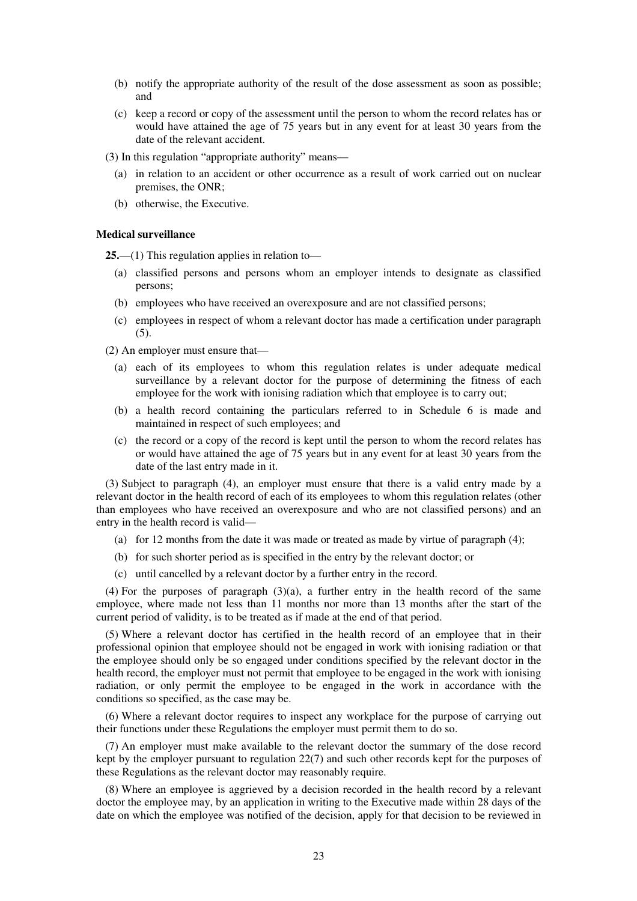(b) notify the appropriate authority of the result of the dose assessment as soon as possible; and

(c) keep a record or copy of the assessment until the person to whom the record relates has or would have attained the age of 75 years but in any event for at least 30 years from the date of the relevant accident.

(3) In this regulation "appropriate authority" means—

(a) in relation to an accident or other occurrence as a result of work carried out on nuclear premises, the ONR;

(b) otherwise, the Executive.

**Medical surveillance**

**25.**—(1) This regulation applies in relation to—

(a) classified persons and persons whom an employer intends to designate as classified persons;

(b) employees who have received an overexposure and are not classified persons;

(c) employees in respect of whom a relevant doctor has made a certification under paragraph (5).

(2) An employer must ensure that—

(a) each of its employees to whom this regulation relates is under adequate medical surveillance by a relevant doctor for the purpose of determining the fitness of each employee for the work with ionising radiation which that employee is to carry out;

(b) a health record containing the particulars referred to in Schedule 6 is made and maintained in respect of such employees; and

(c) the record or a copy of the record is kept until the person to whom the record relates has or would have attained the age of 75 years but in any event for at least 30 years from the date of the last entry made in it.

(3) Subject to paragraph (4), an employer must ensure that there is a valid entry made by a relevant doctor in the health record of each of its employees to whom this regulation relates (other than employees who have received an overexposure and who are not classified persons) and an entry in the health record is valid—

(a) for 12 months from the date it was made or treated as made by virtue of paragraph (4);

(b) for such shorter period as is specified in the entry by the relevant doctor; or

(c) until cancelled by a relevant doctor by a further entry in the record.

(4) For the purposes of paragraph (3)(a), a further entry in the health record of the same employee, where made not less than 11 months nor more than 13 months after the start of the current period of validity, is to be treated as if made at the end of that period.

(5) Where a relevant doctor has certified in the health record of an employee that in their professional opinion that employee should not be engaged in work with ionising radiation or that the employee should only be so engaged under conditions specified by the relevant doctor in the health record, the employer must not permit that employee to be engaged in the work with ionising radiation, or only permit the employee to be engaged in the work in accordance with the conditions so specified, as the case may be.

(6) Where a relevant doctor requires to inspect any workplace for the purpose of carrying out their functions under these Regulations the employer must permit them to do so.

(7) An employer must make available to the relevant doctor the summary of the dose record kept by the employer pursuant to regulation 22(7) and such other records kept for the purposes of these Regulations as the relevant doctor may reasonably require.

(8) Where an employee is aggrieved by a decision recorded in the health record by a relevant doctor the employee may, by an application in writing to the Executive made within 28 days of the date on which the employee was notified of the decision, apply for that decision to be reviewed in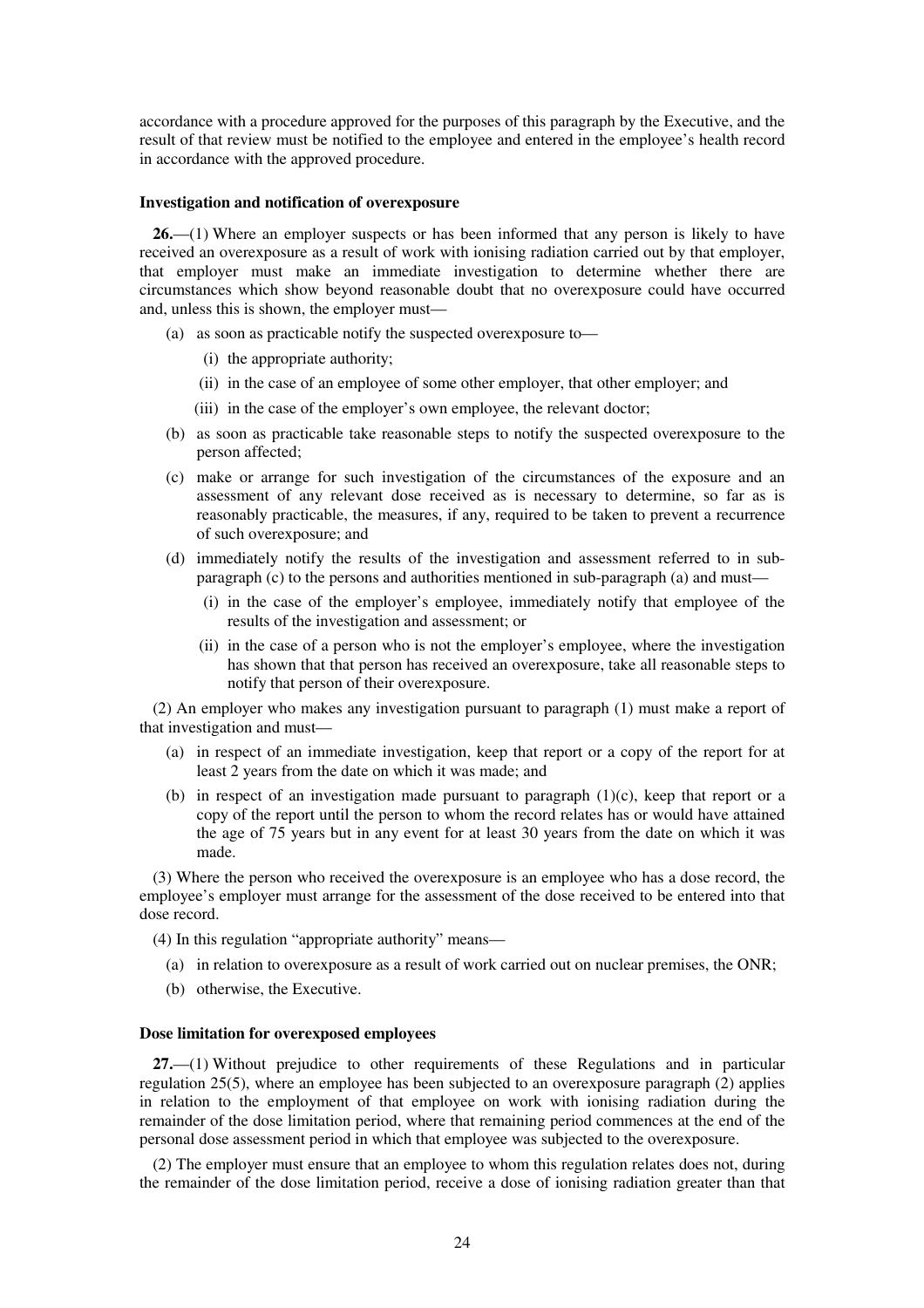accordance with a procedure approved for the purposes of this paragraph by the Executive, and the result of that review must be notified to the employee and entered in the employee's health record in accordance with the approved procedure.

### Investigation and notification of overexposure

**26.**—(1) Where an employer suspects or has been informed that any person is likely to have received an overexposure as a result of work with ionising radiation carried out by that employer, that employer must make an immediate investigation to determine whether there are circumstances which show beyond reasonable doubt that no overexposure could have occurred and, unless this is shown, the employer must—

- (a) as soon as practicable notify the suspected overexposure to—
  - (i) the appropriate authority;
  - (ii) in the case of an employee of some other employer, that other employer; and
  - (iii) in the case of the employer's own employee, the relevant doctor;
- (b) as soon as practicable take reasonable steps to notify the suspected overexposure to the person affected;
- (c) make or arrange for such investigation of the circumstances of the exposure and an assessment of any relevant dose received as is necessary to determine, so far as is reasonably practicable, the measures, if any, required to be taken to prevent a recurrence of such overexposure; and
- (d) immediately notify the results of the investigation and assessment referred to in sub-paragraph (c) to the persons and authorities mentioned in sub-paragraph (a) and must—
  - (i) in the case of the employer's employee, immediately notify that employee of the results of the investigation and assessment; or
  - (ii) in the case of a person who is not the employer's employee, where the investigation has shown that that person has received an overexposure, take all reasonable steps to notify that person of their overexposure.

(2) An employer who makes any investigation pursuant to paragraph (1) must make a report of that investigation and must—

- (a) in respect of an immediate investigation, keep that report or a copy of the report for at least 2 years from the date on which it was made; and
- (b) in respect of an investigation made pursuant to paragraph (1)(c), keep that report or a copy of the report until the person to whom the record relates has or would have attained the age of 75 years but in any event for at least 30 years from the date on which it was made.

(3) Where the person who received the overexposure is an employee who has a dose record, the employee's employer must arrange for the assessment of the dose received to be entered into that dose record.

(4) In this regulation "appropriate authority" means—

- (a) in relation to overexposure as a result of work carried out on nuclear premises, the ONR;
- (b) otherwise, the Executive.

### Dose limitation for overexposed employees

**27.**—(1) Without prejudice to other requirements of these Regulations and in particular regulation 25(5), where an employee has been subjected to an overexposure paragraph (2) applies in relation to the employment of that employee on work with ionising radiation during the remainder of the dose limitation period, where that remaining period commences at the end of the personal dose assessment period in which that employee was subjected to the overexposure.

(2) The employer must ensure that an employee to whom this regulation relates does not, during the remainder of the dose limitation period, receive a dose of ionising radiation greater than that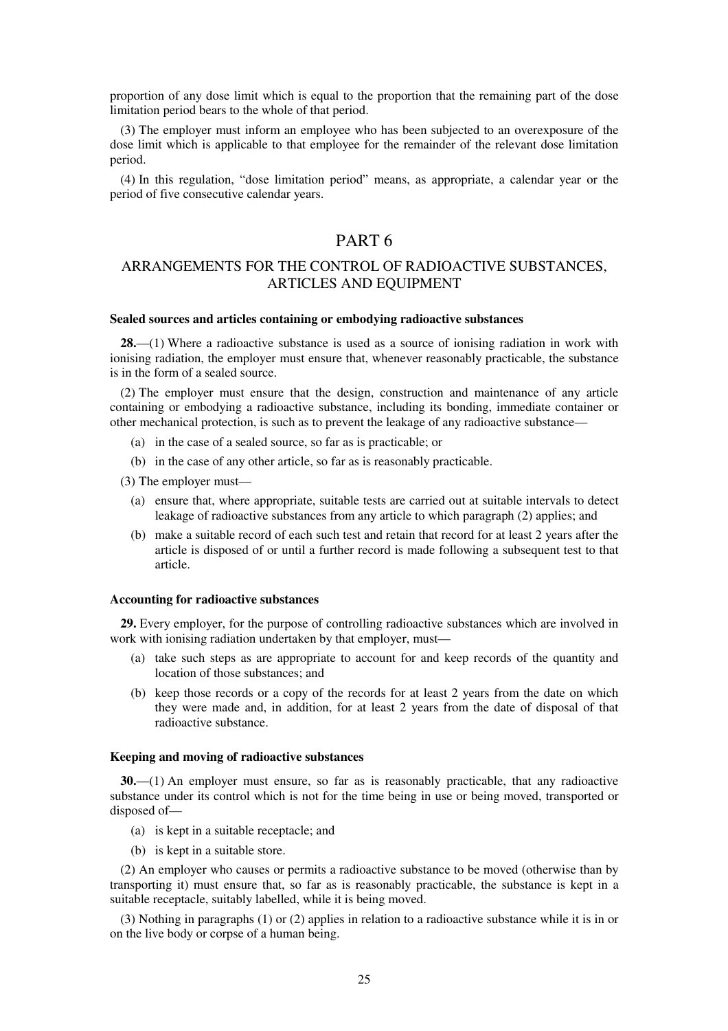proportion of any dose limit which is equal to the proportion that the remaining part of the dose limitation period bears to the whole of that period.

(3) The employer must inform an employee who has been subjected to an overexposure of the dose limit which is applicable to that employee for the remainder of the relevant dose limitation period.

(4) In this regulation, "dose limitation period" means, as appropriate, a calendar year or the period of five consecutive calendar years.

# PART 6

## ARRANGEMENTS FOR THE CONTROL OF RADIOACTIVE SUBSTANCES, ARTICLES AND EQUIPMENT

### Sealed sources and articles containing or embodying radioactive substances

**28.**—(1) Where a radioactive substance is used as a source of ionising radiation in work with ionising radiation, the employer must ensure that, whenever reasonably practicable, the substance is in the form of a sealed source.

(2) The employer must ensure that the design, construction and maintenance of any article containing or embodying a radioactive substance, including its bonding, immediate container or other mechanical protection, is such as to prevent the leakage of any radioactive substance—

- (a) in the case of a sealed source, so far as is practicable; or
- (b) in the case of any other article, so far as is reasonably practicable.

(3) The employer must—

- (a) ensure that, where appropriate, suitable tests are carried out at suitable intervals to detect leakage of radioactive substances from any article to which paragraph (2) applies; and
- (b) make a suitable record of each such test and retain that record for at least 2 years after the article is disposed of or until a further record is made following a subsequent test to that article.

### Accounting for radioactive substances

**29.** Every employer, for the purpose of controlling radioactive substances which are involved in work with ionising radiation undertaken by that employer, must—

- (a) take such steps as are appropriate to account for and keep records of the quantity and location of those substances; and
- (b) keep those records or a copy of the records for at least 2 years from the date on which they were made and, in addition, for at least 2 years from the date of disposal of that radioactive substance.

### Keeping and moving of radioactive substances

**30.**—(1) An employer must ensure, so far as is reasonably practicable, that any radioactive substance under its control which is not for the time being in use or being moved, transported or disposed of—

- (a) is kept in a suitable receptacle; and
- (b) is kept in a suitable store.

(2) An employer who causes or permits a radioactive substance to be moved (otherwise than by transporting it) must ensure that, so far as is reasonably practicable, the substance is kept in a suitable receptacle, suitably labelled, while it is being moved.

(3) Nothing in paragraphs (1) or (2) applies in relation to a radioactive substance while it is in or on the live body or corpse of a human being.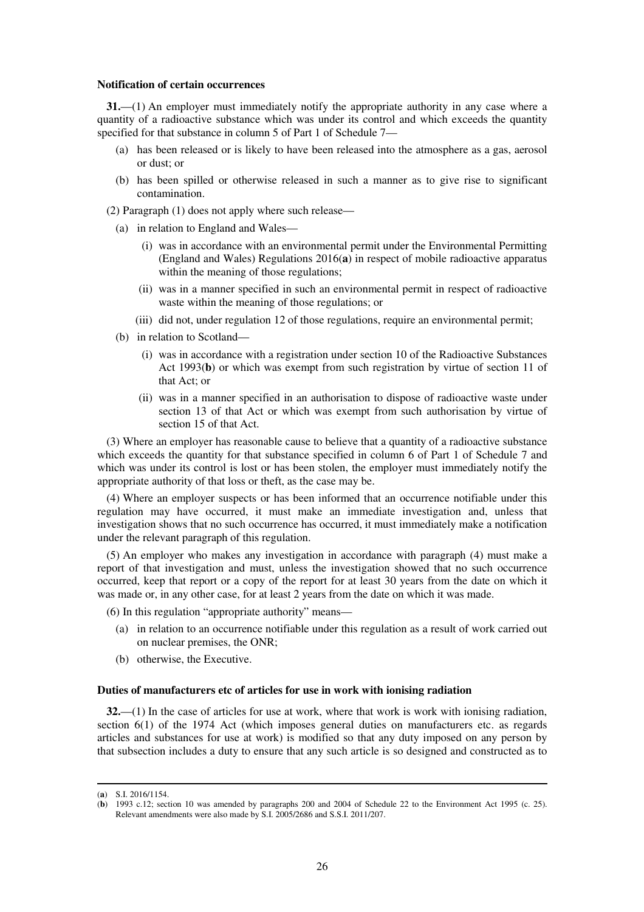**Notification of certain occurrences**

**31.**—(1) An employer must immediately notify the appropriate authority in any case where a quantity of a radioactive substance which was under its control and which exceeds the quantity specified for that substance in column 5 of Part 1 of Schedule 7—

(a) has been released or is likely to have been released into the atmosphere as a gas, aerosol or dust; or

(b) has been spilled or otherwise released in such a manner as to give rise to significant contamination.

(2) Paragraph (1) does not apply where such release—

(a) in relation to England and Wales—

(i) was in accordance with an environmental permit under the Environmental Permitting (England and Wales) Regulations 2016(**a**) in respect of mobile radioactive apparatus within the meaning of those regulations;

(ii) was in a manner specified in such an environmental permit in respect of radioactive waste within the meaning of those regulations; or

(iii) did not, under regulation 12 of those regulations, require an environmental permit;

(b) in relation to Scotland—

(i) was in accordance with a registration under section 10 of the Radioactive Substances Act 1993(**b**) or which was exempt from such registration by virtue of section 11 of that Act; or

(ii) was in a manner specified in an authorisation to dispose of radioactive waste under section 13 of that Act or which was exempt from such authorisation by virtue of section 15 of that Act.

(3) Where an employer has reasonable cause to believe that a quantity of a radioactive substance which exceeds the quantity for that substance specified in column 6 of Part 1 of Schedule 7 and which was under its control is lost or has been stolen, the employer must immediately notify the appropriate authority of that loss or theft, as the case may be.

(4) Where an employer suspects or has been informed that an occurrence notifiable under this regulation may have occurred, it must make an immediate investigation and, unless that investigation shows that no such occurrence has occurred, it must immediately make a notification under the relevant paragraph of this regulation.

(5) An employer who makes any investigation in accordance with paragraph (4) must make a report of that investigation and must, unless the investigation showed that no such occurrence occurred, keep that report or a copy of the report for at least 30 years from the date on which it was made or, in any other case, for at least 2 years from the date on which it was made.

(6) In this regulation "appropriate authority" means—

(a) in relation to an occurrence notifiable under this regulation as a result of work carried out on nuclear premises, the ONR;

(b) otherwise, the Executive.

**Duties of manufacturers etc of articles for use in work with ionising radiation**

**32.**—(1) In the case of articles for use at work, where that work is work with ionising radiation, section 6(1) of the 1974 Act (which imposes general duties on manufacturers etc. as regards articles and substances for use at work) is modified so that any duty imposed on any person by that subsection includes a duty to ensure that any such article is so designed and constructed as to

---

(**a**) S.I. 2016/1154.

(**b**) 1993 c.12; section 10 was amended by paragraphs 200 and 2004 of Schedule 22 to the Environment Act 1995 (c. 25). Relevant amendments were also made by S.I. 2005/2686 and S.S.I. 2011/207.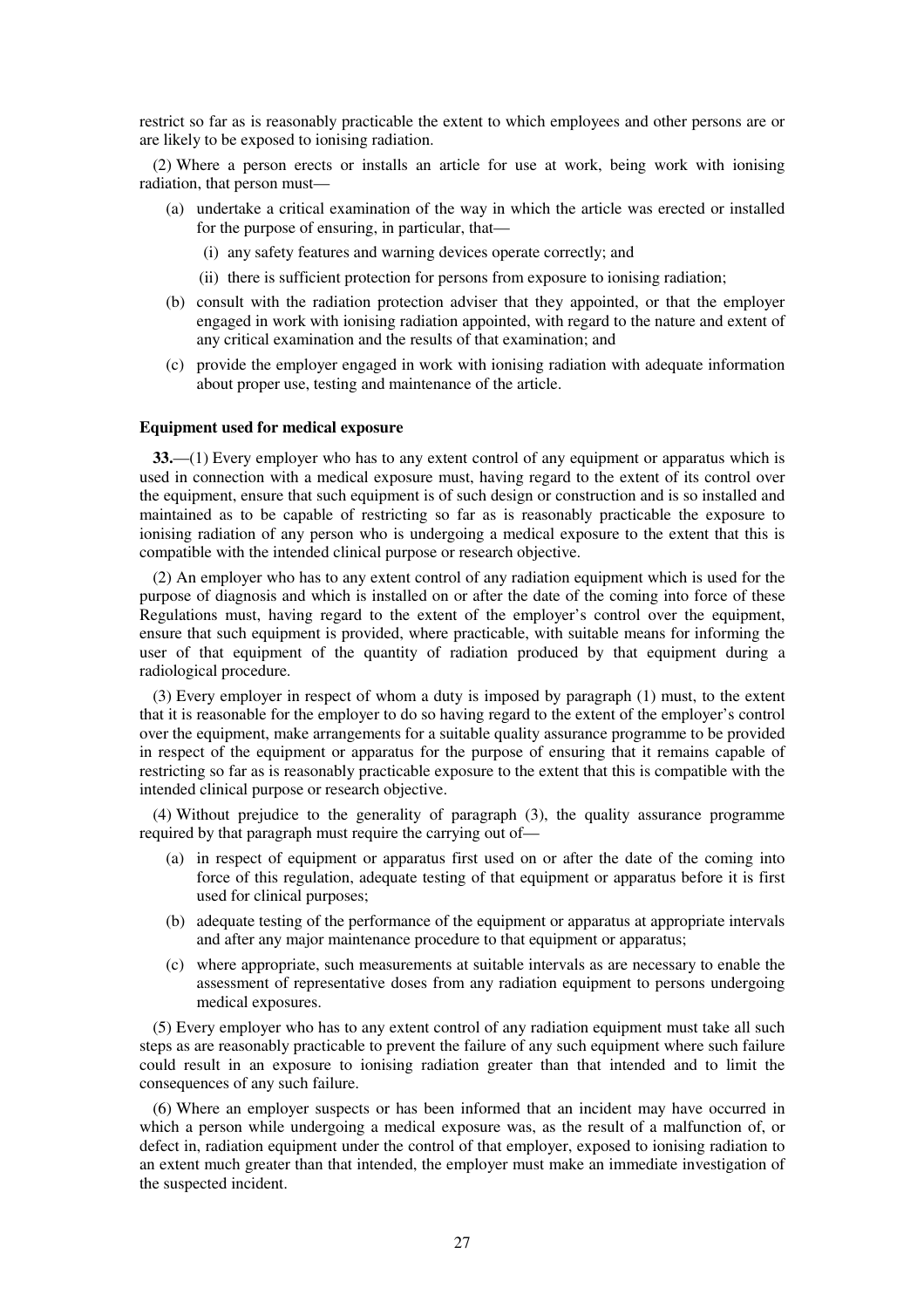restrict so far as is reasonably practicable the extent to which employees and other persons are or are likely to be exposed to ionising radiation.

(2) Where a person erects or installs an article for use at work, being work with ionising radiation, that person must—

(a) undertake a critical examination of the way in which the article was erected or installed for the purpose of ensuring, in particular, that—

  (i) any safety features and warning devices operate correctly; and

  (ii) there is sufficient protection for persons from exposure to ionising radiation;

(b) consult with the radiation protection adviser that they appointed, or that the employer engaged in work with ionising radiation appointed, with regard to the nature and extent of any critical examination and the results of that examination; and

(c) provide the employer engaged in work with ionising radiation with adequate information about proper use, testing and maintenance of the article.

### Equipment used for medical exposure

**33.**—(1) Every employer who has to any extent control of any equipment or apparatus which is used in connection with a medical exposure must, having regard to the extent of its control over the equipment, ensure that such equipment is of such design or construction and is so installed and maintained as to be capable of restricting so far as is reasonably practicable the exposure to ionising radiation of any person who is undergoing a medical exposure to the extent that this is compatible with the intended clinical purpose or research objective.

(2) An employer who has to any extent control of any radiation equipment which is used for the purpose of diagnosis and which is installed on or after the date of the coming into force of these Regulations must, having regard to the extent of the employer's control over the equipment, ensure that such equipment is provided, where practicable, with suitable means for informing the user of that equipment of the quantity of radiation produced by that equipment during a radiological procedure.

(3) Every employer in respect of whom a duty is imposed by paragraph (1) must, to the extent that it is reasonable for the employer to do so having regard to the extent of the employer's control over the equipment, make arrangements for a suitable quality assurance programme to be provided in respect of the equipment or apparatus for the purpose of ensuring that it remains capable of restricting so far as is reasonably practicable exposure to the extent that this is compatible with the intended clinical purpose or research objective.

(4) Without prejudice to the generality of paragraph (3), the quality assurance programme required by that paragraph must require the carrying out of—

(a) in respect of equipment or apparatus first used on or after the date of the coming into force of this regulation, adequate testing of that equipment or apparatus before it is first used for clinical purposes;

(b) adequate testing of the performance of the equipment or apparatus at appropriate intervals and after any major maintenance procedure to that equipment or apparatus;

(c) where appropriate, such measurements at suitable intervals as are necessary to enable the assessment of representative doses from any radiation equipment to persons undergoing medical exposures.

(5) Every employer who has to any extent control of any radiation equipment must take all such steps as are reasonably practicable to prevent the failure of any such equipment where such failure could result in an exposure to ionising radiation greater than that intended and to limit the consequences of any such failure.

(6) Where an employer suspects or has been informed that an incident may have occurred in which a person while undergoing a medical exposure was, as the result of a malfunction of, or defect in, radiation equipment under the control of that employer, exposed to ionising radiation to an extent much greater than that intended, the employer must make an immediate investigation of the suspected incident.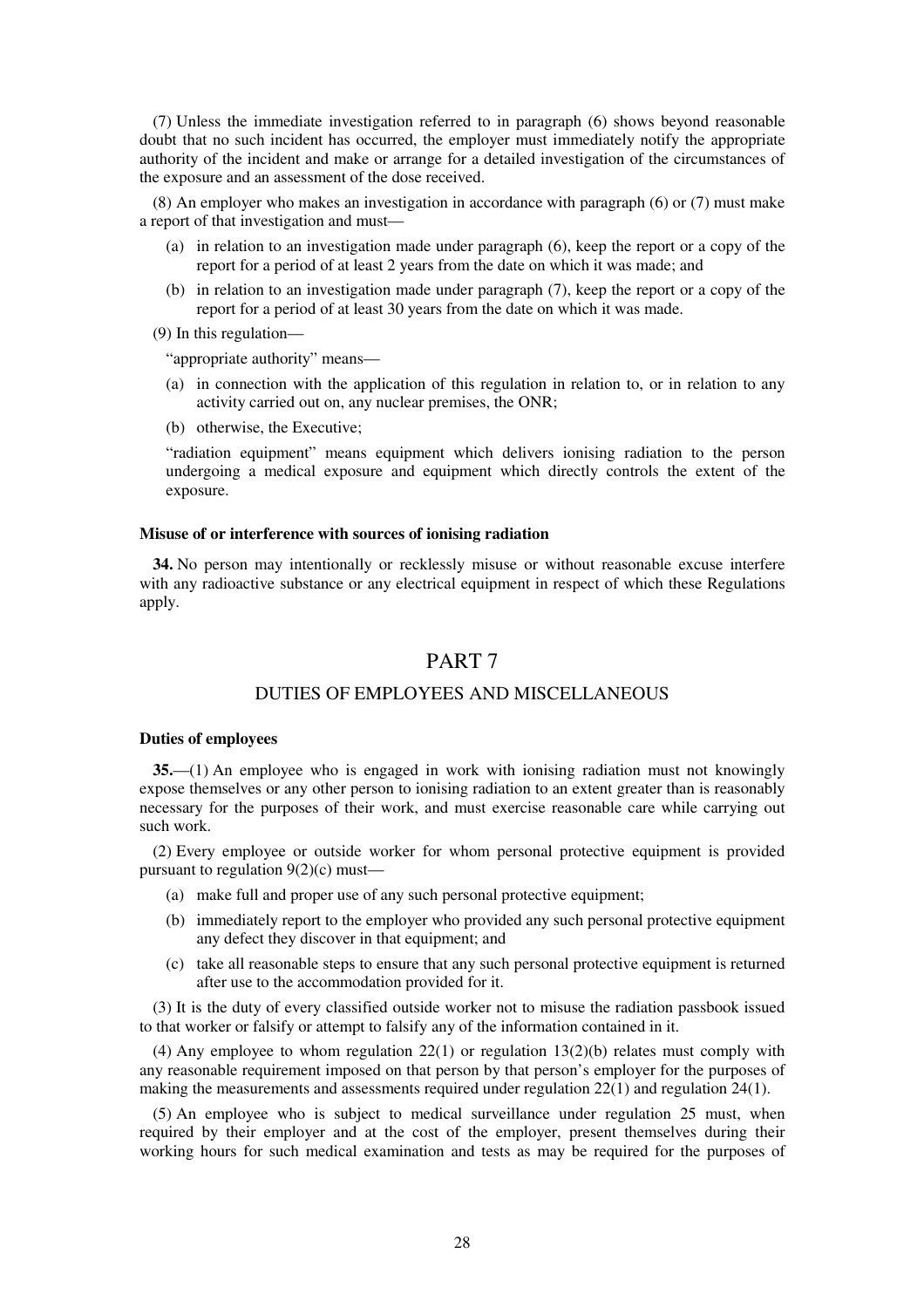(7) Unless the immediate investigation referred to in paragraph (6) shows beyond reasonable doubt that no such incident has occurred, the employer must immediately notify the appropriate authority of the incident and make or arrange for a detailed investigation of the circumstances of the exposure and an assessment of the dose received.

(8) An employer who makes an investigation in accordance with paragraph (6) or (7) must make a report of that investigation and must—

- (a) in relation to an investigation made under paragraph (6), keep the report or a copy of the report for a period of at least 2 years from the date on which it was made; and
- (b) in relation to an investigation made under paragraph (7), keep the report or a copy of the report for a period of at least 30 years from the date on which it was made.

(9) In this regulation—

"appropriate authority" means—

- (a) in connection with the application of this regulation in relation to, or in relation to any activity carried out on, any nuclear premises, the ONR;
- (b) otherwise, the Executive;

"radiation equipment" means equipment which delivers ionising radiation to the person undergoing a medical exposure and equipment which directly controls the extent of the exposure.

**Misuse of or interference with sources of ionising radiation**

**34.** No person may intentionally or recklessly misuse or without reasonable excuse interfere with any radioactive substance or any electrical equipment in respect of which these Regulations apply.

# PART 7

## DUTIES OF EMPLOYEES AND MISCELLANEOUS

**Duties of employees**

**35.**—(1) An employee who is engaged in work with ionising radiation must not knowingly expose themselves or any other person to ionising radiation to an extent greater than is reasonably necessary for the purposes of their work, and must exercise reasonable care while carrying out such work.

(2) Every employee or outside worker for whom personal protective equipment is provided pursuant to regulation 9(2)(c) must—

- (a) make full and proper use of any such personal protective equipment;
- (b) immediately report to the employer who provided any such personal protective equipment any defect they discover in that equipment; and
- (c) take all reasonable steps to ensure that any such personal protective equipment is returned after use to the accommodation provided for it.

(3) It is the duty of every classified outside worker not to misuse the radiation passbook issued to that worker or falsify or attempt to falsify any of the information contained in it.

(4) Any employee to whom regulation 22(1) or regulation 13(2)(b) relates must comply with any reasonable requirement imposed on that person by that person's employer for the purposes of making the measurements and assessments required under regulation 22(1) and regulation 24(1).

(5) An employee who is subject to medical surveillance under regulation 25 must, when required by their employer and at the cost of the employer, present themselves during their working hours for such medical examination and tests as may be required for the purposes of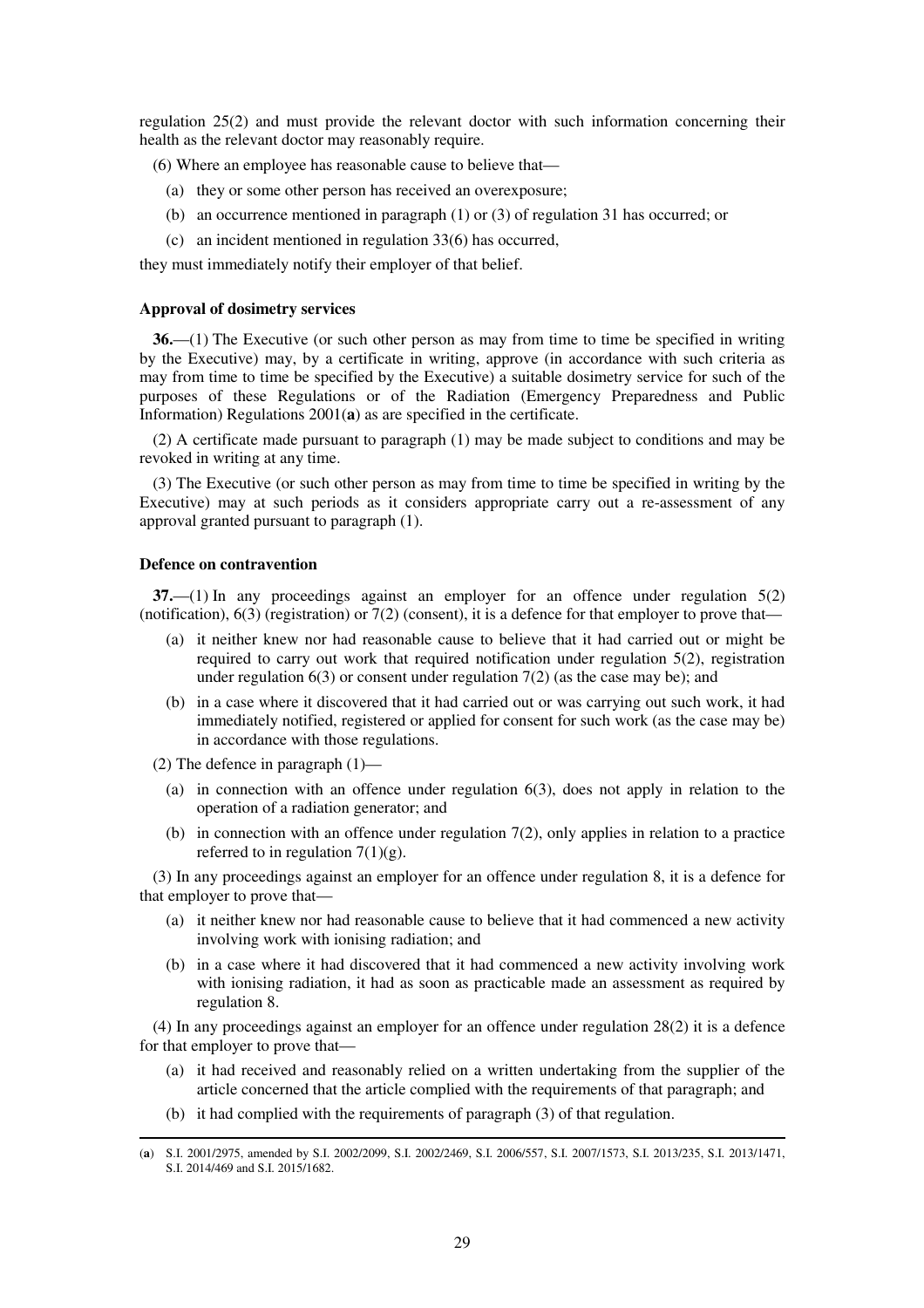regulation 25(2) and must provide the relevant doctor with such information concerning their health as the relevant doctor may reasonably require.

(6) Where an employee has reasonable cause to believe that—

(a) they or some other person has received an overexposure;

(b) an occurrence mentioned in paragraph (1) or (3) of regulation 31 has occurred; or

(c) an incident mentioned in regulation 33(6) has occurred,

they must immediately notify their employer of that belief.

**Approval of dosimetry services**

**36.**—(1) The Executive (or such other person as may from time to time be specified in writing by the Executive) may, by a certificate in writing, approve (in accordance with such criteria as may from time to time be specified by the Executive) a suitable dosimetry service for such of the purposes of these Regulations or of the Radiation (Emergency Preparedness and Public Information) Regulations 2001(**a**) as are specified in the certificate.

(2) A certificate made pursuant to paragraph (1) may be made subject to conditions and may be revoked in writing at any time.

(3) The Executive (or such other person as may from time to time be specified in writing by the Executive) may at such periods as it considers appropriate carry out a re-assessment of any approval granted pursuant to paragraph (1).

**Defence on contravention**

**37.**—(1) In any proceedings against an employer for an offence under regulation 5(2) (notification), 6(3) (registration) or 7(2) (consent), it is a defence for that employer to prove that—

(a) it neither knew nor had reasonable cause to believe that it had carried out or might be required to carry out work that required notification under regulation 5(2), registration under regulation 6(3) or consent under regulation 7(2) (as the case may be); and

(b) in a case where it discovered that it had carried out or was carrying out such work, it had immediately notified, registered or applied for consent for such work (as the case may be) in accordance with those regulations.

(2) The defence in paragraph (1)—

(a) in connection with an offence under regulation 6(3), does not apply in relation to the operation of a radiation generator; and

(b) in connection with an offence under regulation 7(2), only applies in relation to a practice referred to in regulation 7(1)(g).

(3) In any proceedings against an employer for an offence under regulation 8, it is a defence for that employer to prove that—

(a) it neither knew nor had reasonable cause to believe that it had commenced a new activity involving work with ionising radiation; and

(b) in a case where it had discovered that it had commenced a new activity involving work with ionising radiation, it had as soon as practicable made an assessment as required by regulation 8.

(4) In any proceedings against an employer for an offence under regulation 28(2) it is a defence for that employer to prove that—

(a) it had received and reasonably relied on a written undertaking from the supplier of the article concerned that the article complied with the requirements of that paragraph; and

(b) it had complied with the requirements of paragraph (3) of that regulation.

---

(**a**) S.I. 2001/2975, amended by S.I. 2002/2099, S.I. 2002/2469, S.I. 2006/557, S.I. 2007/1573, S.I. 2013/235, S.I. 2013/1471, S.I. 2014/469 and S.I. 2015/1682.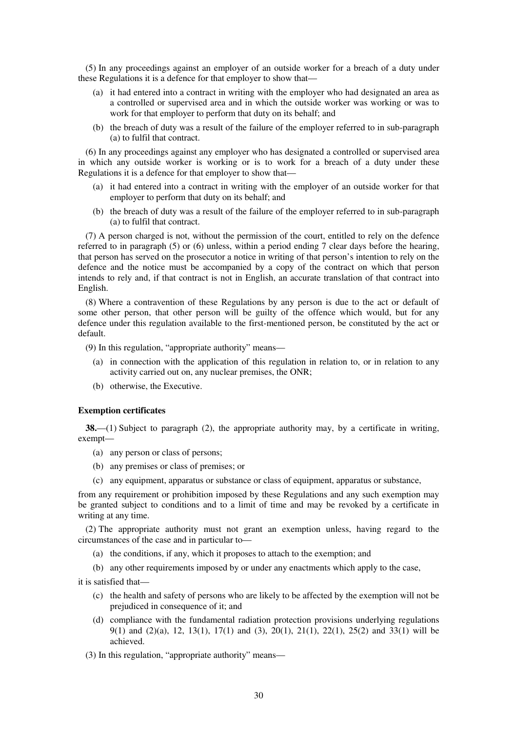(5) In any proceedings against an employer of an outside worker for a breach of a duty under these Regulations it is a defence for that employer to show that—

(a) it had entered into a contract in writing with the employer who had designated an area as a controlled or supervised area and in which the outside worker was working or was to work for that employer to perform that duty on its behalf; and

(b) the breach of duty was a result of the failure of the employer referred to in sub-paragraph (a) to fulfil that contract.

(6) In any proceedings against any employer who has designated a controlled or supervised area in which any outside worker is working or is to work for a breach of a duty under these Regulations it is a defence for that employer to show that—

(a) it had entered into a contract in writing with the employer of an outside worker for that employer to perform that duty on its behalf; and

(b) the breach of duty was a result of the failure of the employer referred to in sub-paragraph (a) to fulfil that contract.

(7) A person charged is not, without the permission of the court, entitled to rely on the defence referred to in paragraph (5) or (6) unless, within a period ending 7 clear days before the hearing, that person has served on the prosecutor a notice in writing of that person's intention to rely on the defence and the notice must be accompanied by a copy of the contract on which that person intends to rely and, if that contract is not in English, an accurate translation of that contract into English.

(8) Where a contravention of these Regulations by any person is due to the act or default of some other person, that other person will be guilty of the offence which would, but for any defence under this regulation available to the first-mentioned person, be constituted by the act or default.

(9) In this regulation, "appropriate authority" means—

(a) in connection with the application of this regulation in relation to, or in relation to any activity carried out on, any nuclear premises, the ONR;

(b) otherwise, the Executive.

**Exemption certificates**

**38.**—(1) Subject to paragraph (2), the appropriate authority may, by a certificate in writing, exempt—

(a) any person or class of persons;

(b) any premises or class of premises; or

(c) any equipment, apparatus or substance or class of equipment, apparatus or substance,

from any requirement or prohibition imposed by these Regulations and any such exemption may be granted subject to conditions and to a limit of time and may be revoked by a certificate in writing at any time.

(2) The appropriate authority must not grant an exemption unless, having regard to the circumstances of the case and in particular to—

(a) the conditions, if any, which it proposes to attach to the exemption; and

(b) any other requirements imposed by or under any enactments which apply to the case,

it is satisfied that—

(c) the health and safety of persons who are likely to be affected by the exemption will not be prejudiced in consequence of it; and

(d) compliance with the fundamental radiation protection provisions underlying regulations 9(1) and (2)(a), 12, 13(1), 17(1) and (3), 20(1), 21(1), 22(1), 25(2) and 33(1) will be achieved.

(3) In this regulation, "appropriate authority" means—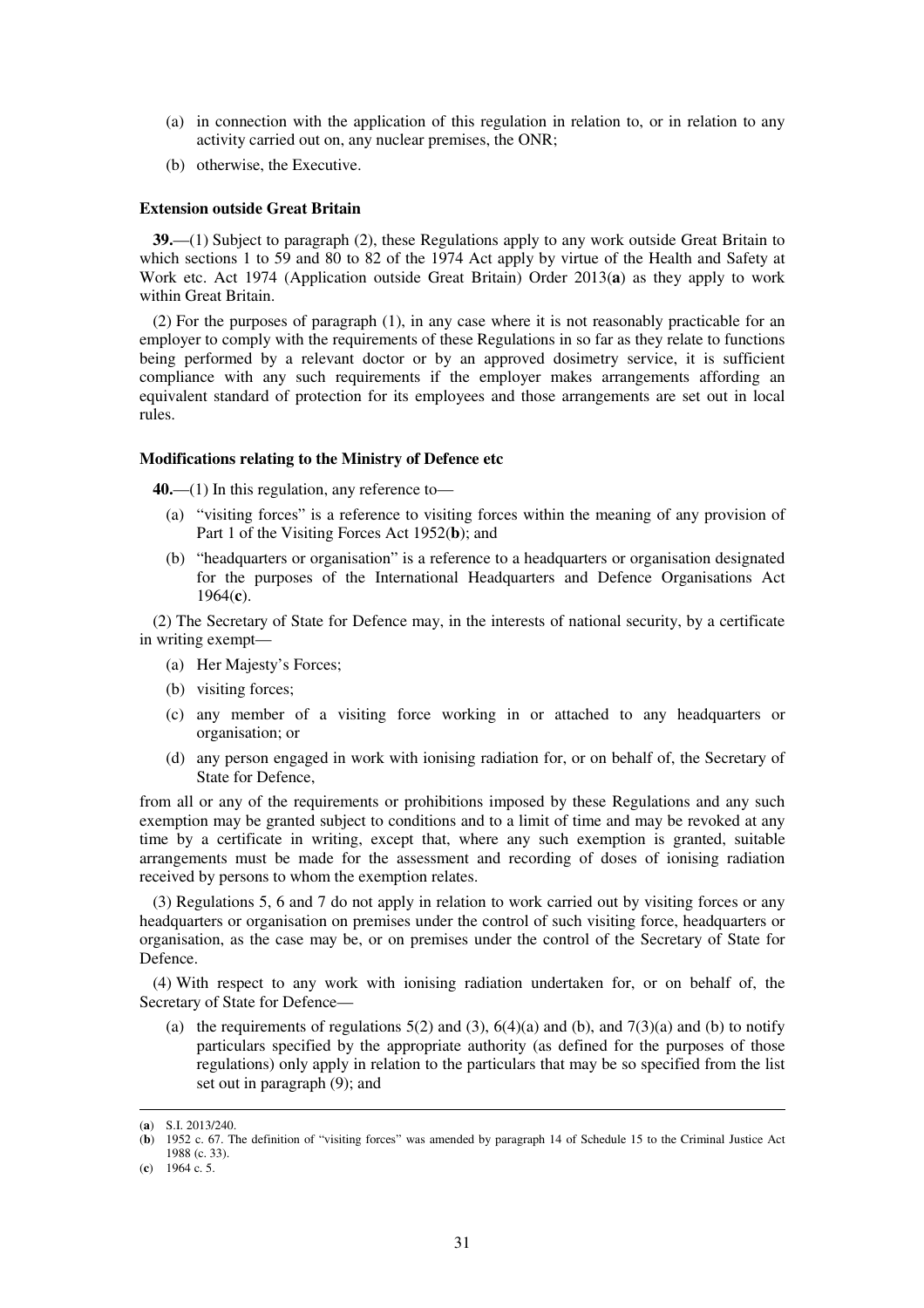(a) in connection with the application of this regulation in relation to, or in relation to any activity carried out on, any nuclear premises, the ONR;

(b) otherwise, the Executive.

**Extension outside Great Britain**

**39.**—(1) Subject to paragraph (2), these Regulations apply to any work outside Great Britain to which sections 1 to 59 and 80 to 82 of the 1974 Act apply by virtue of the Health and Safety at Work etc. Act 1974 (Application outside Great Britain) Order 2013(**a**) as they apply to work within Great Britain.

(2) For the purposes of paragraph (1), in any case where it is not reasonably practicable for an employer to comply with the requirements of these Regulations in so far as they relate to functions being performed by a relevant doctor or by an approved dosimetry service, it is sufficient compliance with any such requirements if the employer makes arrangements affording an equivalent standard of protection for its employees and those arrangements are set out in local rules.

**Modifications relating to the Ministry of Defence etc**

**40.**—(1) In this regulation, any reference to—

(a) "visiting forces" is a reference to visiting forces within the meaning of any provision of Part 1 of the Visiting Forces Act 1952(**b**); and

(b) "headquarters or organisation" is a reference to a headquarters or organisation designated for the purposes of the International Headquarters and Defence Organisations Act 1964(**c**).

(2) The Secretary of State for Defence may, in the interests of national security, by a certificate in writing exempt—

(a) Her Majesty's Forces;

(b) visiting forces;

(c) any member of a visiting force working in or attached to any headquarters or organisation; or

(d) any person engaged in work with ionising radiation for, or on behalf of, the Secretary of State for Defence,

from all or any of the requirements or prohibitions imposed by these Regulations and any such exemption may be granted subject to conditions and to a limit of time and may be revoked at any time by a certificate in writing, except that, where any such exemption is granted, suitable arrangements must be made for the assessment and recording of doses of ionising radiation received by persons to whom the exemption relates.

(3) Regulations 5, 6 and 7 do not apply in relation to work carried out by visiting forces or any headquarters or organisation on premises under the control of such visiting force, headquarters or organisation, as the case may be, or on premises under the control of the Secretary of State for Defence.

(4) With respect to any work with ionising radiation undertaken for, or on behalf of, the Secretary of State for Defence—

(a) the requirements of regulations 5(2) and (3), 6(4)(a) and (b), and 7(3)(a) and (b) to notify particulars specified by the appropriate authority (as defined for the purposes of those regulations) only apply in relation to the particulars that may be so specified from the list set out in paragraph (9); and

---

(**a**) S.I. 2013/240.

(**b**) 1952 c. 67. The definition of "visiting forces" was amended by paragraph 14 of Schedule 15 to the Criminal Justice Act 1988 (c. 33).

(**c**) 1964 c. 5.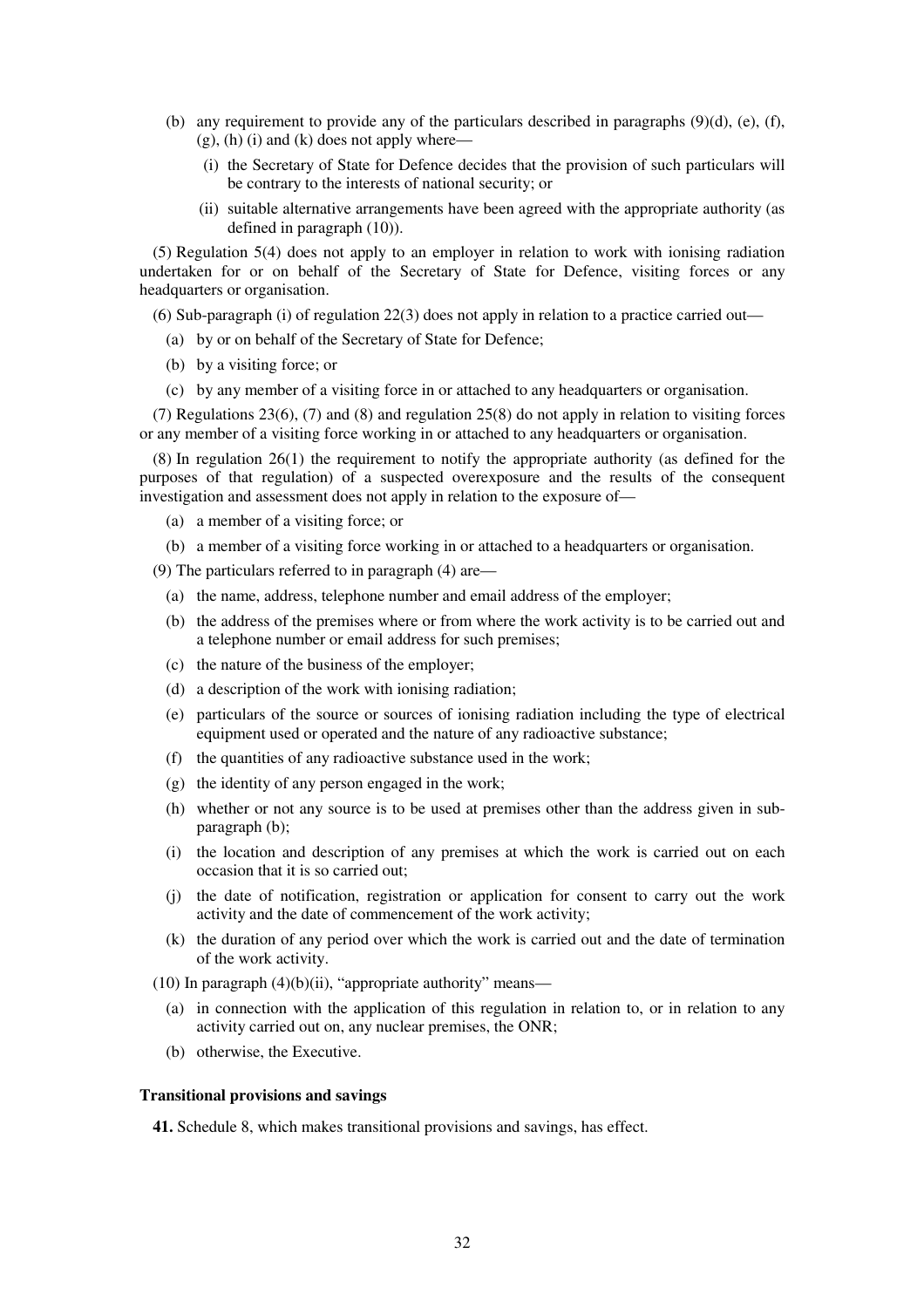(b) any requirement to provide any of the particulars described in paragraphs (9)(d), (e), (f), (g), (h) (i) and (k) does not apply where—

(i) the Secretary of State for Defence decides that the provision of such particulars will be contrary to the interests of national security; or

(ii) suitable alternative arrangements have been agreed with the appropriate authority (as defined in paragraph (10)).

(5) Regulation 5(4) does not apply to an employer in relation to work with ionising radiation undertaken for or on behalf of the Secretary of State for Defence, visiting forces or any headquarters or organisation.

(6) Sub-paragraph (i) of regulation 22(3) does not apply in relation to a practice carried out—

(a) by or on behalf of the Secretary of State for Defence;

(b) by a visiting force; or

(c) by any member of a visiting force in or attached to any headquarters or organisation.

(7) Regulations 23(6), (7) and (8) and regulation 25(8) do not apply in relation to visiting forces or any member of a visiting force working in or attached to any headquarters or organisation.

(8) In regulation 26(1) the requirement to notify the appropriate authority (as defined for the purposes of that regulation) of a suspected overexposure and the results of the consequent investigation and assessment does not apply in relation to the exposure of—

(a) a member of a visiting force; or

(b) a member of a visiting force working in or attached to a headquarters or organisation.

(9) The particulars referred to in paragraph (4) are—

(a) the name, address, telephone number and email address of the employer;

(b) the address of the premises where or from where the work activity is to be carried out and a telephone number or email address for such premises;

(c) the nature of the business of the employer;

(d) a description of the work with ionising radiation;

(e) particulars of the source or sources of ionising radiation including the type of electrical equipment used or operated and the nature of any radioactive substance;

(f) the quantities of any radioactive substance used in the work;

(g) the identity of any person engaged in the work;

(h) whether or not any source is to be used at premises other than the address given in sub-paragraph (b);

(i) the location and description of any premises at which the work is carried out on each occasion that it is so carried out;

(j) the date of notification, registration or application for consent to carry out the work activity and the date of commencement of the work activity;

(k) the duration of any period over which the work is carried out and the date of termination of the work activity.

(10) In paragraph (4)(b)(ii), "appropriate authority" means—

(a) in connection with the application of this regulation in relation to, or in relation to any activity carried out on, any nuclear premises, the ONR;

(b) otherwise, the Executive.

**Transitional provisions and savings**

**41.** Schedule 8, which makes transitional provisions and savings, has effect.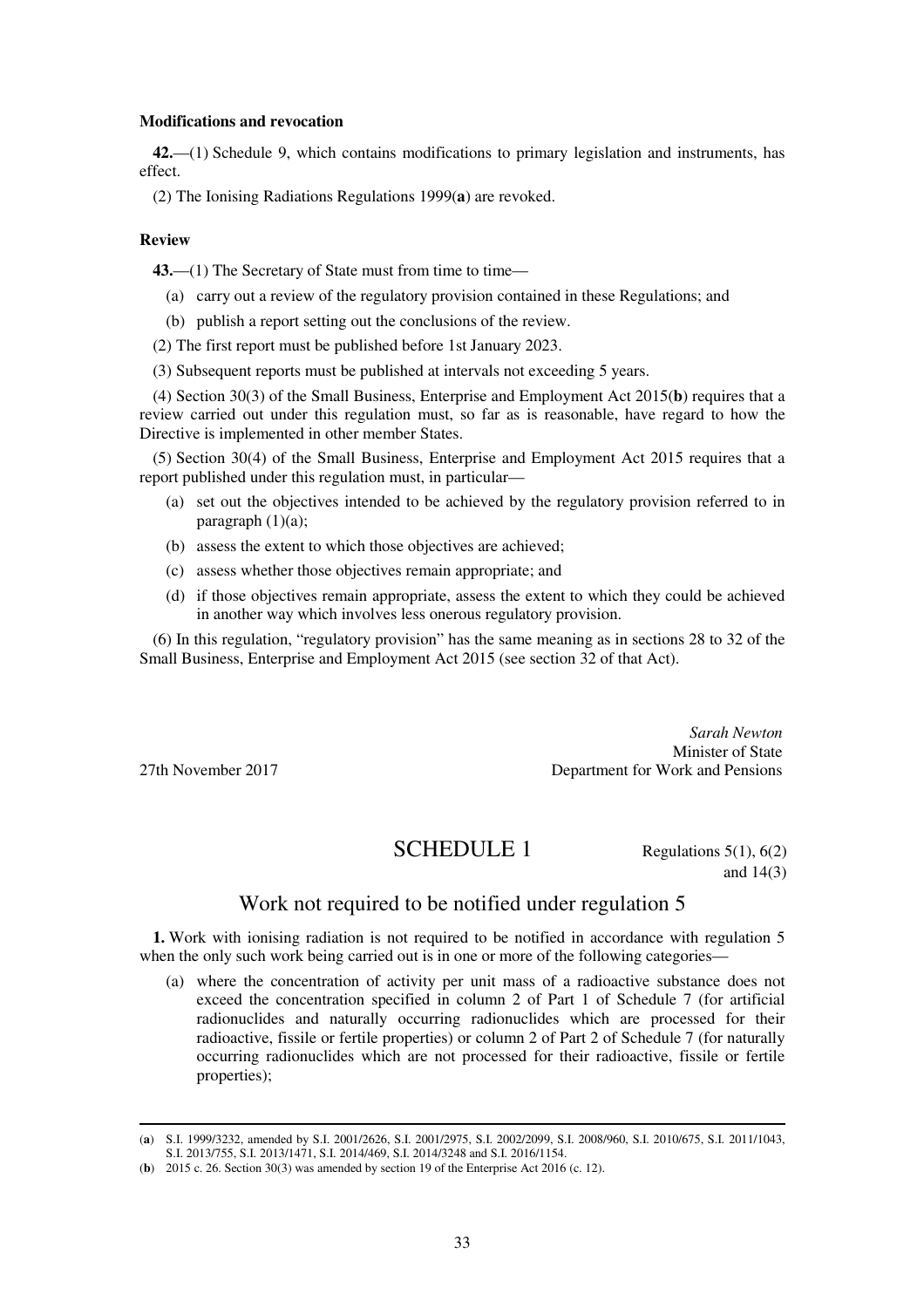**Modifications and revocation**

**42.**—(1) Schedule 9, which contains modifications to primary legislation and instruments, has effect.

(2) The Ionising Radiations Regulations 1999(**a**) are revoked.

**Review**

**43.**—(1) The Secretary of State must from time to time—

(a) carry out a review of the regulatory provision contained in these Regulations; and

(b) publish a report setting out the conclusions of the review.

(2) The first report must be published before 1st January 2023.

(3) Subsequent reports must be published at intervals not exceeding 5 years.

(4) Section 30(3) of the Small Business, Enterprise and Employment Act 2015(**b**) requires that a review carried out under this regulation must, so far as is reasonable, have regard to how the Directive is implemented in other member States.

(5) Section 30(4) of the Small Business, Enterprise and Employment Act 2015 requires that a report published under this regulation must, in particular—

(a) set out the objectives intended to be achieved by the regulatory provision referred to in paragraph (1)(a);

(b) assess the extent to which those objectives are achieved;

(c) assess whether those objectives remain appropriate; and

(d) if those objectives remain appropriate, assess the extent to which they could be achieved in another way which involves less onerous regulatory provision.

(6) In this regulation, "regulatory provision" has the same meaning as in sections 28 to 32 of the Small Business, Enterprise and Employment Act 2015 (see section 32 of that Act).

*Sarah Newton*
Minister of State
Department for Work and Pensions

27th November 2017

# SCHEDULE 1

Regulations 5(1), 6(2) and 14(3)

## Work not required to be notified under regulation 5

**1.** Work with ionising radiation is not required to be notified in accordance with regulation 5 when the only such work being carried out is in one or more of the following categories—

(a) where the concentration of activity per unit mass of a radioactive substance does not exceed the concentration specified in column 2 of Part 1 of Schedule 7 (for artificial radionuclides and naturally occurring radionuclides which are processed for their radioactive, fissile or fertile properties) or column 2 of Part 2 of Schedule 7 (for naturally occurring radionuclides which are not processed for their radioactive, fissile or fertile properties);

---

(**a**) S.I. 1999/3232, amended by S.I. 2001/2626, S.I. 2001/2975, S.I. 2002/2099, S.I. 2008/960, S.I. 2010/675, S.I. 2011/1043, S.I. 2013/755, S.I. 2013/1471, S.I. 2014/469, S.I. 2014/3248 and S.I. 2016/1154.

(**b**) 2015 c. 26. Section 30(3) was amended by section 19 of the Enterprise Act 2016 (c. 12).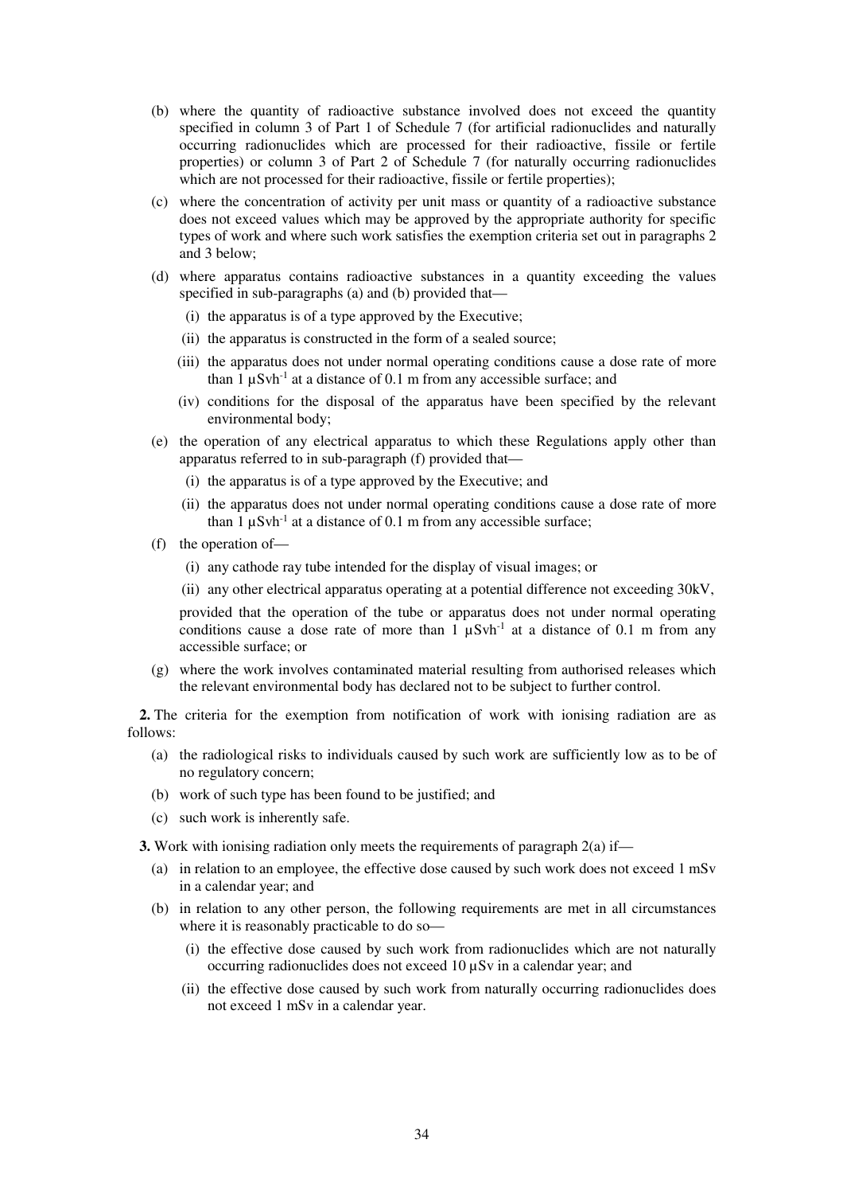(b) where the quantity of radioactive substance involved does not exceed the quantity specified in column 3 of Part 1 of Schedule 7 (for artificial radionuclides and naturally occurring radionuclides which are processed for their radioactive, fissile or fertile properties) or column 3 of Part 2 of Schedule 7 (for naturally occurring radionuclides which are not processed for their radioactive, fissile or fertile properties);

(c) where the concentration of activity per unit mass or quantity of a radioactive substance does not exceed values which may be approved by the appropriate authority for specific types of work and where such work satisfies the exemption criteria set out in paragraphs 2 and 3 below;

(d) where apparatus contains radioactive substances in a quantity exceeding the values specified in sub-paragraphs (a) and (b) provided that—

  (i) the apparatus is of a type approved by the Executive;

  (ii) the apparatus is constructed in the form of a sealed source;

  (iii) the apparatus does not under normal operating conditions cause a dose rate of more than 1 $\mu Svh^{-1}$ at a distance of 0.1 m from any accessible surface; and

  (iv) conditions for the disposal of the apparatus have been specified by the relevant environmental body;

(e) the operation of any electrical apparatus to which these Regulations apply other than apparatus referred to in sub-paragraph (f) provided that—

  (i) the apparatus is of a type approved by the Executive; and

  (ii) the apparatus does not under normal operating conditions cause a dose rate of more than 1 $\mu Svh^{-1}$ at a distance of 0.1 m from any accessible surface;

(f) the operation of—

  (i) any cathode ray tube intended for the display of visual images; or

  (ii) any other electrical apparatus operating at a potential difference not exceeding 30kV,

  provided that the operation of the tube or apparatus does not under normal operating conditions cause a dose rate of more than 1 $\mu Svh^{-1}$ at a distance of 0.1 m from any accessible surface; or

(g) where the work involves contaminated material resulting from authorised releases which the relevant environmental body has declared not to be subject to further control.

**2.** The criteria for the exemption from notification of work with ionising radiation are as follows:

(a) the radiological risks to individuals caused by such work are sufficiently low as to be of no regulatory concern;

(b) work of such type has been found to be justified; and

(c) such work is inherently safe.

**3.** Work with ionising radiation only meets the requirements of paragraph 2(a) if—

(a) in relation to an employee, the effective dose caused by such work does not exceed 1 mSv in a calendar year; and

(b) in relation to any other person, the following requirements are met in all circumstances where it is reasonably practicable to do so—

  (i) the effective dose caused by such work from radionuclides which are not naturally occurring radionuclides does not exceed 10 µSv in a calendar year; and

  (ii) the effective dose caused by such work from naturally occurring radionuclides does not exceed 1 mSv in a calendar year.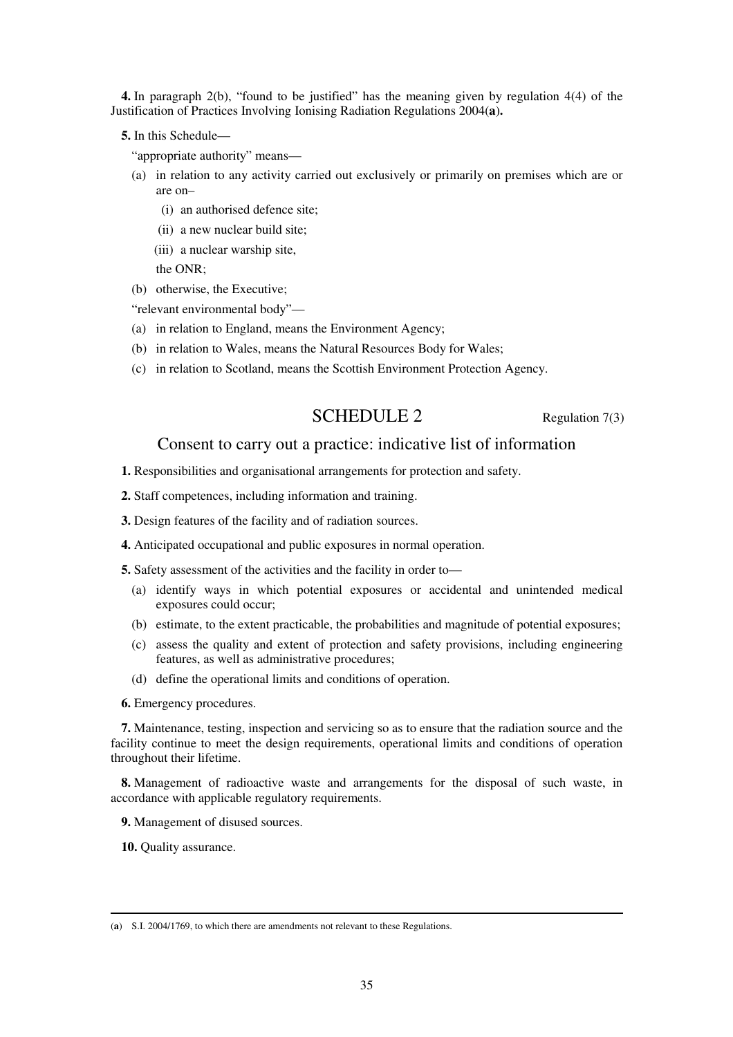**4.** In paragraph 2(b), "found to be justified" has the meaning given by regulation 4(4) of the Justification of Practices Involving Ionising Radiation Regulations 2004(**a**).

**5.** In this Schedule—

"appropriate authority" means—

(a) in relation to any activity carried out exclusively or primarily on premises which are or are on–

  (i) an authorised defence site;

  (ii) a new nuclear build site;

  (iii) a nuclear warship site,

  the ONR;

(b) otherwise, the Executive;

"relevant environmental body"—

(a) in relation to England, means the Environment Agency;

(b) in relation to Wales, means the Natural Resources Body for Wales;

(c) in relation to Scotland, means the Scottish Environment Protection Agency.

# SCHEDULE 2

Regulation 7(3)

## Consent to carry out a practice: indicative list of information

**1.** Responsibilities and organisational arrangements for protection and safety.

**2.** Staff competences, including information and training.

**3.** Design features of the facility and of radiation sources.

**4.** Anticipated occupational and public exposures in normal operation.

**5.** Safety assessment of the activities and the facility in order to—

(a) identify ways in which potential exposures or accidental and unintended medical exposures could occur;

(b) estimate, to the extent practicable, the probabilities and magnitude of potential exposures;

(c) assess the quality and extent of protection and safety provisions, including engineering features, as well as administrative procedures;

(d) define the operational limits and conditions of operation.

**6.** Emergency procedures.

**7.** Maintenance, testing, inspection and servicing so as to ensure that the radiation source and the facility continue to meet the design requirements, operational limits and conditions of operation throughout their lifetime.

**8.** Management of radioactive waste and arrangements for the disposal of such waste, in accordance with applicable regulatory requirements.

**9.** Management of disused sources.

**10.** Quality assurance.

---

(**a**) S.I. 2004/1769, to which there are amendments not relevant to these Regulations.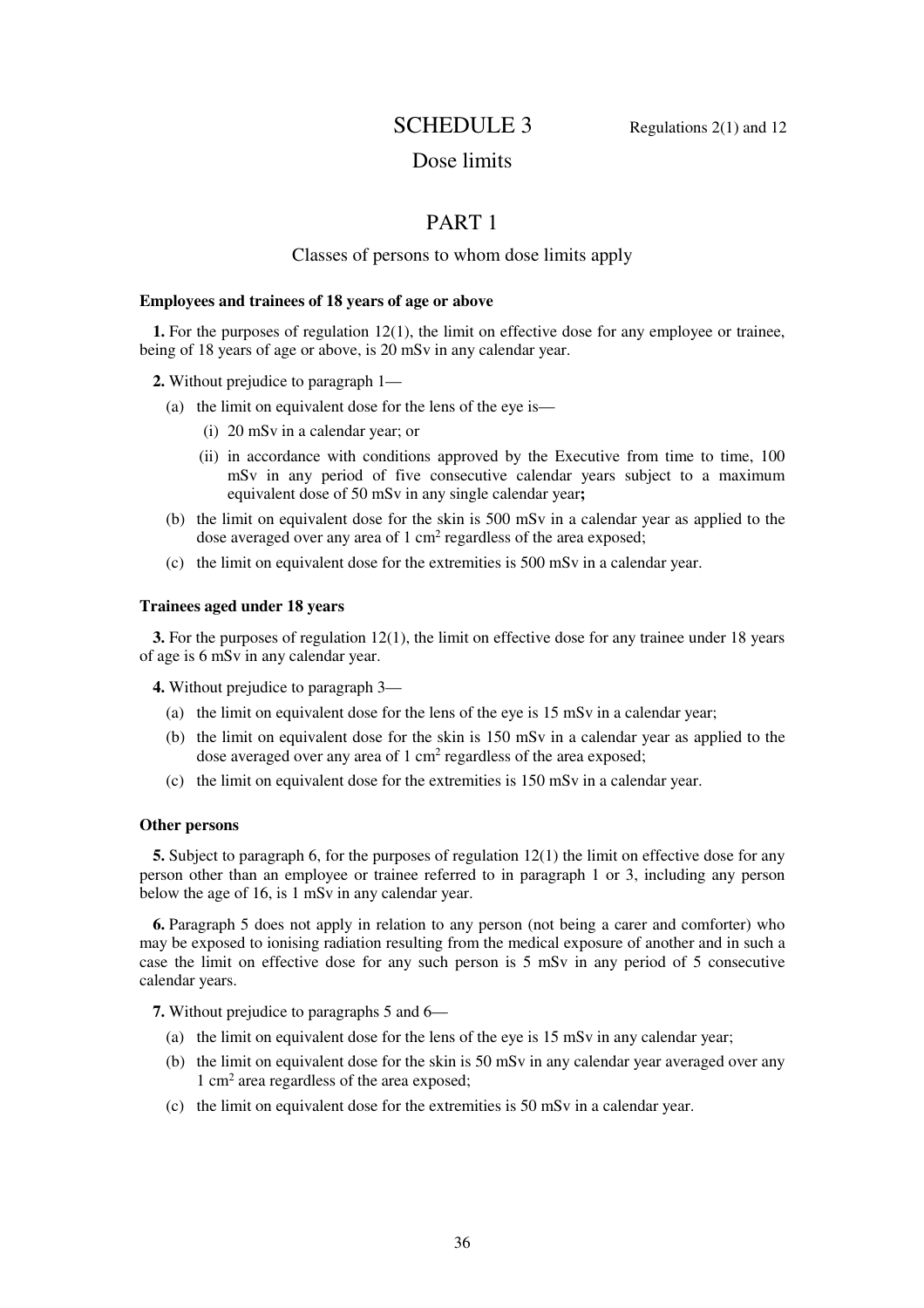# SCHEDULE 3

Regulations 2(1) and 12

## Dose limits

## PART 1

### Classes of persons to whom dose limits apply

**Employees and trainees of 18 years of age or above**

**1.** For the purposes of regulation 12(1), the limit on effective dose for any employee or trainee, being of 18 years of age or above, is 20 mSv in any calendar year.

**2.** Without prejudice to paragraph 1—

- (a) the limit on equivalent dose for the lens of the eye is—
  - (i) 20 mSv in a calendar year; or
  - (ii) in accordance with conditions approved by the Executive from time to time, 100 mSv in any period of five consecutive calendar years subject to a maximum equivalent dose of 50 mSv in any single calendar year**;**
- (b) the limit on equivalent dose for the skin is 500 mSv in a calendar year as applied to the dose averaged over any area of 1 $cm^2$ regardless of the area exposed;
- (c) the limit on equivalent dose for the extremities is 500 mSv in a calendar year.

**Trainees aged under 18 years**

**3.** For the purposes of regulation 12(1), the limit on effective dose for any trainee under 18 years of age is 6 mSv in any calendar year.

**4.** Without prejudice to paragraph 3—

- (a) the limit on equivalent dose for the lens of the eye is 15 mSv in a calendar year;
- (b) the limit on equivalent dose for the skin is 150 mSv in a calendar year as applied to the dose averaged over any area of 1 $cm^2$ regardless of the area exposed;
- (c) the limit on equivalent dose for the extremities is 150 mSv in a calendar year.

**Other persons**

**5.** Subject to paragraph 6, for the purposes of regulation 12(1) the limit on effective dose for any person other than an employee or trainee referred to in paragraph 1 or 3, including any person below the age of 16, is 1 mSv in any calendar year.

**6.** Paragraph 5 does not apply in relation to any person (not being a carer and comforter) who may be exposed to ionising radiation resulting from the medical exposure of another and in such a case the limit on effective dose for any such person is 5 mSv in any period of 5 consecutive calendar years.

**7.** Without prejudice to paragraphs 5 and 6—

- (a) the limit on equivalent dose for the lens of the eye is 15 mSv in any calendar year;
- (b) the limit on equivalent dose for the skin is 50 mSv in any calendar year averaged over any 1 $cm^2$ area regardless of the area exposed;
- (c) the limit on equivalent dose for the extremities is 50 mSv in a calendar year.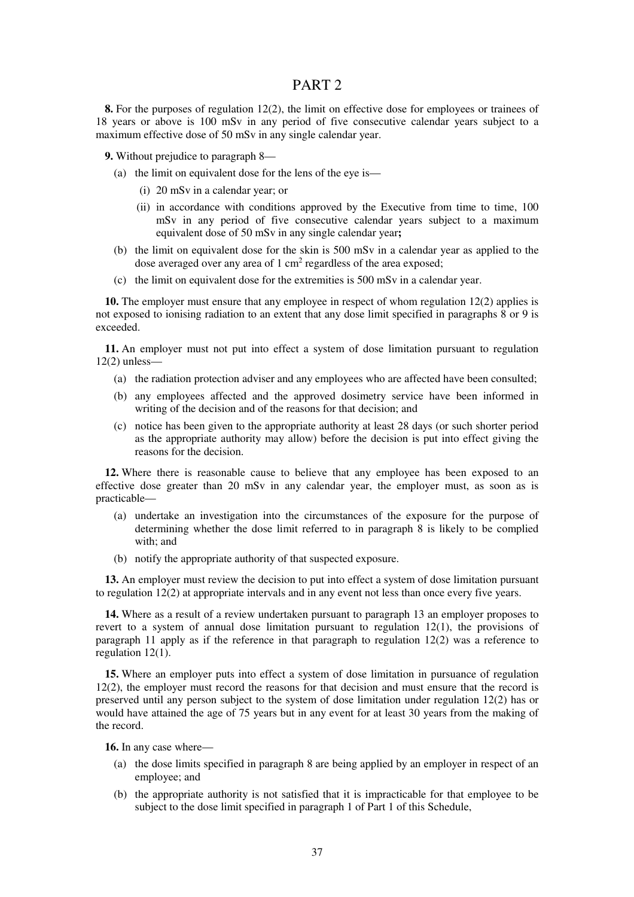# PART 2

**8.** For the purposes of regulation 12(2), the limit on effective dose for employees or trainees of 18 years or above is 100 mSv in any period of five consecutive calendar years subject to a maximum effective dose of 50 mSv in any single calendar year.

**9.** Without prejudice to paragraph 8—

(a) the limit on equivalent dose for the lens of the eye is—

(i) 20 mSv in a calendar year; or

(ii) in accordance with conditions approved by the Executive from time to time, 100 mSv in any period of five consecutive calendar years subject to a maximum equivalent dose of 50 mSv in any single calendar year**;**

(b) the limit on equivalent dose for the skin is 500 mSv in a calendar year as applied to the dose averaged over any area of 1 $cm^2$ regardless of the area exposed;

(c) the limit on equivalent dose for the extremities is 500 mSv in a calendar year.

**10.** The employer must ensure that any employee in respect of whom regulation 12(2) applies is not exposed to ionising radiation to an extent that any dose limit specified in paragraphs 8 or 9 is exceeded.

**11.** An employer must not put into effect a system of dose limitation pursuant to regulation 12(2) unless—

(a) the radiation protection adviser and any employees who are affected have been consulted;

(b) any employees affected and the approved dosimetry service have been informed in writing of the decision and of the reasons for that decision; and

(c) notice has been given to the appropriate authority at least 28 days (or such shorter period as the appropriate authority may allow) before the decision is put into effect giving the reasons for the decision.

**12.** Where there is reasonable cause to believe that any employee has been exposed to an effective dose greater than 20 mSv in any calendar year, the employer must, as soon as is practicable—

(a) undertake an investigation into the circumstances of the exposure for the purpose of determining whether the dose limit referred to in paragraph 8 is likely to be complied with; and

(b) notify the appropriate authority of that suspected exposure.

**13.** An employer must review the decision to put into effect a system of dose limitation pursuant to regulation 12(2) at appropriate intervals and in any event not less than once every five years.

**14.** Where as a result of a review undertaken pursuant to paragraph 13 an employer proposes to revert to a system of annual dose limitation pursuant to regulation 12(1), the provisions of paragraph 11 apply as if the reference in that paragraph to regulation 12(2) was a reference to regulation 12(1).

**15.** Where an employer puts into effect a system of dose limitation in pursuance of regulation 12(2), the employer must record the reasons for that decision and must ensure that the record is preserved until any person subject to the system of dose limitation under regulation 12(2) has or would have attained the age of 75 years but in any event for at least 30 years from the making of the record.

**16.** In any case where—

(a) the dose limits specified in paragraph 8 are being applied by an employer in respect of an employee; and

(b) the appropriate authority is not satisfied that it is impracticable for that employee to be subject to the dose limit specified in paragraph 1 of Part 1 of this Schedule,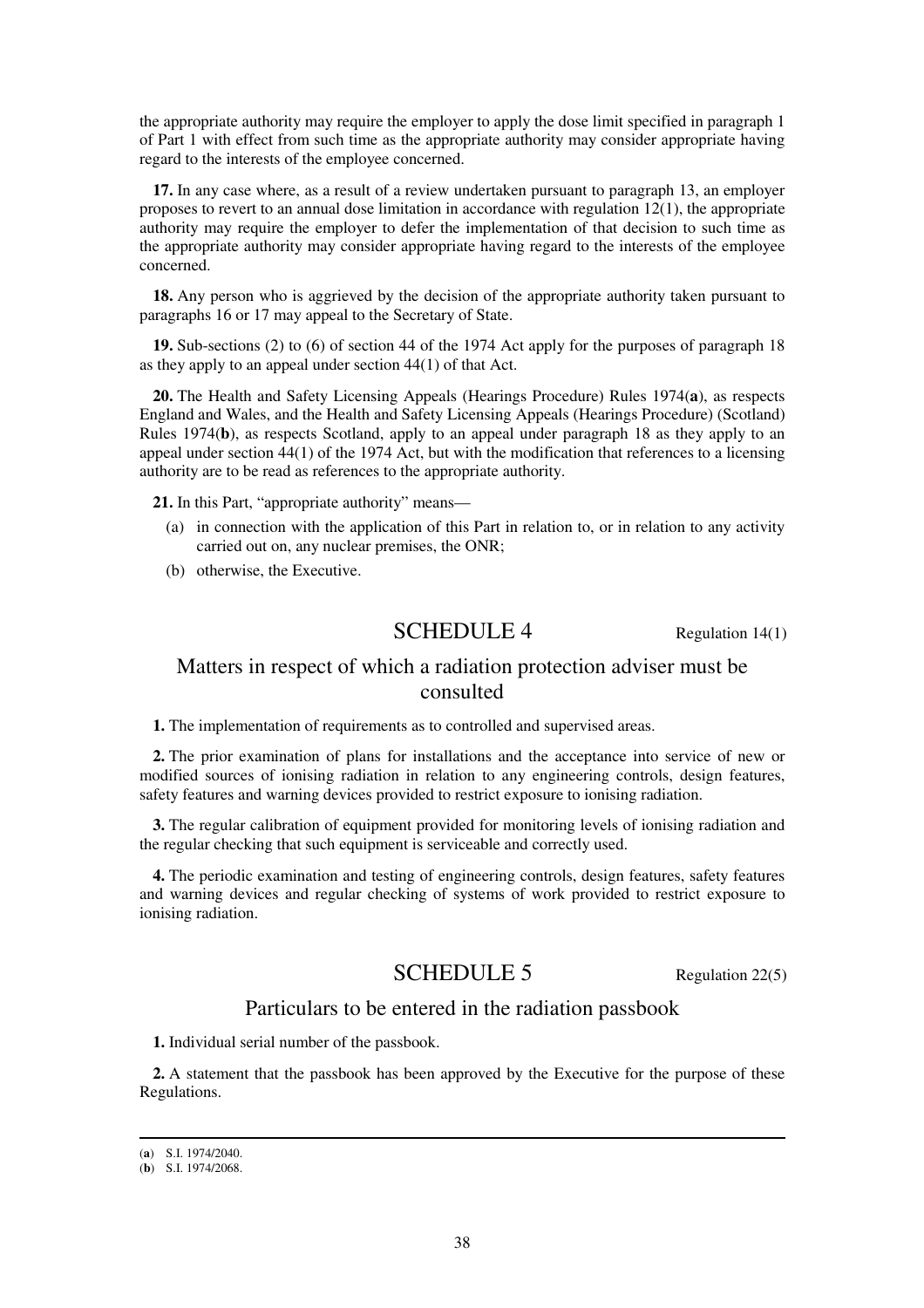the appropriate authority may require the employer to apply the dose limit specified in paragraph 1 of Part 1 with effect from such time as the appropriate authority may consider appropriate having regard to the interests of the employee concerned.

**17.** In any case where, as a result of a review undertaken pursuant to paragraph 13, an employer proposes to revert to an annual dose limitation in accordance with regulation 12(1), the appropriate authority may require the employer to defer the implementation of that decision to such time as the appropriate authority may consider appropriate having regard to the interests of the employee concerned.

**18.** Any person who is aggrieved by the decision of the appropriate authority taken pursuant to paragraphs 16 or 17 may appeal to the Secretary of State.

**19.** Sub-sections (2) to (6) of section 44 of the 1974 Act apply for the purposes of paragraph 18 as they apply to an appeal under section 44(1) of that Act.

**20.** The Health and Safety Licensing Appeals (Hearings Procedure) Rules 1974(**a**), as respects England and Wales, and the Health and Safety Licensing Appeals (Hearings Procedure) (Scotland) Rules 1974(**b**), as respects Scotland, apply to an appeal under paragraph 18 as they apply to an appeal under section 44(1) of the 1974 Act, but with the modification that references to a licensing authority are to be read as references to the appropriate authority.

**21.** In this Part, "appropriate authority" means—

(a) in connection with the application of this Part in relation to, or in relation to any activity carried out on, any nuclear premises, the ONR;

(b) otherwise, the Executive.

## SCHEDULE 4

Regulation 14(1)

### Matters in respect of which a radiation protection adviser must be consulted

**1.** The implementation of requirements as to controlled and supervised areas.

**2.** The prior examination of plans for installations and the acceptance into service of new or modified sources of ionising radiation in relation to any engineering controls, design features, safety features and warning devices provided to restrict exposure to ionising radiation.

**3.** The regular calibration of equipment provided for monitoring levels of ionising radiation and the regular checking that such equipment is serviceable and correctly used.

**4.** The periodic examination and testing of engineering controls, design features, safety features and warning devices and regular checking of systems of work provided to restrict exposure to ionising radiation.

## SCHEDULE 5

Regulation 22(5)

### Particulars to be entered in the radiation passbook

**1.** Individual serial number of the passbook.

**2.** A statement that the passbook has been approved by the Executive for the purpose of these Regulations.

---

(**a**) S.I. 1974/2040.

(**b**) S.I. 1974/2068.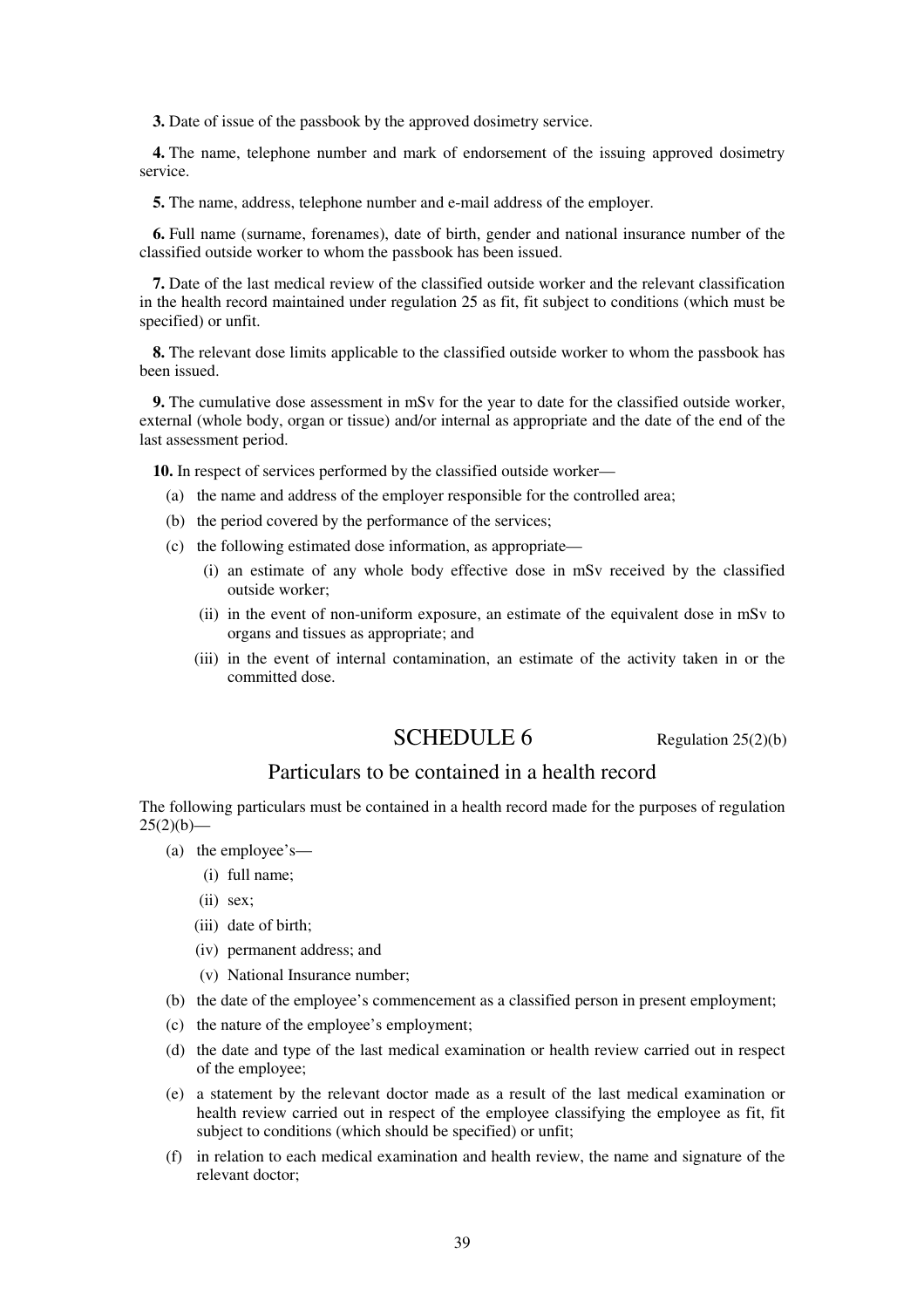**3.** Date of issue of the passbook by the approved dosimetry service.

**4.** The name, telephone number and mark of endorsement of the issuing approved dosimetry service.

**5.** The name, address, telephone number and e-mail address of the employer.

**6.** Full name (surname, forenames), date of birth, gender and national insurance number of the classified outside worker to whom the passbook has been issued.

**7.** Date of the last medical review of the classified outside worker and the relevant classification in the health record maintained under regulation 25 as fit, fit subject to conditions (which must be specified) or unfit.

**8.** The relevant dose limits applicable to the classified outside worker to whom the passbook has been issued.

**9.** The cumulative dose assessment in mSv for the year to date for the classified outside worker, external (whole body, organ or tissue) and/or internal as appropriate and the date of the end of the last assessment period.

**10.** In respect of services performed by the classified outside worker—

- (a) the name and address of the employer responsible for the controlled area;
- (b) the period covered by the performance of the services;
- (c) the following estimated dose information, as appropriate—
  - (i) an estimate of any whole body effective dose in mSv received by the classified outside worker;
  - (ii) in the event of non-uniform exposure, an estimate of the equivalent dose in mSv to organs and tissues as appropriate; and
  - (iii) in the event of internal contamination, an estimate of the activity taken in or the committed dose.

## SCHEDULE 6

Regulation 25(2)(b)

### Particulars to be contained in a health record

The following particulars must be contained in a health record made for the purposes of regulation 25(2)(b)—

- (a) the employee's—
  - (i) full name;
  - (ii) sex;
  - (iii) date of birth;
  - (iv) permanent address; and
  - (v) National Insurance number;
- (b) the date of the employee's commencement as a classified person in present employment;
- (c) the nature of the employee's employment;
- (d) the date and type of the last medical examination or health review carried out in respect of the employee;
- (e) a statement by the relevant doctor made as a result of the last medical examination or health review carried out in respect of the employee classifying the employee as fit, fit subject to conditions (which should be specified) or unfit;
- (f) in relation to each medical examination and health review, the name and signature of the relevant doctor;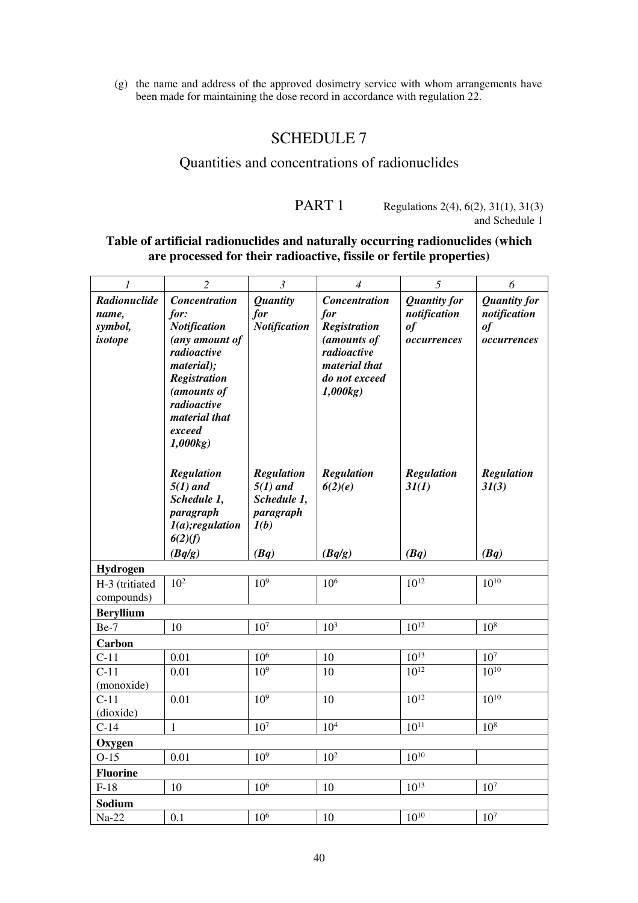(g) the name and address of the approved dosimetry service with whom arrangements have been made for maintaining the dose record in accordance with regulation 22.

# SCHEDULE 7

## Quantities and concentrations of radionuclides

### PART 1

Regulations 2(4), 6(2), 31(1), 31(3) and Schedule 1

**Table of artificial radionuclides and naturally occurring radionuclides (which are processed for their radioactive, fissile or fertile properties)**

| *1* | *2* | *3* | *4* | *5* | *6* |
|---|---|---|---|---|---|
| ***Radionuclide name, symbol, isotope*** | ***Concentration for: Notification (any amount of radioactive material); Registration (amounts of radioactive material that exceed 1,000kg)*** | ***Quantity for Notification*** | ***Concentration for Registration (amounts of radioactive material that do not exceed 1,000kg)*** | ***Quantity for notification of occurrences*** | ***Quantity for notification of occurrences*** |
| | ***Regulation 5(1) and Schedule 1, paragraph 1(a); regulation 6(2)(f)*** | ***Regulation 5(1) and Schedule 1, paragraph 1(b)*** | ***Regulation 6(2)(e)*** | ***Regulation 31(1)*** | ***Regulation 31(3)*** |
| | ***(Bq/g)*** | ***(Bq)*** | ***(Bq/g)*** | ***(Bq)*** | ***(Bq)*** |
| **Hydrogen** | | | | | |
| H-3 (tritiated compounds) | $10^2$ | $10^9$ | $10^6$ | $10^{12}$ | $10^{10}$ |
| **Beryllium** | | | | | |
| Be-7 | 10 | $10^7$ | $10^3$ | $10^{12}$ | $10^8$ |
| **Carbon** | | | | | |
| C-11 | 0.01 | $10^6$ | 10 | $10^{13}$ | $10^7$ |
| C-11 (monoxide) | 0.01 | $10^9$ | 10 | $10^{12}$ | $10^{10}$ |
| C-11 (dioxide) | 0.01 | $10^9$ | 10 | $10^{12}$ | $10^{10}$ |
| C-14 | 1 | $10^7$ | $10^4$ | $10^{11}$ | $10^8$ |
| **Oxygen** | | | | | |
| O-15 | 0.01 | $10^9$ | $10^2$ | $10^{10}$ | |
| **Fluorine** | | | | | |
| F-18 | 10 | $10^6$ | 10 | $10^{13}$ | $10^7$ |
| **Sodium** | | | | | |
| Na-22 | 0.1 | $10^6$ | 10 | $10^{10}$ | $10^7$ |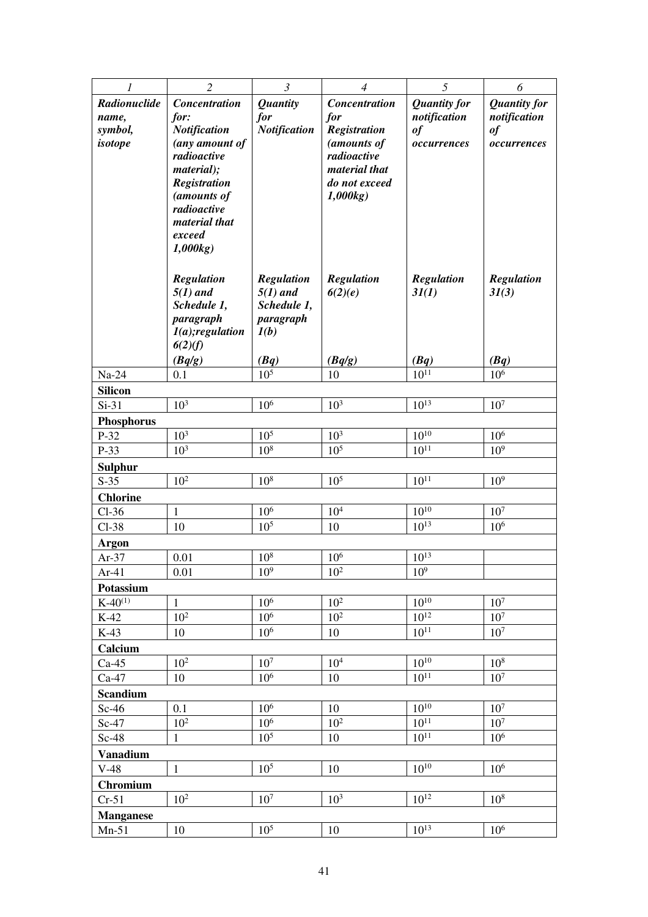| 1 | 2 | 3 | 4 | 5 | 6 |
|---|---|---|---|---|---|
| ***Radionuclide name, symbol, isotope*** | ***Concentration for: Notification (any amount of radioactive material); Registration (amounts of radioactive material that exceed 1,000kg)*** | ***Quantity for Notification*** | ***Concentration for Registration (amounts of radioactive material that do not exceed 1,000kg)*** | ***Quantity for notification of occurrences*** | ***Quantity for notification of occurrences*** |
| | ***Regulation 5(1) and Schedule 1, paragraph 1(a);regulation 6(2)(f)*** | ***Regulation 5(1) and Schedule 1, paragraph 1(b)*** | ***Regulation 6(2)(e)*** | ***Regulation 31(1)*** | ***Regulation 31(3)*** |
| | ***(Bq/g)*** | ***(Bq)*** | ***(Bq/g)*** | ***(Bq)*** | ***(Bq)*** |
| Na-24 | 0.1 | $10^5$ | 10 | $10^{11}$ | $10^6$ |
| **Silicon** | | | | | |
| Si-31 | $10^3$ | $10^6$ | $10^3$ | $10^{13}$ | $10^7$ |
| **Phosphorus** | | | | | |
| P-32 | $10^3$ | $10^5$ | $10^3$ | $10^{10}$ | $10^6$ |
| P-33 | $10^3$ | $10^8$ | $10^5$ | $10^{11}$ | $10^9$ |
| **Sulphur** | | | | | |
| S-35 | $10^2$ | $10^8$ | $10^5$ | $10^{11}$ | $10^9$ |
| **Chlorine** | | | | | |
| Cl-36 | 1 | $10^6$ | $10^4$ | $10^{10}$ | $10^7$ |
| Cl-38 | 10 | $10^5$ | 10 | $10^{13}$ | $10^6$ |
| **Argon** | | | | | |
| Ar-37 | 0.01 | $10^8$ | $10^6$ | $10^{13}$ | |
| Ar-41 | 0.01 | $10^9$ | $10^2$ | $10^9$ | |
| **Potassium** | | | | | |
| K-40[(1)] | 1 | $10^6$ | $10^2$ | $10^{10}$ | $10^7$ |
| K-42 | $10^2$ | $10^6$ | $10^2$ | $10^{12}$ | $10^7$ |
| K-43 | 10 | $10^6$ | 10 | $10^{11}$ | $10^7$ |
| **Calcium** | | | | | |
| Ca-45 | $10^2$ | $10^7$ | $10^4$ | $10^{10}$ | $10^8$ |
| Ca-47 | 10 | $10^6$ | 10 | $10^{11}$ | $10^7$ |
| **Scandium** | | | | | |
| Sc-46 | 0.1 | $10^6$ | 10 | $10^{10}$ | $10^7$ |
| Sc-47 | $10^2$ | $10^6$ | $10^2$ | $10^{11}$ | $10^7$ |
| Sc-48 | 1 | $10^5$ | 10 | $10^{11}$ | $10^6$ |
| **Vanadium** | | | | | |
| V-48 | 1 | $10^5$ | 10 | $10^{10}$ | $10^6$ |
| **Chromium** | | | | | |
| Cr-51 | $10^2$ | $10^7$ | $10^3$ | $10^{12}$ | $10^8$ |
| **Manganese** | | | | | |
| Mn-51 | 10 | $10^5$ | 10 | $10^{13}$ | $10^6$ |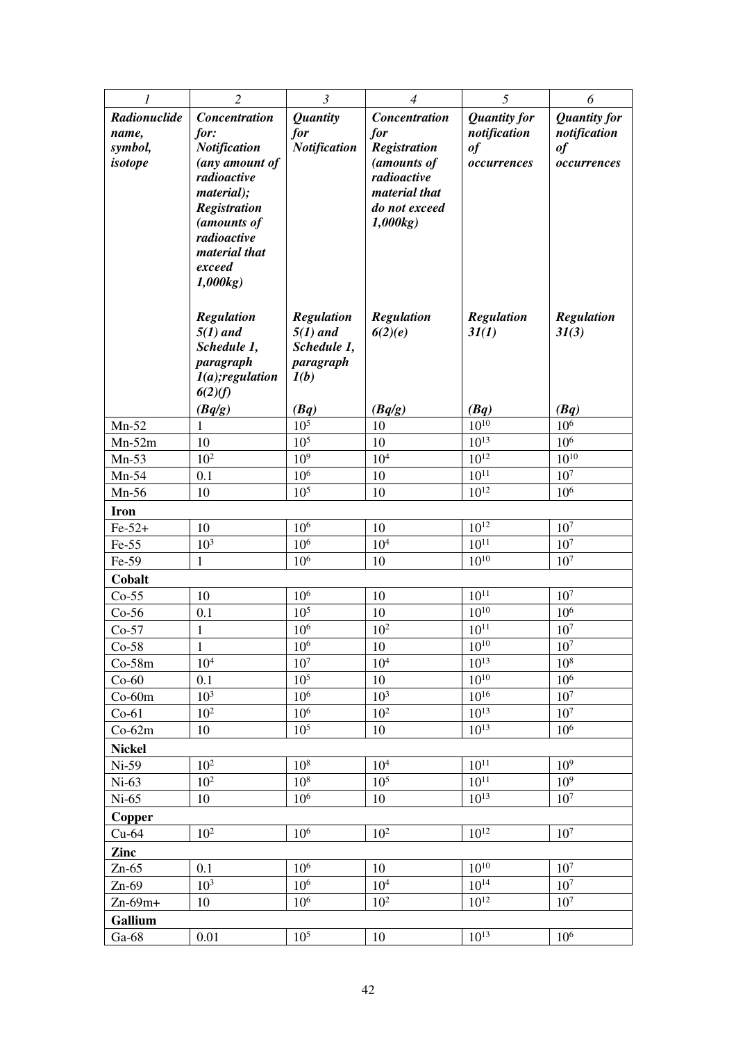| 1 | 2 | 3 | 4 | 5 | 6 |
|---|---|---|---|---|---|
| ***Radionuclide name, symbol, isotope*** | ***Concentration for: Notification (any amount of radioactive material); Registration (amounts of radioactive material that exceed 1,000kg)*** | ***Quantity for Notification*** | ***Concentration for Registration (amounts of radioactive material that do not exceed 1,000kg)*** | ***Quantity for notification of occurrences*** | ***Quantity for notification of occurrences*** |
| | ***Regulation 5(1) and Schedule 1, paragraph 1(a);regulation 6(2)(f)*** | ***Regulation 5(1) and Schedule 1, paragraph 1(b)*** | ***Regulation 6(2)(e)*** | ***Regulation 31(1)*** | ***Regulation 31(3)*** |
| | ***(Bq/g)*** | ***(Bq)*** | ***(Bq/g)*** | ***(Bq)*** | ***(Bq)*** |
| Mn-52 | 1 | $10^5$ | 10 | $10^{10}$ | $10^6$ |
| Mn-52m | 10 | $10^5$ | 10 | $10^{13}$ | $10^6$ |
| Mn-53 | $10^2$ | $10^9$ | $10^4$ | $10^{12}$ | $10^{10}$ |
| Mn-54 | 0.1 | $10^6$ | 10 | $10^{11}$ | $10^7$ |
| Mn-56 | 10 | $10^5$ | 10 | $10^{12}$ | $10^6$ |
| **Iron** | | | | | |
| Fe-52+ | 10 | $10^6$ | 10 | $10^{12}$ | $10^7$ |
| Fe-55 | $10^3$ | $10^6$ | $10^4$ | $10^{11}$ | $10^7$ |
| Fe-59 | 1 | $10^6$ | 10 | $10^{10}$ | $10^7$ |
| **Cobalt** | | | | | |
| Co-55 | 10 | $10^6$ | 10 | $10^{11}$ | $10^7$ |
| Co-56 | 0.1 | $10^5$ | 10 | $10^{10}$ | $10^6$ |
| Co-57 | 1 | $10^6$ | $10^2$ | $10^{11}$ | $10^7$ |
| Co-58 | 1 | $10^6$ | 10 | $10^{10}$ | $10^7$ |
| Co-58m | $10^4$ | $10^7$ | $10^4$ | $10^{13}$ | $10^8$ |
| Co-60 | 0.1 | $10^5$ | 10 | $10^{10}$ | $10^6$ |
| Co-60m | $10^3$ | $10^6$ | $10^3$ | $10^{16}$ | $10^7$ |
| Co-61 | $10^2$ | $10^6$ | $10^2$ | $10^{13}$ | $10^7$ |
| Co-62m | 10 | $10^5$ | 10 | $10^{13}$ | $10^6$ |
| **Nickel** | | | | | |
| Ni-59 | $10^2$ | $10^8$ | $10^4$ | $10^{11}$ | $10^9$ |
| Ni-63 | $10^2$ | $10^8$ | $10^5$ | $10^{11}$ | $10^9$ |
| Ni-65 | 10 | $10^6$ | 10 | $10^{13}$ | $10^7$ |
| **Copper** | | | | | |
| Cu-64 | $10^2$ | $10^6$ | $10^2$ | $10^{12}$ | $10^7$ |
| **Zinc** | | | | | |
| Zn-65 | 0.1 | $10^6$ | 10 | $10^{10}$ | $10^7$ |
| Zn-69 | $10^3$ | $10^6$ | $10^4$ | $10^{14}$ | $10^7$ |
| Zn-69m+ | 10 | $10^6$ | $10^2$ | $10^{12}$ | $10^7$ |
| **Gallium** | | | | | |
| Ga-68 | 0.01 | $10^5$ | 10 | $10^{13}$ | $10^6$ |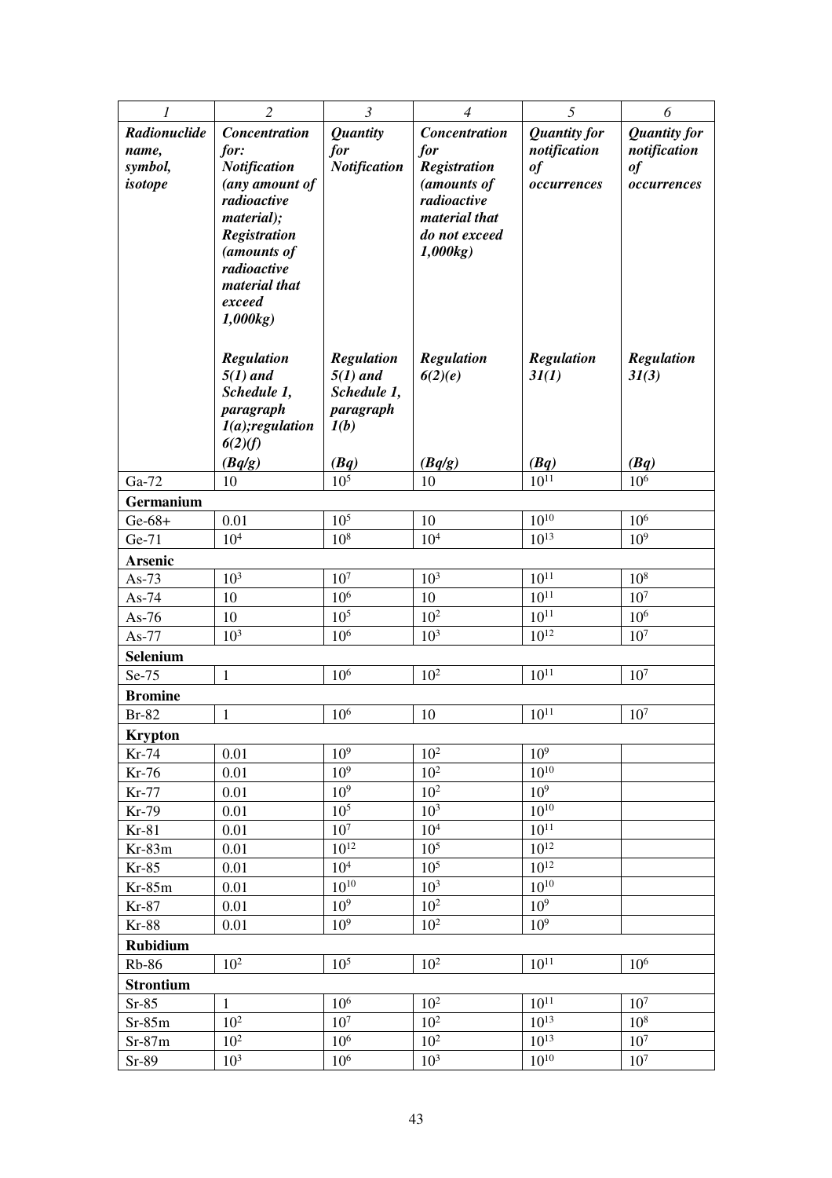| 1 | 2 | 3 | 4 | 5 | 6 |
|---|---|---|---|---|---|
| ***Radionuclide name, symbol, isotope*** | ***Concentration for: Notification (any amount of radioactive material); Registration (amounts of radioactive material that exceed 1,000kg)*** | ***Quantity for Notification*** | ***Concentration for Registration (amounts of radioactive material that do not exceed 1,000kg)*** | ***Quantity for notification of occurrences*** | ***Quantity for notification of occurrences*** |
| | ***Regulation 5(1) and Schedule 1, paragraph 1(a);regulation 6(2)(f)*** | ***Regulation 5(1) and Schedule 1, paragraph 1(b)*** | ***Regulation 6(2)(e)*** | ***Regulation 31(1)*** | ***Regulation 31(3)*** |
| | ***(Bq/g)*** | ***(Bq)*** | ***(Bq/g)*** | ***(Bq)*** | ***(Bq)*** |
| Ga-72 | 10 | $10^5$ | 10 | $10^{11}$ | $10^6$ |
| **Germanium** | | | | | |
| Ge-68+ | 0.01 | $10^5$ | 10 | $10^{10}$ | $10^6$ |
| Ge-71 | $10^4$ | $10^8$ | $10^4$ | $10^{13}$ | $10^9$ |
| **Arsenic** | | | | | |
| As-73 | $10^3$ | $10^7$ | $10^3$ | $10^{11}$ | $10^8$ |
| As-74 | 10 | $10^6$ | 10 | $10^{11}$ | $10^7$ |
| As-76 | 10 | $10^5$ | $10^2$ | $10^{11}$ | $10^6$ |
| As-77 | $10^3$ | $10^6$ | $10^3$ | $10^{12}$ | $10^7$ |
| **Selenium** | | | | | |
| Se-75 | 1 | $10^6$ | $10^2$ | $10^{11}$ | $10^7$ |
| **Bromine** | | | | | |
| Br-82 | 1 | $10^6$ | 10 | $10^{11}$ | $10^7$ |
| **Krypton** | | | | | |
| Kr-74 | 0.01 | $10^9$ | $10^2$ | $10^9$ | |
| Kr-76 | 0.01 | $10^9$ | $10^2$ | $10^{10}$ | |
| Kr-77 | 0.01 | $10^9$ | $10^2$ | $10^9$ | |
| Kr-79 | 0.01 | $10^5$ | $10^3$ | $10^{10}$ | |
| Kr-81 | 0.01 | $10^7$ | $10^4$ | $10^{11}$ | |
| Kr-83m | 0.01 | $10^{12}$ | $10^5$ | $10^{12}$ | |
| Kr-85 | 0.01 | $10^4$ | $10^5$ | $10^{12}$ | |
| Kr-85m | 0.01 | $10^{10}$ | $10^3$ | $10^{10}$ | |
| Kr-87 | 0.01 | $10^9$ | $10^2$ | $10^9$ | |
| Kr-88 | 0.01 | $10^9$ | $10^2$ | $10^9$ | |
| **Rubidium** | | | | | |
| Rb-86 | $10^2$ | $10^5$ | $10^2$ | $10^{11}$ | $10^6$ |
| **Strontium** | | | | | |
| Sr-85 | 1 | $10^6$ | $10^2$ | $10^{11}$ | $10^7$ |
| Sr-85m | $10^2$ | $10^7$ | $10^2$ | $10^{13}$ | $10^8$ |
| Sr-87m | $10^2$ | $10^6$ | $10^2$ | $10^{13}$ | $10^7$ |
| Sr-89 | $10^3$ | $10^6$ | $10^3$ | $10^{10}$ | $10^7$ |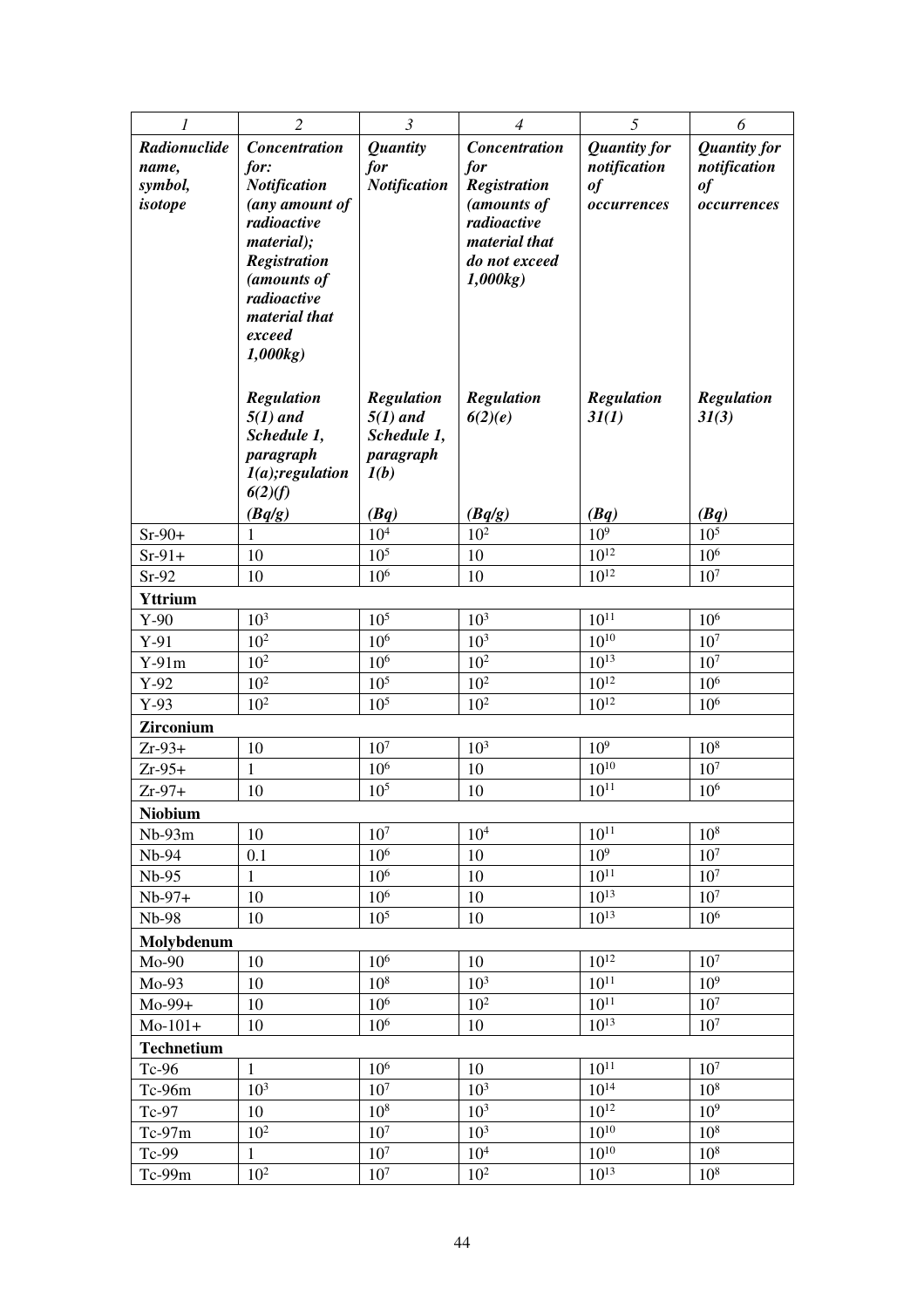| 1 | 2 | 3 | 4 | 5 | 6 |
|---|---|---|---|---|---|
| ***Radionuclide name, symbol, isotope*** | ***Concentration for: Notification (any amount of radioactive material); Registration (amounts of radioactive material that exceed 1,000kg)*** ***Regulation 5(1) and Schedule 1, paragraph 1(a);regulation 6(2)(f)*** ***(Bq/g)*** | ***Quantity for Notification*** ***Regulation 5(1) and Schedule 1, paragraph 1(b)*** ***(Bq)*** | ***Concentration for Registration (amounts of radioactive material that do not exceed 1,000kg)*** ***Regulation 6(2)(e)*** ***(Bq/g)*** | ***Quantity for notification of occurrences*** ***Regulation 31(1)*** ***(Bq)*** | ***Quantity for notification of occurrences*** ***Regulation 31(3)*** ***(Bq)*** |
| Sr-90+ | 1 | $10^4$ | $10^2$ | $10^9$ | $10^5$ |
| Sr-91+ | 10 | $10^5$ | 10 | $10^{12}$ | $10^6$ |
| Sr-92 | 10 | $10^6$ | 10 | $10^{12}$ | $10^7$ |
| **Yttrium** | | | | | |
| Y-90 | $10^3$ | $10^5$ | $10^3$ | $10^{11}$ | $10^6$ |
| Y-91 | $10^2$ | $10^6$ | $10^3$ | $10^{10}$ | $10^7$ |
| Y-91m | $10^2$ | $10^6$ | $10^2$ | $10^{13}$ | $10^7$ |
| Y-92 | $10^2$ | $10^5$ | $10^2$ | $10^{12}$ | $10^6$ |
| Y-93 | $10^2$ | $10^5$ | $10^2$ | $10^{12}$ | $10^6$ |
| **Zirconium** | | | | | |
| Zr-93+ | 10 | $10^7$ | $10^3$ | $10^9$ | $10^8$ |
| Zr-95+ | 1 | $10^6$ | 10 | $10^{10}$ | $10^7$ |
| Zr-97+ | 10 | $10^5$ | 10 | $10^{11}$ | $10^6$ |
| **Niobium** | | | | | |
| Nb-93m | 10 | $10^7$ | $10^4$ | $10^{11}$ | $10^8$ |
| Nb-94 | 0.1 | $10^6$ | 10 | $10^9$ | $10^7$ |
| Nb-95 | 1 | $10^6$ | 10 | $10^{11}$ | $10^7$ |
| Nb-97+ | 10 | $10^6$ | 10 | $10^{13}$ | $10^7$ |
| Nb-98 | 10 | $10^5$ | 10 | $10^{13}$ | $10^6$ |
| **Molybdenum** | | | | | |
| Mo-90 | 10 | $10^6$ | 10 | $10^{12}$ | $10^7$ |
| Mo-93 | 10 | $10^8$ | $10^3$ | $10^{11}$ | $10^9$ |
| Mo-99+ | 10 | $10^6$ | $10^2$ | $10^{11}$ | $10^7$ |
| Mo-101+ | 10 | $10^6$ | 10 | $10^{13}$ | $10^7$ |
| **Technetium** | | | | | |
| Tc-96 | 1 | $10^6$ | 10 | $10^{11}$ | $10^7$ |
| Tc-96m | $10^3$ | $10^7$ | $10^3$ | $10^{14}$ | $10^8$ |
| Tc-97 | 10 | $10^8$ | $10^3$ | $10^{12}$ | $10^9$ |
| Tc-97m | $10^2$ | $10^7$ | $10^3$ | $10^{10}$ | $10^8$ |
| Tc-99 | 1 | $10^7$ | $10^4$ | $10^{10}$ | $10^8$ |
| Tc-99m | $10^2$ | $10^7$ | $10^2$ | $10^{13}$ | $10^8$ |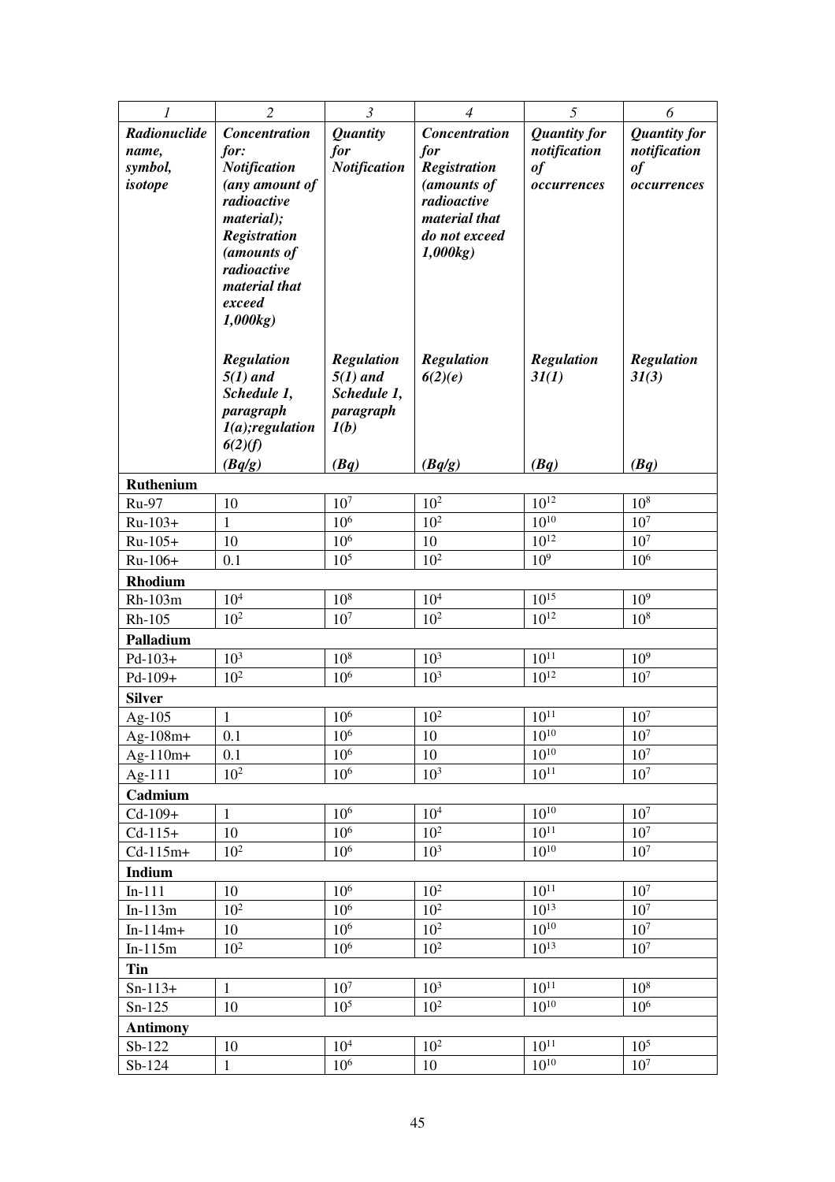| 1 | 2 | 3 | 4 | 5 | 6 |
|---|---|---|---|---|---|
| ***Radionuclide name, symbol, isotope*** | ***Concentration for: Notification (any amount of radioactive material); Registration (amounts of radioactive material that exceed 1,000kg)*** ***Regulation 5(1) and Schedule 1, paragraph 1(a);regulation 6(2)(f)*** ***(Bq/g)*** | ***Quantity for Notification*** ***Regulation 5(1) and Schedule 1, paragraph 1(b)*** ***(Bq)*** | ***Concentration for Registration (amounts of radioactive material that do not exceed 1,000kg)*** ***Regulation 6(2)(e)*** ***(Bq/g)*** | ***Quantity for notification of occurrences*** ***Regulation 31(1)*** ***(Bq)*** | ***Quantity for notification of occurrences*** ***Regulation 31(3)*** ***(Bq)*** |
| **Ruthenium** | | | | | |
| Ru-97 | 10 | $10^7$ | $10^2$ | $10^{12}$ | $10^8$ |
| Ru-103+ | 1 | $10^6$ | $10^2$ | $10^{10}$ | $10^7$ |
| Ru-105+ | 10 | $10^6$ | 10 | $10^{12}$ | $10^7$ |
| Ru-106+ | 0.1 | $10^5$ | $10^2$ | $10^9$ | $10^6$ |
| **Rhodium** | | | | | |
| Rh-103m | $10^4$ | $10^8$ | $10^4$ | $10^{15}$ | $10^9$ |
| Rh-105 | $10^2$ | $10^7$ | $10^2$ | $10^{12}$ | $10^8$ |
| **Palladium** | | | | | |
| Pd-103+ | $10^3$ | $10^8$ | $10^3$ | $10^{11}$ | $10^9$ |
| Pd-109+ | $10^2$ | $10^6$ | $10^3$ | $10^{12}$ | $10^7$ |
| **Silver** | | | | | |
| Ag-105 | 1 | $10^6$ | $10^2$ | $10^{11}$ | $10^7$ |
| Ag-108m+ | 0.1 | $10^6$ | 10 | $10^{10}$ | $10^7$ |
| Ag-110m+ | 0.1 | $10^6$ | 10 | $10^{10}$ | $10^7$ |
| Ag-111 | $10^2$ | $10^6$ | $10^3$ | $10^{11}$ | $10^7$ |
| **Cadmium** | | | | | |
| Cd-109+ | 1 | $10^6$ | $10^4$ | $10^{10}$ | $10^7$ |
| Cd-115+ | 10 | $10^6$ | $10^2$ | $10^{11}$ | $10^7$ |
| Cd-115m+ | $10^2$ | $10^6$ | $10^3$ | $10^{10}$ | $10^7$ |
| **Indium** | | | | | |
| In-111 | 10 | $10^6$ | $10^2$ | $10^{11}$ | $10^7$ |
| In-113m | $10^2$ | $10^6$ | $10^2$ | $10^{13}$ | $10^7$ |
| In-114m+ | 10 | $10^6$ | $10^2$ | $10^{10}$ | $10^7$ |
| In-115m | $10^2$ | $10^6$ | $10^2$ | $10^{13}$ | $10^7$ |
| **Tin** | | | | | |
| Sn-113+ | 1 | $10^7$ | $10^3$ | $10^{11}$ | $10^8$ |
| Sn-125 | 10 | $10^5$ | $10^2$ | $10^{10}$ | $10^6$ |
| **Antimony** | | | | | |
| Sb-122 | 10 | $10^4$ | $10^2$ | $10^{11}$ | $10^5$ |
| Sb-124 | 1 | $10^6$ | 10 | $10^{10}$ | $10^7$ |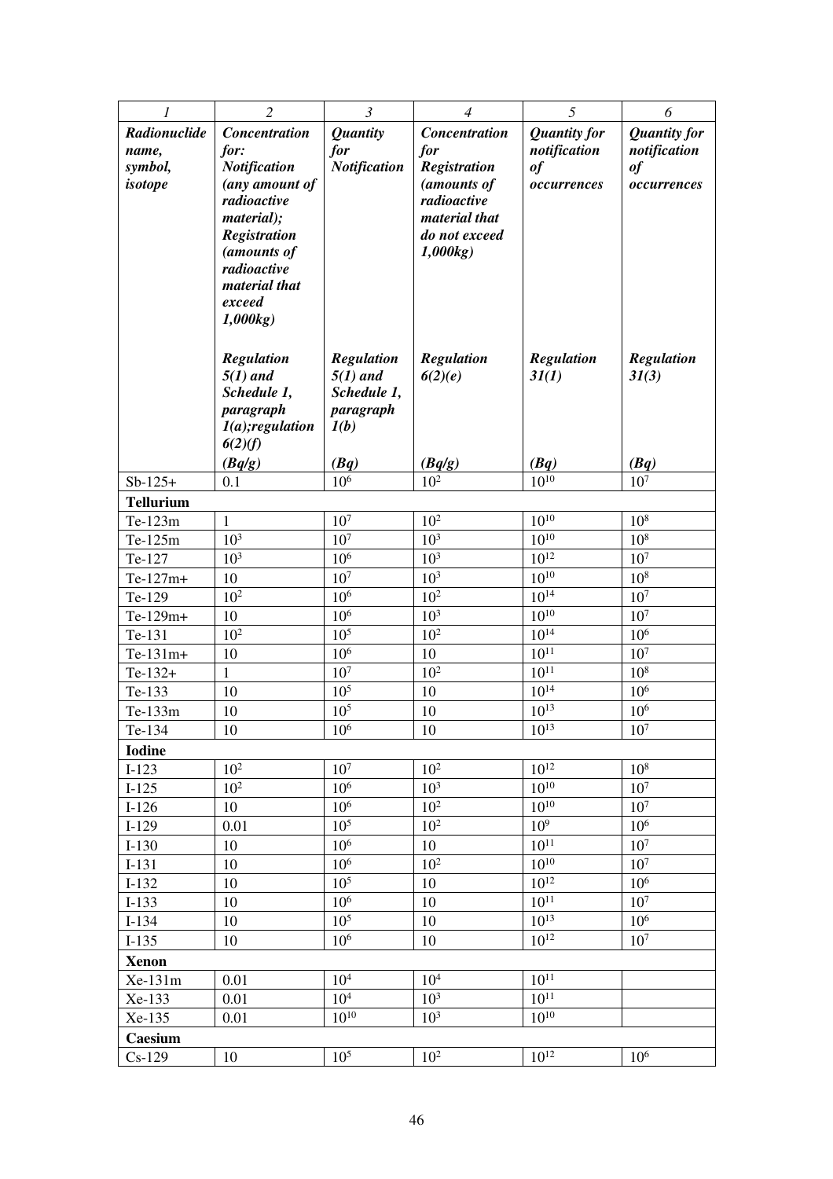| *1* | *2* | *3* | *4* | *5* | *6* |
|---|---|---|---|---|---|
| ***Radionuclide name, symbol, isotope*** | ***Concentration for: Notification (any amount of radioactive material); Registration (amounts of radioactive material that exceed 1,000kg)*** | ***Quantity for Notification*** | ***Concentration for Registration (amounts of radioactive material that do not exceed 1,000kg)*** | ***Quantity for notification of occurrences*** | ***Quantity for notification of occurrences*** |
| | ***Regulation 5(1) and Schedule 1, paragraph 1(a);regulation 6(2)(f)*** | ***Regulation 5(1) and Schedule 1, paragraph 1(b)*** | ***Regulation 6(2)(e)*** | ***Regulation 31(1)*** | ***Regulation 31(3)*** |
| | ***(Bq/g)*** | ***(Bq)*** | ***(Bq/g)*** | ***(Bq)*** | ***(Bq)*** |
| Sb-125+ | 0.1 | $10^6$ | $10^2$ | $10^{10}$ | $10^7$ |
| **Tellurium** | | | | | |
| Te-123m | 1 | $10^7$ | $10^2$ | $10^{10}$ | $10^8$ |
| Te-125m | $10^3$ | $10^7$ | $10^3$ | $10^{10}$ | $10^8$ |
| Te-127 | $10^3$ | $10^6$ | $10^3$ | $10^{12}$ | $10^7$ |
| Te-127m+ | 10 | $10^7$ | $10^3$ | $10^{10}$ | $10^8$ |
| Te-129 | $10^2$ | $10^6$ | $10^2$ | $10^{14}$ | $10^7$ |
| Te-129m+ | 10 | $10^6$ | $10^3$ | $10^{10}$ | $10^7$ |
| Te-131 | $10^2$ | $10^5$ | $10^2$ | $10^{14}$ | $10^6$ |
| Te-131m+ | 10 | $10^6$ | 10 | $10^{11}$ | $10^7$ |
| Te-132+ | 1 | $10^7$ | $10^2$ | $10^{11}$ | $10^8$ |
| Te-133 | 10 | $10^5$ | 10 | $10^{14}$ | $10^6$ |
| Te-133m | 10 | $10^5$ | 10 | $10^{13}$ | $10^6$ |
| Te-134 | 10 | $10^6$ | 10 | $10^{13}$ | $10^7$ |
| **Iodine** | | | | | |
| I-123 | $10^2$ | $10^7$ | $10^2$ | $10^{12}$ | $10^8$ |
| I-125 | $10^2$ | $10^6$ | $10^3$ | $10^{10}$ | $10^7$ |
| I-126 | 10 | $10^6$ | $10^2$ | $10^{10}$ | $10^7$ |
| I-129 | 0.01 | $10^5$ | $10^2$ | $10^9$ | $10^6$ |
| I-130 | 10 | $10^6$ | 10 | $10^{11}$ | $10^7$ |
| I-131 | 10 | $10^6$ | $10^2$ | $10^{10}$ | $10^7$ |
| I-132 | 10 | $10^5$ | 10 | $10^{12}$ | $10^6$ |
| I-133 | 10 | $10^6$ | 10 | $10^{11}$ | $10^7$ |
| I-134 | 10 | $10^5$ | 10 | $10^{13}$ | $10^6$ |
| I-135 | 10 | $10^6$ | 10 | $10^{12}$ | $10^7$ |
| **Xenon** | | | | | |
| Xe-131m | 0.01 | $10^4$ | $10^4$ | $10^{11}$ | |
| Xe-133 | 0.01 | $10^4$ | $10^3$ | $10^{11}$ | |
| Xe-135 | 0.01 | $10^{10}$ | $10^3$ | $10^{10}$ | |
| **Caesium** | | | | | |
| Cs-129 | 10 | $10^5$ | $10^2$ | $10^{12}$ | $10^6$ |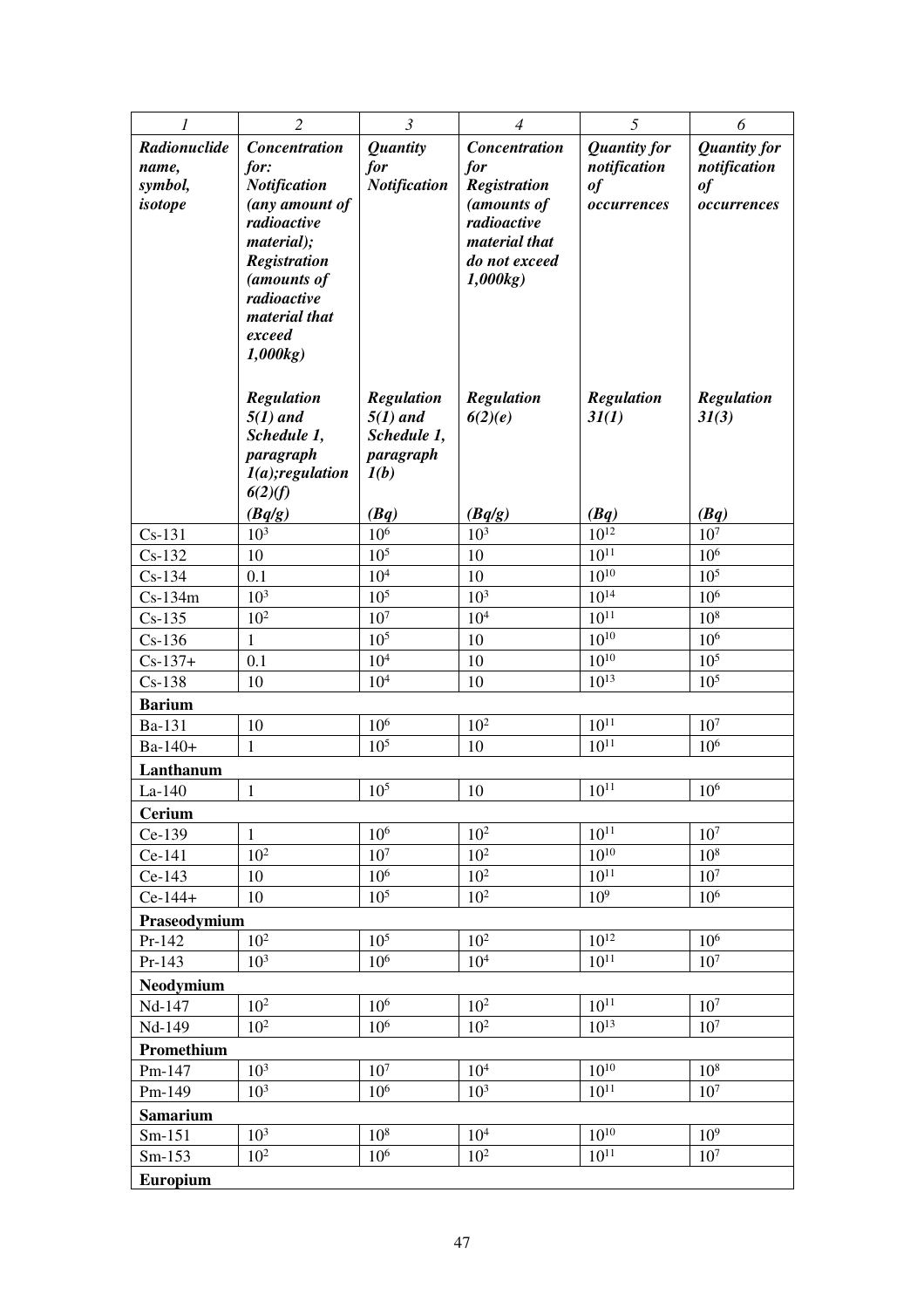| 1 | 2 | 3 | 4 | 5 | 6 |
|---|---|---|---|---|---|
| ***Radionuclide name, symbol, isotope*** | ***Concentration for: Notification (any amount of radioactive material); Registration (amounts of radioactive material that exceed 1,000kg)*** ***Regulation 5(1) and Schedule 1, paragraph 1(a);regulation 6(2)(f)*** ***(Bq/g)*** | ***Quantity for Notification*** ***Regulation 5(1) and Schedule 1, paragraph 1(b)*** ***(Bq)*** | ***Concentration for Registration (amounts of radioactive material that do not exceed 1,000kg)*** ***Regulation 6(2)(e)*** ***(Bq/g)*** | ***Quantity for notification of occurrences*** ***Regulation 31(1)*** ***(Bq)*** | ***Quantity for notification of occurrences*** ***Regulation 31(3)*** ***(Bq)*** |
| Cs-131 | $10^3$ | $10^6$ | $10^3$ | $10^{12}$ | $10^7$ |
| Cs-132 | 10 | $10^5$ | 10 | $10^{11}$ | $10^6$ |
| Cs-134 | 0.1 | $10^4$ | 10 | $10^{10}$ | $10^5$ |
| Cs-134m | $10^3$ | $10^5$ | $10^3$ | $10^{14}$ | $10^6$ |
| Cs-135 | $10^2$ | $10^7$ | $10^4$ | $10^{11}$ | $10^8$ |
| Cs-136 | 1 | $10^5$ | 10 | $10^{10}$ | $10^6$ |
| Cs-137+ | 0.1 | $10^4$ | 10 | $10^{10}$ | $10^5$ |
| Cs-138 | 10 | $10^4$ | 10 | $10^{13}$ | $10^5$ |
| **Barium** | | | | | |
| Ba-131 | 10 | $10^6$ | $10^2$ | $10^{11}$ | $10^7$ |
| Ba-140+ | 1 | $10^5$ | 10 | $10^{11}$ | $10^6$ |
| **Lanthanum** | | | | | |
| La-140 | 1 | $10^5$ | 10 | $10^{11}$ | $10^6$ |
| **Cerium** | | | | | |
| Ce-139 | 1 | $10^6$ | $10^2$ | $10^{11}$ | $10^7$ |
| Ce-141 | $10^2$ | $10^7$ | $10^2$ | $10^{10}$ | $10^8$ |
| Ce-143 | 10 | $10^6$ | $10^2$ | $10^{11}$ | $10^7$ |
| Ce-144+ | 10 | $10^5$ | $10^2$ | $10^9$ | $10^6$ |
| **Praseodymium** | | | | | |
| Pr-142 | $10^2$ | $10^5$ | $10^2$ | $10^{12}$ | $10^6$ |
| Pr-143 | $10^3$ | $10^6$ | $10^4$ | $10^{11}$ | $10^7$ |
| **Neodymium** | | | | | |
| Nd-147 | $10^2$ | $10^6$ | $10^2$ | $10^{11}$ | $10^7$ |
| Nd-149 | $10^2$ | $10^6$ | $10^2$ | $10^{13}$ | $10^7$ |
| **Promethium** | | | | | |
| Pm-147 | $10^3$ | $10^7$ | $10^4$ | $10^{10}$ | $10^8$ |
| Pm-149 | $10^3$ | $10^6$ | $10^3$ | $10^{11}$ | $10^7$ |
| **Samarium** | | | | | |
| Sm-151 | $10^3$ | $10^8$ | $10^4$ | $10^{10}$ | $10^9$ |
| Sm-153 | $10^2$ | $10^6$ | $10^2$ | $10^{11}$ | $10^7$ |
| **Europium** | | | | | |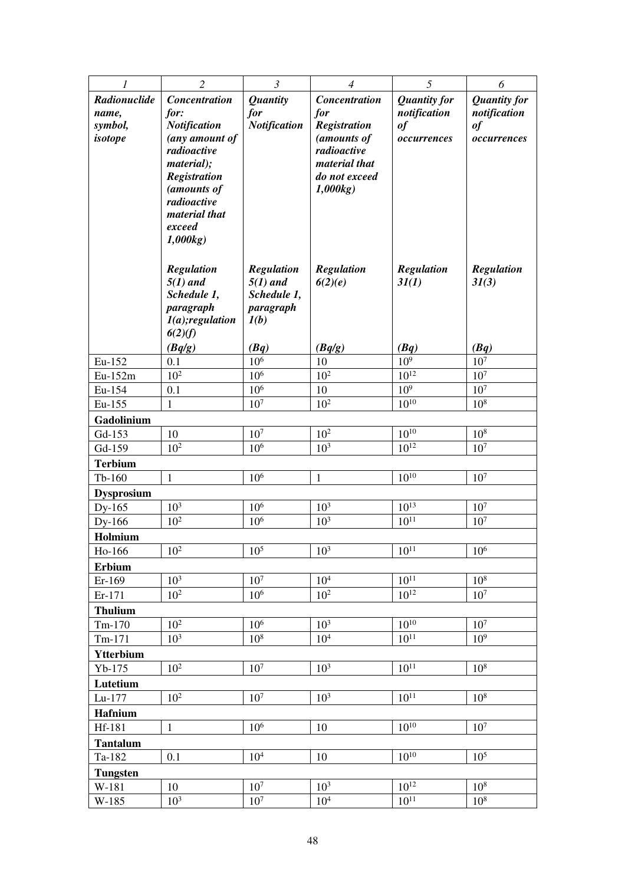| 1 | 2 | 3 | 4 | 5 | 6 |
|---|---|---|---|---|---|
| ***Radionuclide name, symbol, isotope*** | ***Concentration for: Notification (any amount of radioactive material); Registration (amounts of radioactive material that exceed 1,000kg)*** ***Regulation 5(1) and Schedule 1, paragraph 1(a);regulation 6(2)(f)*** ***(Bq/g)*** | ***Quantity for Notification*** ***Regulation 5(1) and Schedule 1, paragraph 1(b)*** ***(Bq)*** | ***Concentration for Registration (amounts of radioactive material that do not exceed 1,000kg)*** ***Regulation 6(2)(e)*** ***(Bq/g)*** | ***Quantity for notification of occurrences*** ***Regulation 31(1)*** ***(Bq)*** | ***Quantity for notification of occurrences*** ***Regulation 31(3)*** ***(Bq)*** |
| Eu-152 | 0.1 | $10^6$ | 10 | $10^9$ | $10^7$ |
| Eu-152m | $10^2$ | $10^6$ | $10^2$ | $10^{12}$ | $10^7$ |
| Eu-154 | 0.1 | $10^6$ | 10 | $10^9$ | $10^7$ |
| Eu-155 | 1 | $10^7$ | $10^2$ | $10^{10}$ | $10^8$ |
| **Gadolinium** | | | | | |
| Gd-153 | 10 | $10^7$ | $10^2$ | $10^{10}$ | $10^8$ |
| Gd-159 | $10^2$ | $10^6$ | $10^3$ | $10^{12}$ | $10^7$ |
| **Terbium** | | | | | |
| Tb-160 | 1 | $10^6$ | 1 | $10^{10}$ | $10^7$ |
| **Dysprosium** | | | | | |
| Dy-165 | $10^3$ | $10^6$ | $10^3$ | $10^{13}$ | $10^7$ |
| Dy-166 | $10^2$ | $10^6$ | $10^3$ | $10^{11}$ | $10^7$ |
| **Holmium** | | | | | |
| Ho-166 | $10^2$ | $10^5$ | $10^3$ | $10^{11}$ | $10^6$ |
| **Erbium** | | | | | |
| Er-169 | $10^3$ | $10^7$ | $10^4$ | $10^{11}$ | $10^8$ |
| Er-171 | $10^2$ | $10^6$ | $10^2$ | $10^{12}$ | $10^7$ |
| **Thulium** | | | | | |
| Tm-170 | $10^2$ | $10^6$ | $10^3$ | $10^{10}$ | $10^7$ |
| Tm-171 | $10^3$ | $10^8$ | $10^4$ | $10^{11}$ | $10^9$ |
| **Ytterbium** | | | | | |
| Yb-175 | $10^2$ | $10^7$ | $10^3$ | $10^{11}$ | $10^8$ |
| **Lutetium** | | | | | |
| Lu-177 | $10^2$ | $10^7$ | $10^3$ | $10^{11}$ | $10^8$ |
| **Hafnium** | | | | | |
| Hf-181 | 1 | $10^6$ | 10 | $10^{10}$ | $10^7$ |
| **Tantalum** | | | | | |
| Ta-182 | 0.1 | $10^4$ | 10 | $10^{10}$ | $10^5$ |
| **Tungsten** | | | | | |
| W-181 | 10 | $10^7$ | $10^3$ | $10^{12}$ | $10^8$ |
| W-185 | $10^3$ | $10^7$ | $10^4$ | $10^{11}$ | $10^8$ |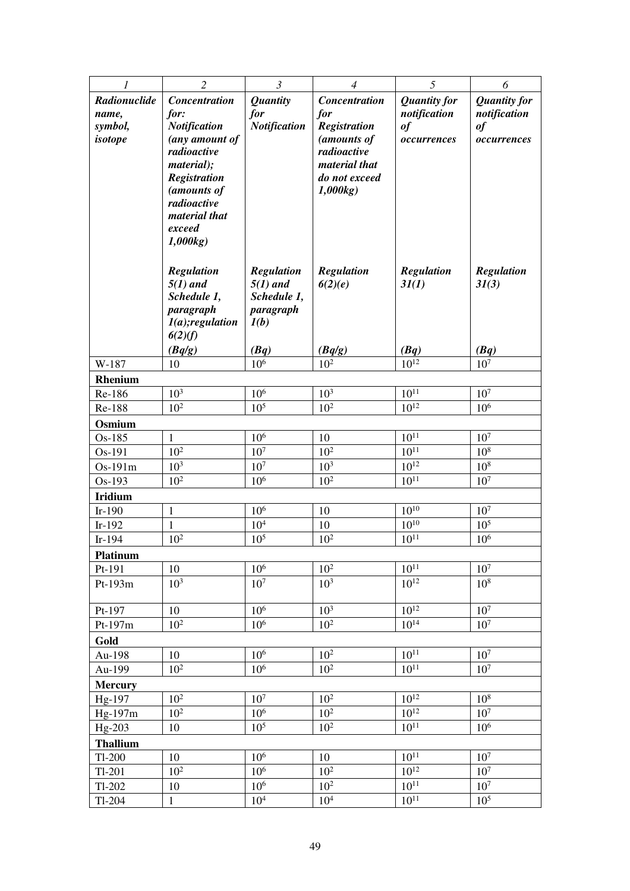| 1 | 2 | 3 | 4 | 5 | 6 |
|---|---|---|---|---|---|
| ***Radionuclide name, symbol, isotope*** | ***Concentration for: Notification (any amount of radioactive material); Registration (amounts of radioactive material that exceed 1,000kg)*** | ***Quantity for Notification*** | ***Concentration for Registration (amounts of radioactive material that do not exceed 1,000kg)*** | ***Quantity for notification of occurrences*** | ***Quantity for notification of occurrences*** |
| | ***Regulation 5(1) and Schedule 1, paragraph 1(a);regulation 6(2)(f)*** | ***Regulation 5(1) and Schedule 1, paragraph 1(b)*** | ***Regulation 6(2)(e)*** | ***Regulation 31(1)*** | ***Regulation 31(3)*** |
| | ***(Bq/g)*** | ***(Bq)*** | ***(Bq/g)*** | ***(Bq)*** | ***(Bq)*** |
| W-187 | 10 | $10^6$ | $10^2$ | $10^{12}$ | $10^7$ |
| **Rhenium** | | | | | |
| Re-186 | $10^3$ | $10^6$ | $10^3$ | $10^{11}$ | $10^7$ |
| Re-188 | $10^2$ | $10^5$ | $10^2$ | $10^{12}$ | $10^6$ |
| **Osmium** | | | | | |
| Os-185 | 1 | $10^6$ | 10 | $10^{11}$ | $10^7$ |
| Os-191 | $10^2$ | $10^7$ | $10^2$ | $10^{11}$ | $10^8$ |
| Os-191m | $10^3$ | $10^7$ | $10^3$ | $10^{12}$ | $10^8$ |
| Os-193 | $10^2$ | $10^6$ | $10^2$ | $10^{11}$ | $10^7$ |
| **Iridium** | | | | | |
| Ir-190 | 1 | $10^6$ | 10 | $10^{10}$ | $10^7$ |
| Ir-192 | 1 | $10^4$ | 10 | $10^{10}$ | $10^5$ |
| Ir-194 | $10^2$ | $10^5$ | $10^2$ | $10^{11}$ | $10^6$ |
| **Platinum** | | | | | |
| Pt-191 | 10 | $10^6$ | $10^2$ | $10^{11}$ | $10^7$ |
| Pt-193m | $10^3$ | $10^7$ | $10^3$ | $10^{12}$ | $10^8$ |
| Pt-197 | 10 | $10^6$ | $10^3$ | $10^{12}$ | $10^7$ |
| Pt-197m | $10^2$ | $10^6$ | $10^2$ | $10^{14}$ | $10^7$ |
| **Gold** | | | | | |
| Au-198 | 10 | $10^6$ | $10^2$ | $10^{11}$ | $10^7$ |
| Au-199 | $10^2$ | $10^6$ | $10^2$ | $10^{11}$ | $10^7$ |
| **Mercury** | | | | | |
| Hg-197 | $10^2$ | $10^7$ | $10^2$ | $10^{12}$ | $10^8$ |
| Hg-197m | $10^2$ | $10^6$ | $10^2$ | $10^{12}$ | $10^7$ |
| Hg-203 | 10 | $10^5$ | $10^2$ | $10^{11}$ | $10^6$ |
| **Thallium** | | | | | |
| Tl-200 | 10 | $10^6$ | 10 | $10^{11}$ | $10^7$ |
| Tl-201 | $10^2$ | $10^6$ | $10^2$ | $10^{12}$ | $10^7$ |
| Tl-202 | 10 | $10^6$ | $10^2$ | $10^{11}$ | $10^7$ |
| Tl-204 | 1 | $10^4$ | $10^4$ | $10^{11}$ | $10^5$ |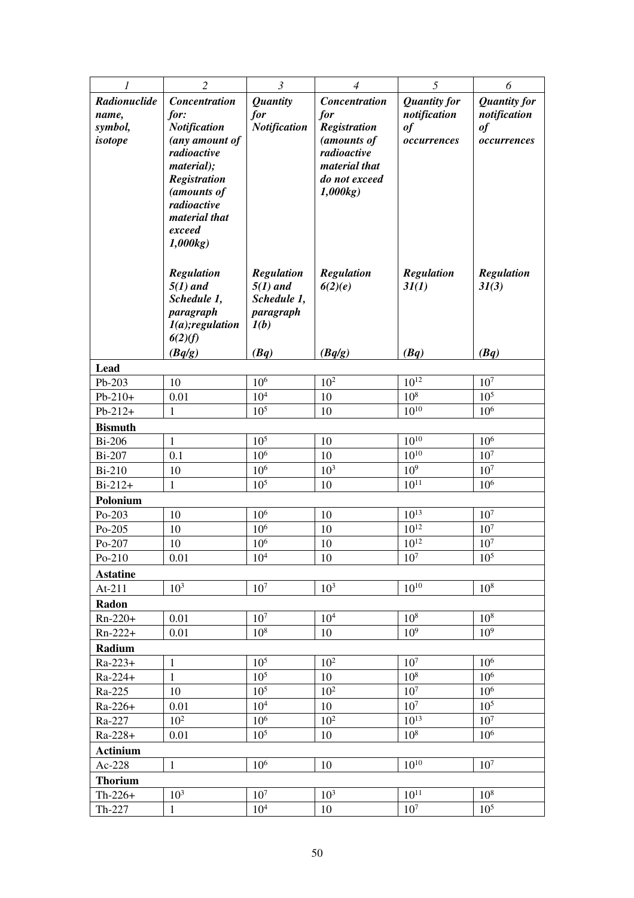| *1* | *2* | *3* | *4* | *5* | *6* |
|---|---|---|---|---|---|
| ***Radionuclide name, symbol, isotope*** | ***Concentration for: Notification (any amount of radioactive material); Registration (amounts of radioactive material that exceed 1,000kg)*** | ***Quantity for Notification*** | ***Concentration for Registration (amounts of radioactive material that do not exceed 1,000kg)*** | ***Quantity for notification of occurrences*** | ***Quantity for notification of occurrences*** |
| | ***Regulation 5(1) and Schedule 1, paragraph 1(a);regulation 6(2)(f)*** | ***Regulation 5(1) and Schedule 1, paragraph 1(b)*** | ***Regulation 6(2)(e)*** | ***Regulation 31(1)*** | ***Regulation 31(3)*** |
| | ***(Bq/g)*** | ***(Bq)*** | ***(Bq/g)*** | ***(Bq)*** | ***(Bq)*** |
| **Lead** | | | | | |
| Pb-203 | 10 | $10^6$ | $10^2$ | $10^{12}$ | $10^7$ |
| Pb-210+ | 0.01 | $10^4$ | 10 | $10^8$ | $10^5$ |
| Pb-212+ | 1 | $10^5$ | 10 | $10^{10}$ | $10^6$ |
| **Bismuth** | | | | | |
| Bi-206 | 1 | $10^5$ | 10 | $10^{10}$ | $10^6$ |
| Bi-207 | 0.1 | $10^6$ | 10 | $10^{10}$ | $10^7$ |
| Bi-210 | 10 | $10^6$ | $10^3$ | $10^9$ | $10^7$ |
| Bi-212+ | 1 | $10^5$ | 10 | $10^{11}$ | $10^6$ |
| **Polonium** | | | | | |
| Po-203 | 10 | $10^6$ | 10 | $10^{13}$ | $10^7$ |
| Po-205 | 10 | $10^6$ | 10 | $10^{12}$ | $10^7$ |
| Po-207 | 10 | $10^6$ | 10 | $10^{12}$ | $10^7$ |
| Po-210 | 0.01 | $10^4$ | 10 | $10^7$ | $10^5$ |
| **Astatine** | | | | | |
| At-211 | $10^3$ | $10^7$ | $10^3$ | $10^{10}$ | $10^8$ |
| **Radon** | | | | | |
| Rn-220+ | 0.01 | $10^7$ | $10^4$ | $10^8$ | $10^8$ |
| Rn-222+ | 0.01 | $10^8$ | 10 | $10^9$ | $10^9$ |
| **Radium** | | | | | |
| Ra-223+ | 1 | $10^5$ | $10^2$ | $10^7$ | $10^6$ |
| Ra-224+ | 1 | $10^5$ | 10 | $10^8$ | $10^6$ |
| Ra-225 | 10 | $10^5$ | $10^2$ | $10^7$ | $10^6$ |
| Ra-226+ | 0.01 | $10^4$ | 10 | $10^7$ | $10^5$ |
| Ra-227 | $10^2$ | $10^6$ | $10^2$ | $10^{13}$ | $10^7$ |
| Ra-228+ | 0.01 | $10^5$ | 10 | $10^8$ | $10^6$ |
| **Actinium** | | | | | |
| Ac-228 | 1 | $10^6$ | 10 | $10^{10}$ | $10^7$ |
| **Thorium** | | | | | |
| Th-226+ | $10^3$ | $10^7$ | $10^3$ | $10^{11}$ | $10^8$ |
| Th-227 | 1 | $10^4$ | 10 | $10^7$ | $10^5$ |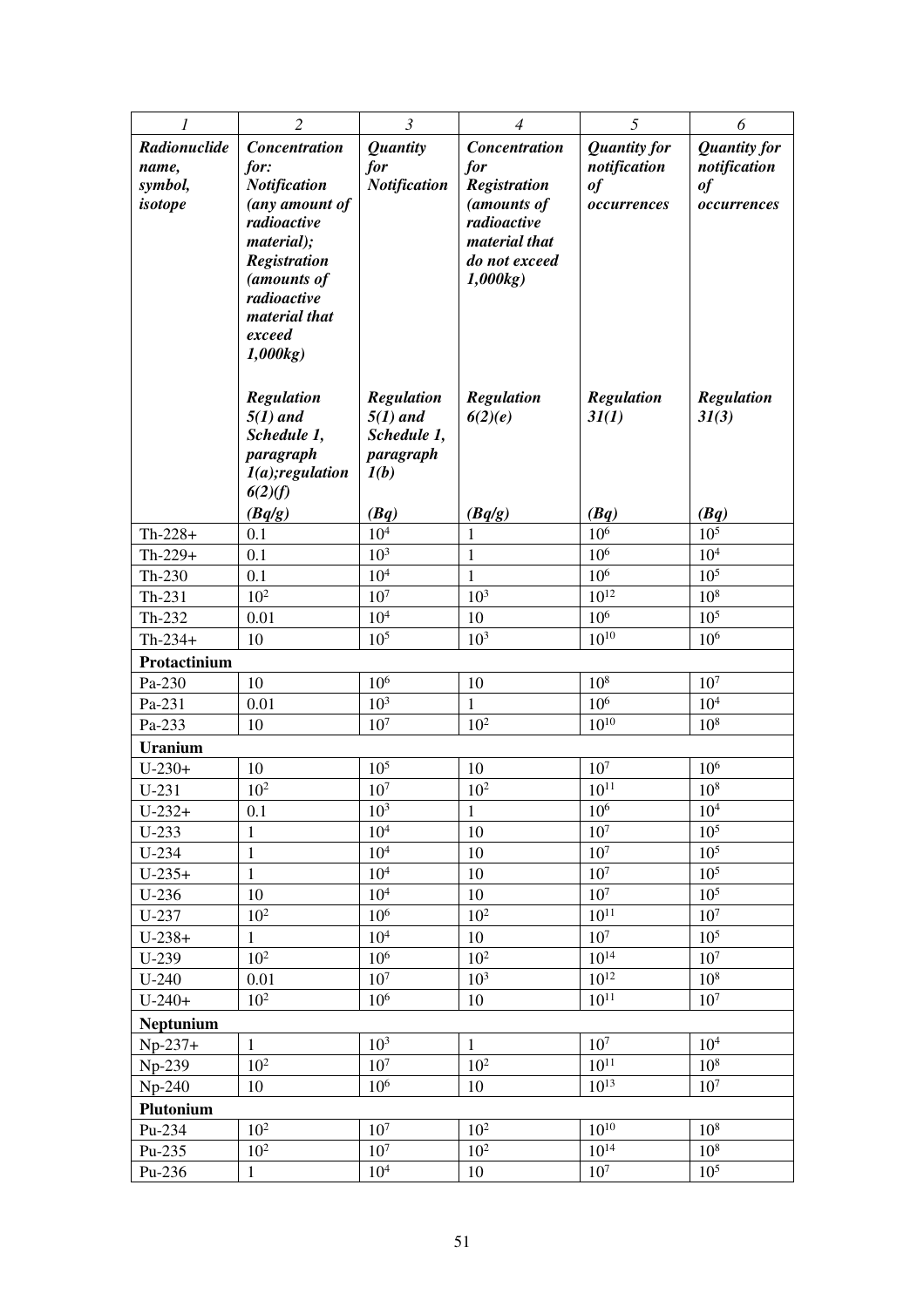| 1 | 2 | 3 | 4 | 5 | 6 |
|---|---|---|---|---|---|
| ***Radionuclide name, symbol, isotope*** | ***Concentration for: Notification (any amount of radioactive material); Registration (amounts of radioactive material that exceed 1,000kg)*** | ***Quantity for Notification*** | ***Concentration for Registration (amounts of radioactive material that do not exceed 1,000kg)*** | ***Quantity for notification of occurrences*** | ***Quantity for notification of occurrences*** |
| | ***Regulation 5(1) and Schedule 1, paragraph 1(a);regulation 6(2)(f)*** | ***Regulation 5(1) and Schedule 1, paragraph 1(b)*** | ***Regulation 6(2)(e)*** | ***Regulation 31(1)*** | ***Regulation 31(3)*** |
| | ***(Bq/g)*** | ***(Bq)*** | ***(Bq/g)*** | ***(Bq)*** | ***(Bq)*** |
| Th-228+ | 0.1 | $10^4$ | 1 | $10^6$ | $10^5$ |
| Th-229+ | 0.1 | $10^3$ | 1 | $10^6$ | $10^4$ |
| Th-230 | 0.1 | $10^4$ | 1 | $10^6$ | $10^5$ |
| Th-231 | $10^2$ | $10^7$ | $10^3$ | $10^{12}$ | $10^8$ |
| Th-232 | 0.01 | $10^4$ | 10 | $10^6$ | $10^5$ |
| Th-234+ | 10 | $10^5$ | $10^3$ | $10^{10}$ | $10^6$ |
| **Protactinium** | | | | | |
| Pa-230 | 10 | $10^6$ | 10 | $10^8$ | $10^7$ |
| Pa-231 | 0.01 | $10^3$ | 1 | $10^6$ | $10^4$ |
| Pa-233 | 10 | $10^7$ | $10^2$ | $10^{10}$ | $10^8$ |
| **Uranium** | | | | | |
| U-230+ | 10 | $10^5$ | 10 | $10^7$ | $10^6$ |
| U-231 | $10^2$ | $10^7$ | $10^2$ | $10^{11}$ | $10^8$ |
| U-232+ | 0.1 | $10^3$ | 1 | $10^6$ | $10^4$ |
| U-233 | 1 | $10^4$ | 10 | $10^7$ | $10^5$ |
| U-234 | 1 | $10^4$ | 10 | $10^7$ | $10^5$ |
| U-235+ | 1 | $10^4$ | 10 | $10^7$ | $10^5$ |
| U-236 | 10 | $10^4$ | 10 | $10^7$ | $10^5$ |
| U-237 | $10^2$ | $10^6$ | $10^2$ | $10^{11}$ | $10^7$ |
| U-238+ | 1 | $10^4$ | 10 | $10^7$ | $10^5$ |
| U-239 | $10^2$ | $10^6$ | $10^2$ | $10^{14}$ | $10^7$ |
| U-240 | 0.01 | $10^7$ | $10^3$ | $10^{12}$ | $10^8$ |
| U-240+ | $10^2$ | $10^6$ | 10 | $10^{11}$ | $10^7$ |
| **Neptunium** | | | | | |
| Np-237+ | 1 | $10^3$ | 1 | $10^7$ | $10^4$ |
| Np-239 | $10^2$ | $10^7$ | $10^2$ | $10^{11}$ | $10^8$ |
| Np-240 | 10 | $10^6$ | 10 | $10^{13}$ | $10^7$ |
| **Plutonium** | | | | | |
| Pu-234 | $10^2$ | $10^7$ | $10^2$ | $10^{10}$ | $10^8$ |
| Pu-235 | $10^2$ | $10^7$ | $10^2$ | $10^{14}$ | $10^8$ |
| Pu-236 | 1 | $10^4$ | 10 | $10^7$ | $10^5$ |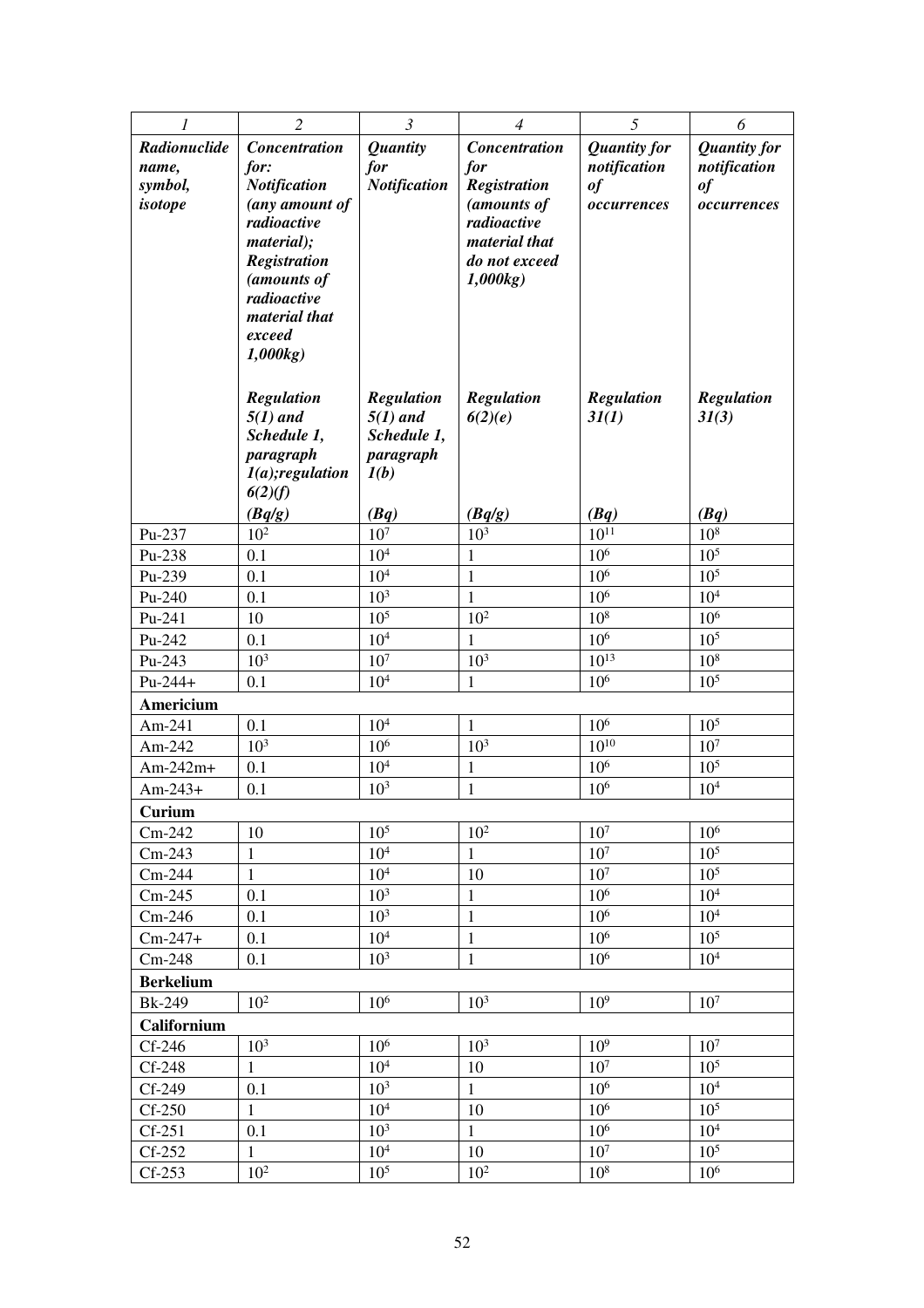| 1 | 2 | 3 | 4 | 5 | 6 |
|---|---|---|---|---|---|
| ***Radionuclide name, symbol, isotope*** | ***Concentration for: Notification (any amount of radioactive material); Registration (amounts of radioactive material that exceed 1,000kg)*** | ***Quantity for Notification*** | ***Concentration for Registration (amounts of radioactive material that do not exceed 1,000kg)*** | ***Quantity for notification of occurrences*** | ***Quantity for notification of occurrences*** |
| | ***Regulation 5(1) and Schedule 1, paragraph 1(a);regulation 6(2)(f)*** | ***Regulation 5(1) and Schedule 1, paragraph 1(b)*** | ***Regulation 6(2)(e)*** | ***Regulation 31(1)*** | ***Regulation 31(3)*** |
| | ***(Bq/g)*** | ***(Bq)*** | ***(Bq/g)*** | ***(Bq)*** | ***(Bq)*** |
| Pu-237 | $10^2$ | $10^7$ | $10^3$ | $10^{11}$ | $10^8$ |
| Pu-238 | 0.1 | $10^4$ | 1 | $10^6$ | $10^5$ |
| Pu-239 | 0.1 | $10^4$ | 1 | $10^6$ | $10^5$ |
| Pu-240 | 0.1 | $10^3$ | 1 | $10^6$ | $10^4$ |
| Pu-241 | 10 | $10^5$ | $10^2$ | $10^8$ | $10^6$ |
| Pu-242 | 0.1 | $10^4$ | 1 | $10^6$ | $10^5$ |
| Pu-243 | $10^3$ | $10^7$ | $10^3$ | $10^{13}$ | $10^8$ |
| Pu-244+ | 0.1 | $10^4$ | 1 | $10^6$ | $10^5$ |
| **Americium** | | | | | |
| Am-241 | 0.1 | $10^4$ | 1 | $10^6$ | $10^5$ |
| Am-242 | $10^3$ | $10^6$ | $10^3$ | $10^{10}$ | $10^7$ |
| Am-242m+ | 0.1 | $10^4$ | 1 | $10^6$ | $10^5$ |
| Am-243+ | 0.1 | $10^3$ | 1 | $10^6$ | $10^4$ |
| **Curium** | | | | | |
| Cm-242 | 10 | $10^5$ | $10^2$ | $10^7$ | $10^6$ |
| Cm-243 | 1 | $10^4$ | 1 | $10^7$ | $10^5$ |
| Cm-244 | 1 | $10^4$ | 10 | $10^7$ | $10^5$ |
| Cm-245 | 0.1 | $10^3$ | 1 | $10^6$ | $10^4$ |
| Cm-246 | 0.1 | $10^3$ | 1 | $10^6$ | $10^4$ |
| Cm-247+ | 0.1 | $10^4$ | 1 | $10^6$ | $10^5$ |
| Cm-248 | 0.1 | $10^3$ | 1 | $10^6$ | $10^4$ |
| **Berkelium** | | | | | |
| Bk-249 | $10^2$ | $10^6$ | $10^3$ | $10^9$ | $10^7$ |
| **Californium** | | | | | |
| Cf-246 | $10^3$ | $10^6$ | $10^3$ | $10^9$ | $10^7$ |
| Cf-248 | 1 | $10^4$ | 10 | $10^7$ | $10^5$ |
| Cf-249 | 0.1 | $10^3$ | 1 | $10^6$ | $10^4$ |
| Cf-250 | 1 | $10^4$ | 10 | $10^6$ | $10^5$ |
| Cf-251 | 0.1 | $10^3$ | 1 | $10^6$ | $10^4$ |
| Cf-252 | 1 | $10^4$ | 10 | $10^7$ | $10^5$ |
| Cf-253 | $10^2$ | $10^5$ | $10^2$ | $10^8$ | $10^6$ |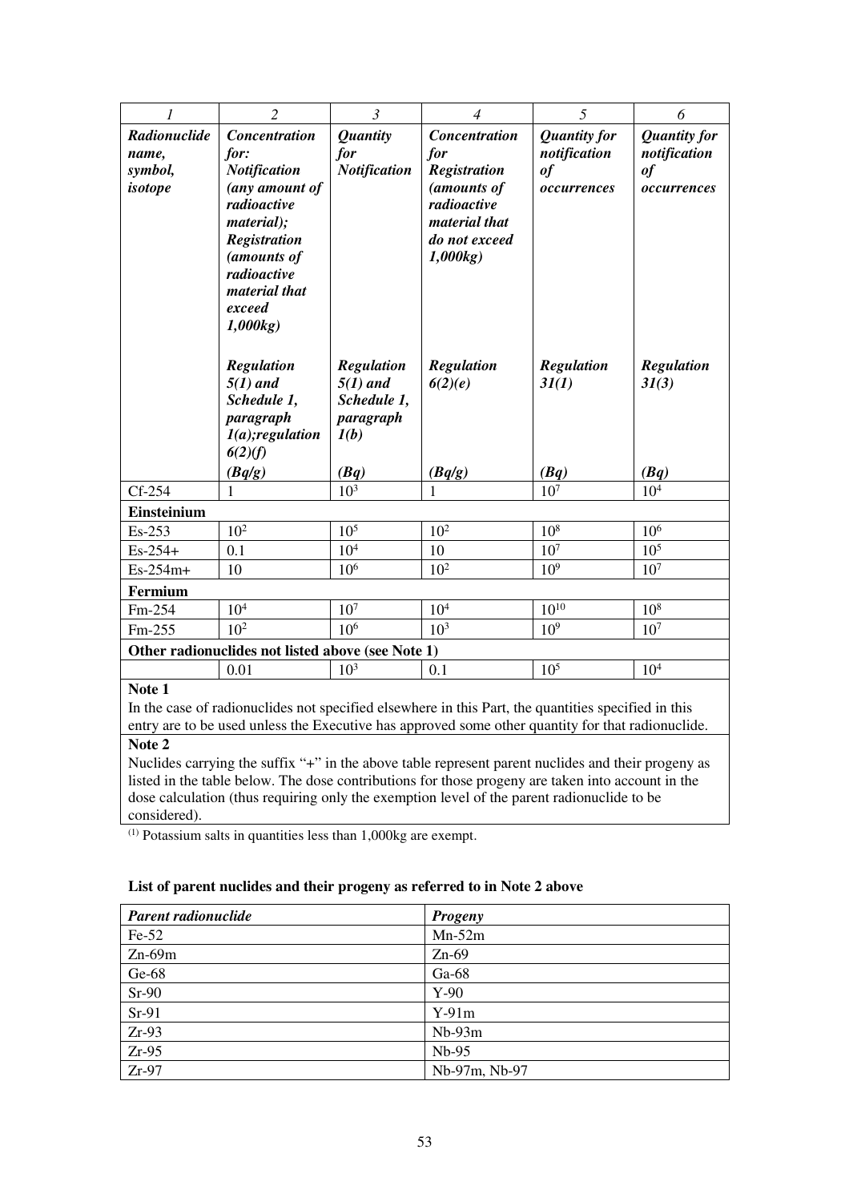| 1 | 2 | 3 | 4 | 5 | 6 |
|---|---|---|---|---|---|
| ***Radionuclide name, symbol, isotope*** | ***Concentration for: Notification (any amount of radioactive material); Registration (amounts of radioactive material that exceed 1,000kg)*** <br> ***Regulation 5(1) and Schedule 1, paragraph 1(a);regulation 6(2)(f)*** <br> ***(Bq/g)*** | ***Quantity for Notification*** <br> ***Regulation 5(1) and Schedule 1, paragraph 1(b)*** <br> ***(Bq)*** | ***Concentration for Registration (amounts of radioactive material that do not exceed 1,000kg)*** <br> ***Regulation 6(2)(e)*** <br> ***(Bq/g)*** | ***Quantity for notification of occurrences*** <br> ***Regulation 31(1)*** <br> ***(Bq)*** | ***Quantity for notification of occurrences*** <br> ***Regulation 31(3)*** <br> ***(Bq)*** |
| Cf-254 | 1 | $10^3$ | 1 | $10^7$ | $10^4$ |
| **Einsteinium** | | | | | |
| Es-253 | $10^2$ | $10^5$ | $10^2$ | $10^8$ | $10^6$ |
| Es-254+ | 0.1 | $10^4$ | 10 | $10^7$ | $10^5$ |
| Es-254m+ | 10 | $10^6$ | $10^2$ | $10^9$ | $10^7$ |
| **Fermium** | | | | | |
| Fm-254 | $10^4$ | $10^7$ | $10^4$ | $10^{10}$ | $10^8$ |
| Fm-255 | $10^2$ | $10^6$ | $10^3$ | $10^9$ | $10^7$ |
| **Other radionuclides not listed above (see Note 1)** | | | | | |
| | 0.01 | $10^3$ | 0.1 | $10^5$ | $10^4$ |

**Note 1**

In the case of radionuclides not specified elsewhere in this Part, the quantities specified in this entry are to be used unless the Executive has approved some other quantity for that radionuclide.

**Note 2**

Nuclides carrying the suffix "+" in the above table represent parent nuclides and their progeny as listed in the table below. The dose contributions for those progeny are taken into account in the dose calculation (thus requiring only the exemption level of the parent radionuclide to be considered).

(1) Potassium salts in quantities less than 1,000kg are exempt.

**List of parent nuclides and their progeny as referred to in Note 2 above**

| *Parent radionuclide* | *Progeny* |
|---|---|
| Fe-52 | Mn-52m |
| Zn-69m | Zn-69 |
| Ge-68 | Ga-68 |
| Sr-90 | Y-90 |
| Sr-91 | Y-91m |
| Zr-93 | Nb-93m |
| Zr-95 | Nb-95 |
| Zr-97 | Nb-97m, Nb-97 |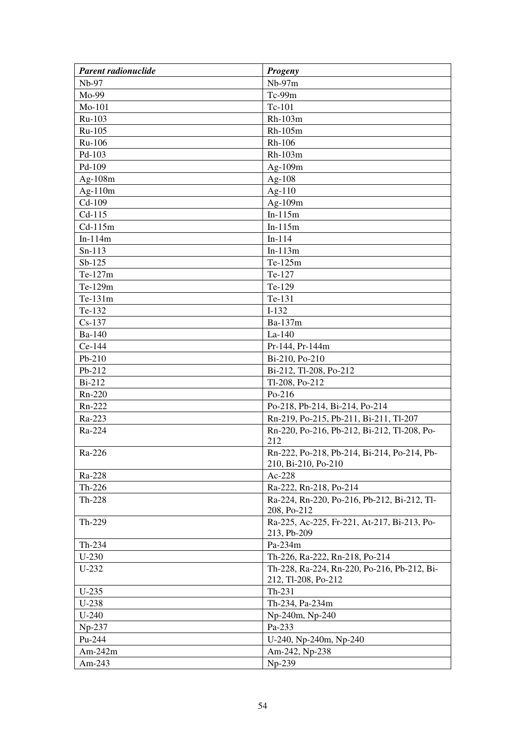| ***Parent radionuclide*** | ***Progeny*** |
|---|---|
| Nb-97 | Nb-97m |
| Mo-99 | Tc-99m |
| Mo-101 | Tc-101 |
| Ru-103 | Rh-103m |
| Ru-105 | Rh-105m |
| Ru-106 | Rh-106 |
| Pd-103 | Rh-103m |
| Pd-109 | Ag-109m |
| Ag-108m | Ag-108 |
| Ag-110m | Ag-110 |
| Cd-109 | Ag-109m |
| Cd-115 | In-115m |
| Cd-115m | In-115m |
| In-114m | In-114 |
| Sn-113 | In-113m |
| Sb-125 | Te-125m |
| Te-127m | Te-127 |
| Te-129m | Te-129 |
| Te-131m | Te-131 |
| Te-132 | I-132 |
| Cs-137 | Ba-137m |
| Ba-140 | La-140 |
| Ce-144 | Pr-144, Pr-144m |
| Pb-210 | Bi-210, Po-210 |
| Pb-212 | Bi-212, Tl-208, Po-212 |
| Bi-212 | Tl-208, Po-212 |
| Rn-220 | Po-216 |
| Rn-222 | Po-218, Pb-214, Bi-214, Po-214 |
| Ra-223 | Rn-219, Po-215, Pb-211, Bi-211, Tl-207 |
| Ra-224 | Rn-220, Po-216, Pb-212, Bi-212, Tl-208, Po-212 |
| Ra-226 | Rn-222, Po-218, Pb-214, Bi-214, Po-214, Pb-210, Bi-210, Po-210 |
| Ra-228 | Ac-228 |
| Th-226 | Ra-222, Rn-218, Po-214 |
| Th-228 | Ra-224, Rn-220, Po-216, Pb-212, Bi-212, Tl-208, Po-212 |
| Th-229 | Ra-225, Ac-225, Fr-221, At-217, Bi-213, Po-213, Pb-209 |
| Th-234 | Pa-234m |
| U-230 | Th-226, Ra-222, Rn-218, Po-214 |
| U-232 | Th-228, Ra-224, Rn-220, Po-216, Pb-212, Bi-212, Tl-208, Po-212 |
| U-235 | Th-231 |
| U-238 | Th-234, Pa-234m |
| U-240 | Np-240m, Np-240 |
| Np-237 | Pa-233 |
| Pu-244 | U-240, Np-240m, Np-240 |
| Am-242m | Am-242, Np-238 |
| Am-243 | Np-239 |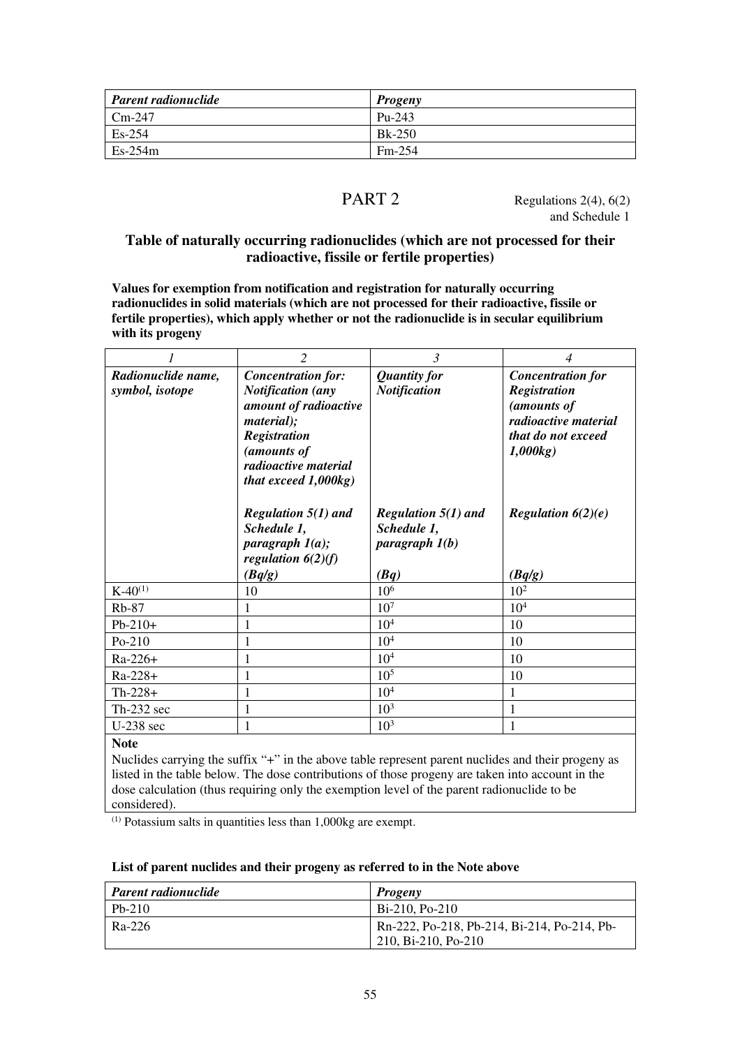| *Parent radionuclide* | *Progeny* |
|---|---|
| Cm-247 | Pu-243 |
| Es-254 | Bk-250 |
| Es-254m | Fm-254 |

## PART 2

Regulations 2(4), 6(2) and Schedule 1

### Table of naturally occurring radionuclides (which are not processed for their radioactive, fissile or fertile properties)

**Values for exemption from notification and registration for naturally occurring radionuclides in solid materials (which are not processed for their radioactive, fissile or fertile properties), which apply whether or not the radionuclide is in secular equilibrium with its progeny**

| *1* | *2* | *3* | *4* |
|---|---|---|---|
| ***Radionuclide name, symbol, isotope*** | ***Concentration for: Notification (any amount of radioactive material); Registration (amounts of radioactive material that exceed 1,000kg)*** <br><br> ***Regulation 5(1) and Schedule 1, paragraph 1(a); regulation 6(2)(f)*** <br> ***(Bq/g)*** | ***Quantity for Notification*** <br><br> ***Regulation 5(1) and Schedule 1, paragraph 1(b)*** <br><br> ***(Bq)*** | ***Concentration for Registration (amounts of radioactive material that do not exceed 1,000kg)*** <br><br> ***Regulation 6(2)(e)*** <br><br> ***(Bq/g)*** |
| K-40[(1)] | 10 | $10^6$ | $10^2$ |
| Rb-87 | 1 | $10^7$ | $10^4$ |
| Pb-210+ | 1 | $10^4$ | 10 |
| Po-210 | 1 | $10^4$ | 10 |
| Ra-226+ | 1 | $10^4$ | 10 |
| Ra-228+ | 1 | $10^5$ | 10 |
| Th-228+ | 1 | $10^4$ | 1 |
| Th-232 sec | 1 | $10^3$ | 1 |
| U-238 sec | 1 | $10^3$ | 1 |

**Note**

Nuclides carrying the suffix "+" in the above table represent parent nuclides and their progeny as listed in the table below. The dose contributions of those progeny are taken into account in the dose calculation (thus requiring only the exemption level of the parent radionuclide to be considered).

[(1)] Potassium salts in quantities less than 1,000kg are exempt.

**List of parent nuclides and their progeny as referred to in the Note above**

| *Parent radionuclide* | *Progeny* |
|---|---|
| Pb-210 | Bi-210, Po-210 |
| Ra-226 | Rn-222, Po-218, Pb-214, Bi-214, Po-214, Pb-210, Bi-210, Po-210 |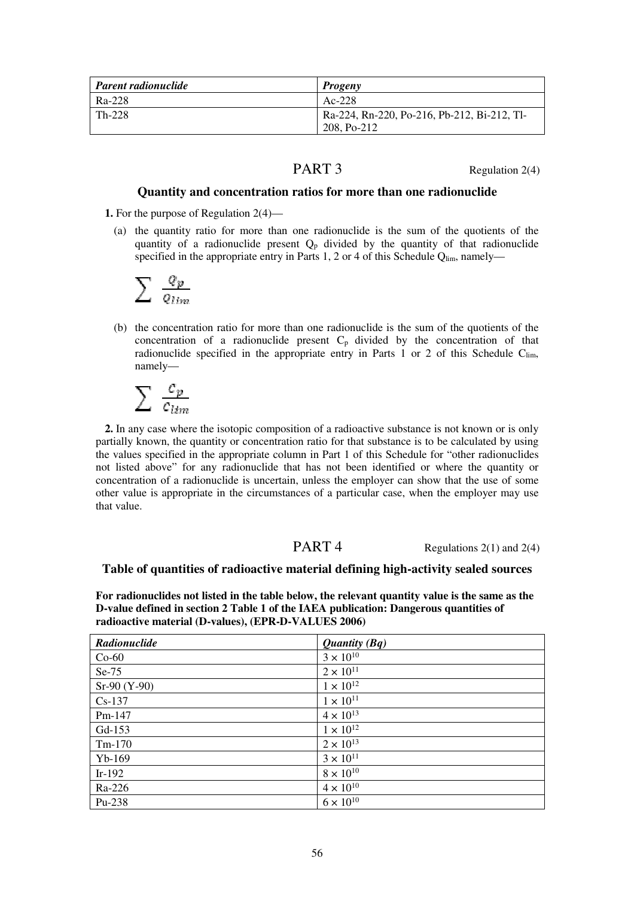| *Parent radionuclide* | *Progeny* |
| --- | --- |
| Ra-228 | Ac-228 |
| Th-228 | Ra-224, Rn-220, Po-216, Pb-212, Bi-212, Tl-208, Po-212 |

## PART 3

Regulation 2(4)

### Quantity and concentration ratios for more than one radionuclide

**1.** For the purpose of Regulation 2(4)—

(a) the quantity ratio for more than one radionuclide is the sum of the quotients of the quantity of a radionuclide present $Q_p$ divided by the quantity of that radionuclide specified in the appropriate entry in Parts 1, 2 or 4 of this Schedule $Q_{lim}$, namely—

$$\sum \frac{Q_p}{Q_{lim}}$$

(b) the concentration ratio for more than one radionuclide is the sum of the quotients of the concentration of a radionuclide present $C_p$ divided by the concentration of that radionuclide specified in the appropriate entry in Parts 1 or 2 of this Schedule $C_{lim}$, namely—

$$\sum \frac{C_p}{C_{lim}}$$

**2.** In any case where the isotopic composition of a radioactive substance is not known or is only partially known, the quantity or concentration ratio for that substance is to be calculated by using the values specified in the appropriate column in Part 1 of this Schedule for "other radionuclides not listed above" for any radionuclide that has not been identified or where the quantity or concentration of a radionuclide is uncertain, unless the employer can show that the use of some other value is appropriate in the circumstances of a particular case, when the employer may use that value.

## PART 4

Regulations 2(1) and 2(4)

### Table of quantities of radioactive material defining high-activity sealed sources

**For radionuclides not listed in the table below, the relevant quantity value is the same as the D-value defined in section 2 Table 1 of the IAEA publication: Dangerous quantities of radioactive material (D-values), (EPR-D-VALUES 2006)**

| *Radionuclide* | *Quantity (Bq)* |
| --- | --- |
| Co-60 | $3 \times 10^{10}$ |
| Se-75 | $2 \times 10^{11}$ |
| Sr-90 (Y-90) | $1 \times 10^{12}$ |
| Cs-137 | $1 \times 10^{11}$ |
| Pm-147 | $4 \times 10^{13}$ |
| Gd-153 | $1 \times 10^{12}$ |
| Tm-170 | $2 \times 10^{13}$ |
| Yb-169 | $3 \times 10^{11}$ |
| Ir-192 | $8 \times 10^{10}$ |
| Ra-226 | $4 \times 10^{10}$ |
| Pu-238 | $6 \times 10^{10}$ |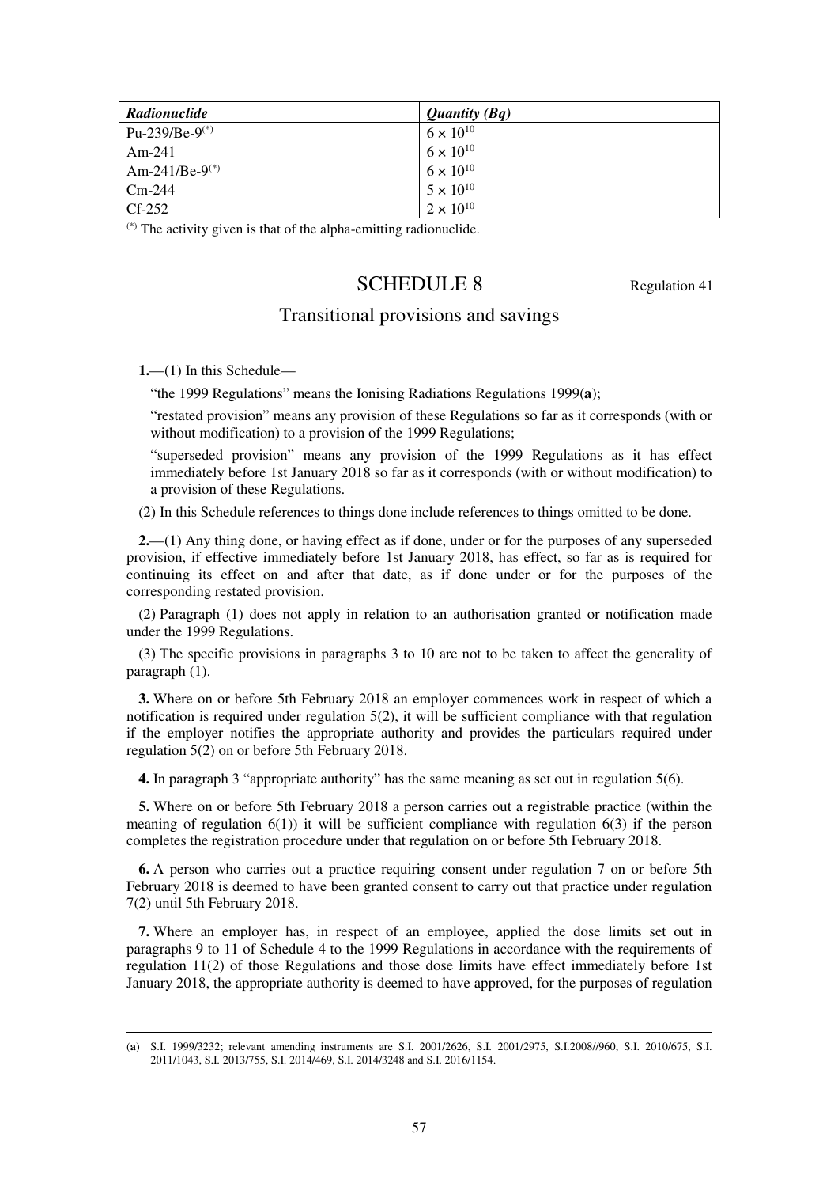| *Radionuclide* | *Quantity (Bq)* |
|---|---|
| Pu-239/Be-9[(*)] | $6 \times 10^{10}$ |
| Am-241 | $6 \times 10^{10}$ |
| Am-241/Be-9[(*)] | $6 \times 10^{10}$ |
| Cm-244 | $5 \times 10^{10}$ |
| Cf-252 | $2 \times 10^{10}$ |

[(*)] The activity given is that of the alpha-emitting radionuclide.

## SCHEDULE 8

Regulation 41

### Transitional provisions and savings

**1.**—(1) In this Schedule—

"the 1999 Regulations" means the Ionising Radiations Regulations 1999(**a**);

"restated provision" means any provision of these Regulations so far as it corresponds (with or without modification) to a provision of the 1999 Regulations;

"superseded provision" means any provision of the 1999 Regulations as it has effect immediately before 1st January 2018 so far as it corresponds (with or without modification) to a provision of these Regulations.

(2) In this Schedule references to things done include references to things omitted to be done.

**2.**—(1) Any thing done, or having effect as if done, under or for the purposes of any superseded provision, if effective immediately before 1st January 2018, has effect, so far as is required for continuing its effect on and after that date, as if done under or for the purposes of the corresponding restated provision.

(2) Paragraph (1) does not apply in relation to an authorisation granted or notification made under the 1999 Regulations.

(3) The specific provisions in paragraphs 3 to 10 are not to be taken to affect the generality of paragraph (1).

**3.** Where on or before 5th February 2018 an employer commences work in respect of which a notification is required under regulation 5(2), it will be sufficient compliance with that regulation if the employer notifies the appropriate authority and provides the particulars required under regulation 5(2) on or before 5th February 2018.

**4.** In paragraph 3 "appropriate authority" has the same meaning as set out in regulation 5(6).

**5.** Where on or before 5th February 2018 a person carries out a registrable practice (within the meaning of regulation 6(1)) it will be sufficient compliance with regulation 6(3) if the person completes the registration procedure under that regulation on or before 5th February 2018.

**6.** A person who carries out a practice requiring consent under regulation 7 on or before 5th February 2018 is deemed to have been granted consent to carry out that practice under regulation 7(2) until 5th February 2018.

**7.** Where an employer has, in respect of an employee, applied the dose limits set out in paragraphs 9 to 11 of Schedule 4 to the 1999 Regulations in accordance with the requirements of regulation 11(2) of those Regulations and those dose limits have effect immediately before 1st January 2018, the appropriate authority is deemed to have approved, for the purposes of regulation

(**a**) S.I. 1999/3232; relevant amending instruments are S.I. 2001/2626, S.I. 2001/2975, S.I.2008//960, S.I. 2010/675, S.I. 2011/1043, S.I. 2013/755, S.I. 2014/469, S.I. 2014/3248 and S.I. 2016/1154.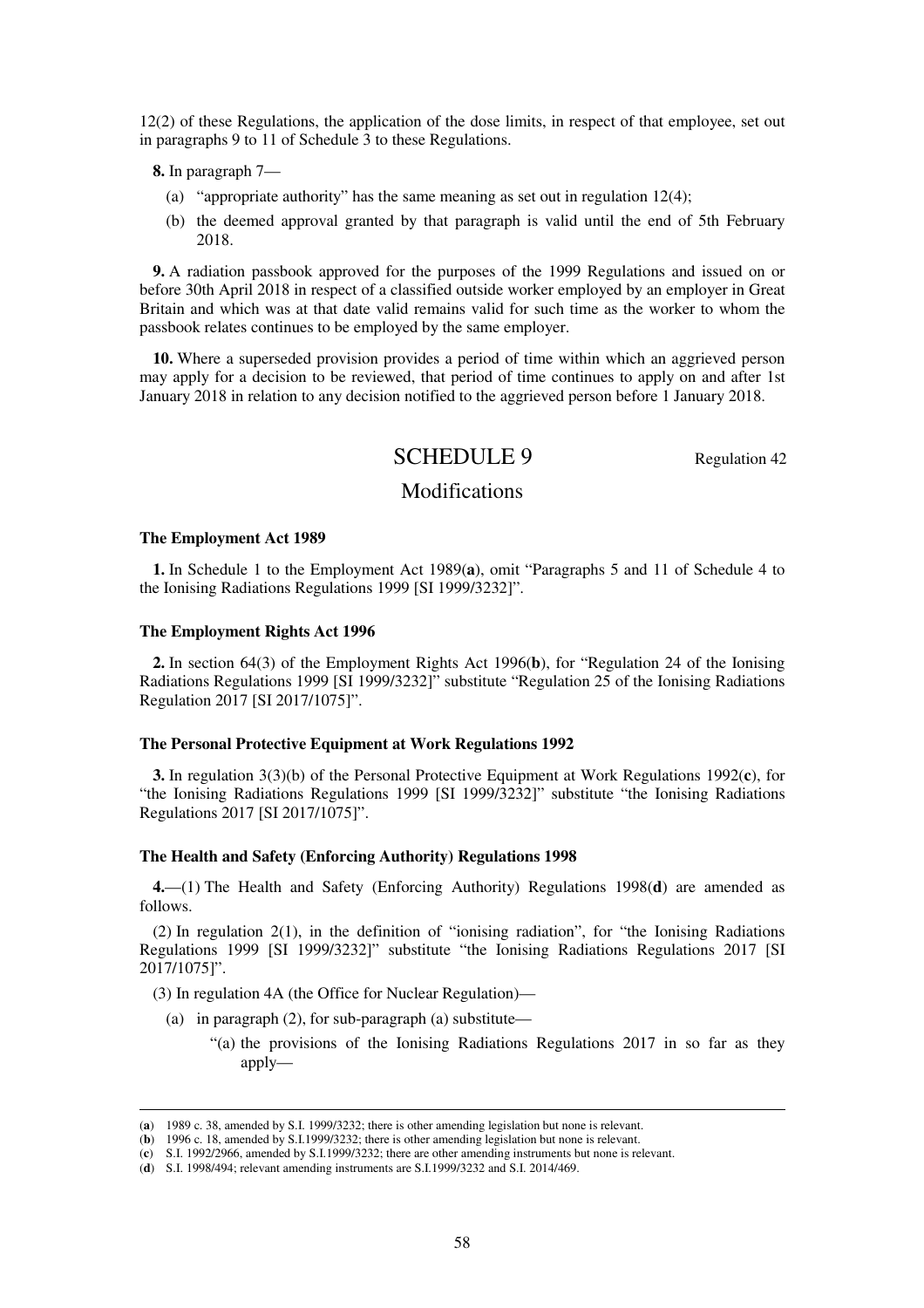12(2) of these Regulations, the application of the dose limits, in respect of that employee, set out in paragraphs 9 to 11 of Schedule 3 to these Regulations.

**8.** In paragraph 7—

(a) "appropriate authority" has the same meaning as set out in regulation 12(4);

(b) the deemed approval granted by that paragraph is valid until the end of 5th February 2018.

**9.** A radiation passbook approved for the purposes of the 1999 Regulations and issued on or before 30th April 2018 in respect of a classified outside worker employed by an employer in Great Britain and which was at that date valid remains valid for such time as the worker to whom the passbook relates continues to be employed by the same employer.

**10.** Where a superseded provision provides a period of time within which an aggrieved person may apply for a decision to be reviewed, that period of time continues to apply on and after 1st January 2018 in relation to any decision notified to the aggrieved person before 1 January 2018.

# SCHEDULE 9

Regulation 42

## Modifications

**The Employment Act 1989**

**1.** In Schedule 1 to the Employment Act 1989(**a**), omit "Paragraphs 5 and 11 of Schedule 4 to the Ionising Radiations Regulations 1999 [SI 1999/3232]".

**The Employment Rights Act 1996**

**2.** In section 64(3) of the Employment Rights Act 1996(**b**), for "Regulation 24 of the Ionising Radiations Regulations 1999 [SI 1999/3232]" substitute "Regulation 25 of the Ionising Radiations Regulation 2017 [SI 2017/1075]".

**The Personal Protective Equipment at Work Regulations 1992**

**3.** In regulation 3(3)(b) of the Personal Protective Equipment at Work Regulations 1992(**c**), for "the Ionising Radiations Regulations 1999 [SI 1999/3232]" substitute "the Ionising Radiations Regulations 2017 [SI 2017/1075]".

**The Health and Safety (Enforcing Authority) Regulations 1998**

**4.**—(1) The Health and Safety (Enforcing Authority) Regulations 1998(**d**) are amended as follows.

(2) In regulation 2(1), in the definition of "ionising radiation", for "the Ionising Radiations Regulations 1999 [SI 1999/3232]" substitute "the Ionising Radiations Regulations 2017 [SI 2017/1075]".

(3) In regulation 4A (the Office for Nuclear Regulation)—

(a) in paragraph (2), for sub-paragraph (a) substitute—

"(a) the provisions of the Ionising Radiations Regulations 2017 in so far as they apply—

---

(**a**) 1989 c. 38, amended by S.I. 1999/3232; there is other amending legislation but none is relevant.

(**b**) 1996 c. 18, amended by S.I.1999/3232; there is other amending legislation but none is relevant.

(**c**) S.I. 1992/2966, amended by S.I.1999/3232; there are other amending instruments but none is relevant.

(**d**) S.I. 1998/494; relevant amending instruments are S.I.1999/3232 and S.I. 2014/469.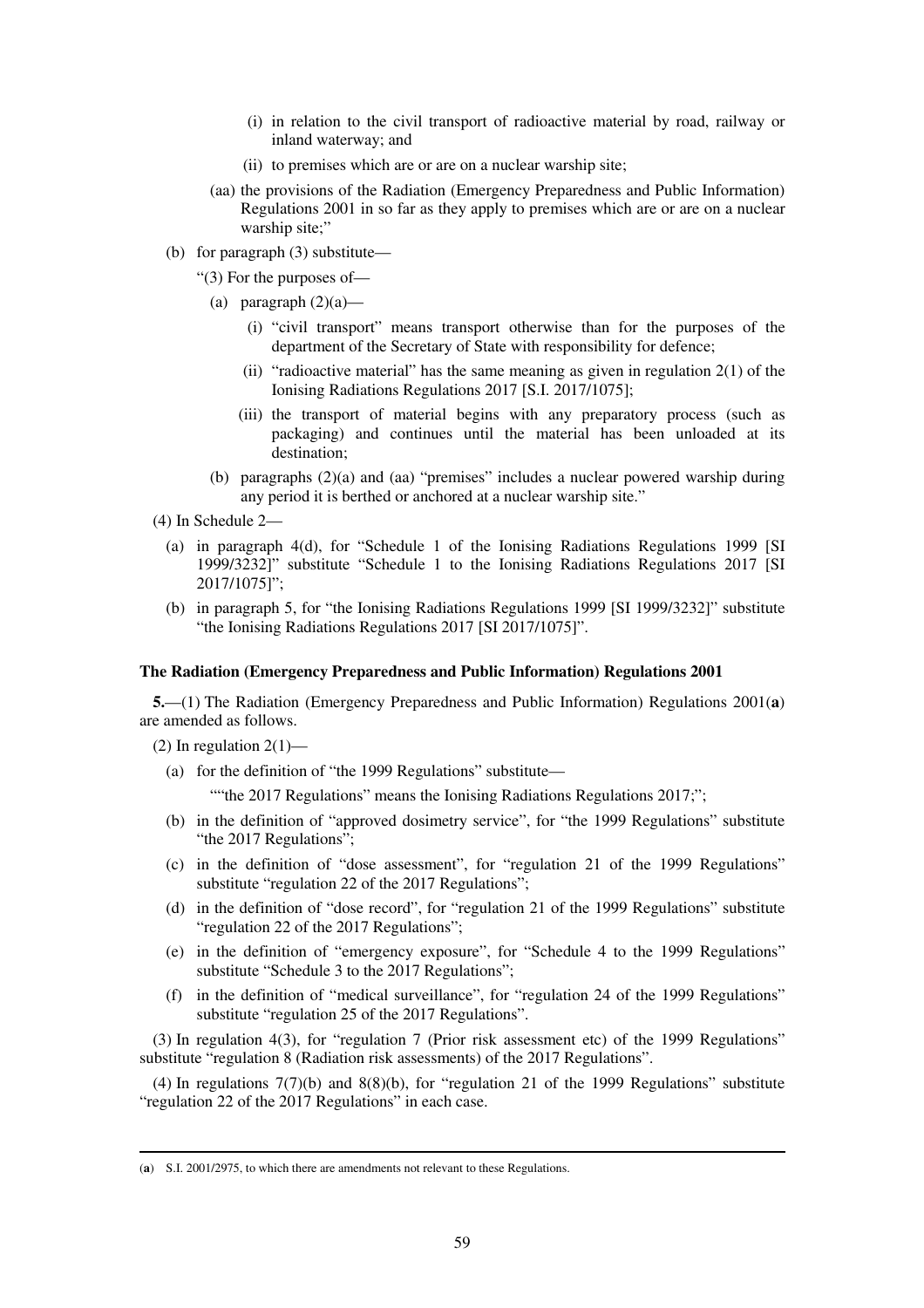(i) in relation to the civil transport of radioactive material by road, railway or inland waterway; and

(ii) to premises which are or are on a nuclear warship site;

(aa) the provisions of the Radiation (Emergency Preparedness and Public Information) Regulations 2001 in so far as they apply to premises which are or are on a nuclear warship site;"

(b) for paragraph (3) substitute—

"(3) For the purposes of—

(a) paragraph (2)(a)—

(i) "civil transport" means transport otherwise than for the purposes of the department of the Secretary of State with responsibility for defence;

(ii) "radioactive material" has the same meaning as given in regulation 2(1) of the Ionising Radiations Regulations 2017 [S.I. 2017/1075];

(iii) the transport of material begins with any preparatory process (such as packaging) and continues until the material has been unloaded at its destination;

(b) paragraphs (2)(a) and (aa) "premises" includes a nuclear powered warship during any period it is berthed or anchored at a nuclear warship site."

(4) In Schedule 2—

(a) in paragraph 4(d), for "Schedule 1 of the Ionising Radiations Regulations 1999 [SI 1999/3232]" substitute "Schedule 1 to the Ionising Radiations Regulations 2017 [SI 2017/1075]";

(b) in paragraph 5, for "the Ionising Radiations Regulations 1999 [SI 1999/3232]" substitute "the Ionising Radiations Regulations 2017 [SI 2017/1075]".

**The Radiation (Emergency Preparedness and Public Information) Regulations 2001**

**5.**—(1) The Radiation (Emergency Preparedness and Public Information) Regulations 2001(**a**) are amended as follows.

(2) In regulation 2(1)—

(a) for the definition of "the 1999 Regulations" substitute—

""the 2017 Regulations" means the Ionising Radiations Regulations 2017;";

(b) in the definition of "approved dosimetry service", for "the 1999 Regulations" substitute "the 2017 Regulations";

(c) in the definition of "dose assessment", for "regulation 21 of the 1999 Regulations" substitute "regulation 22 of the 2017 Regulations";

(d) in the definition of "dose record", for "regulation 21 of the 1999 Regulations" substitute "regulation 22 of the 2017 Regulations";

(e) in the definition of "emergency exposure", for "Schedule 4 to the 1999 Regulations" substitute "Schedule 3 to the 2017 Regulations";

(f) in the definition of "medical surveillance", for "regulation 24 of the 1999 Regulations" substitute "regulation 25 of the 2017 Regulations".

(3) In regulation 4(3), for "regulation 7 (Prior risk assessment etc) of the 1999 Regulations" substitute "regulation 8 (Radiation risk assessments) of the 2017 Regulations".

(4) In regulations 7(7)(b) and 8(8)(b), for "regulation 21 of the 1999 Regulations" substitute "regulation 22 of the 2017 Regulations" in each case.

(**a**) S.I. 2001/2975, to which there are amendments not relevant to these Regulations.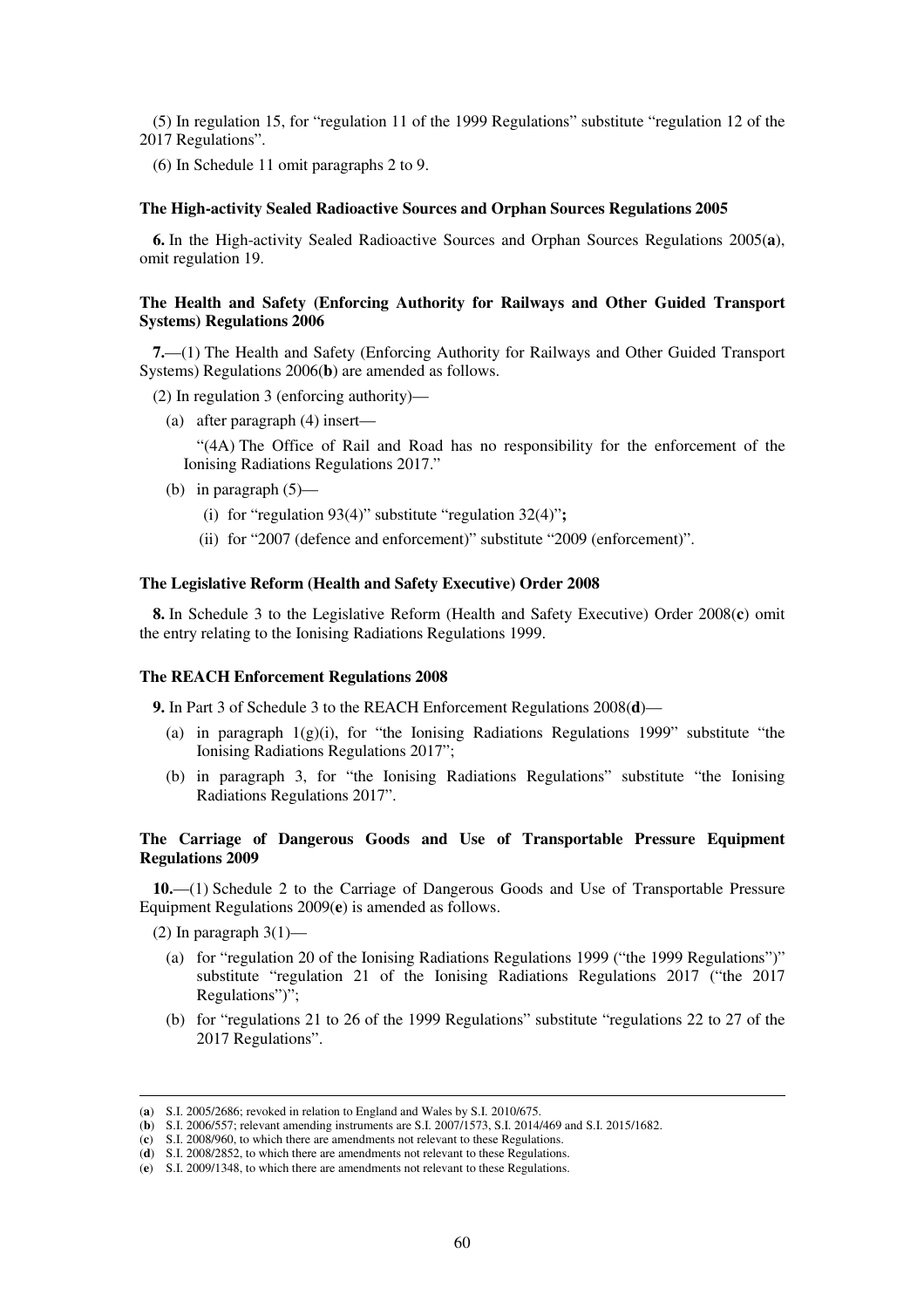(5) In regulation 15, for "regulation 11 of the 1999 Regulations" substitute "regulation 12 of the 2017 Regulations".

(6) In Schedule 11 omit paragraphs 2 to 9.

**The High-activity Sealed Radioactive Sources and Orphan Sources Regulations 2005**

**6.** In the High-activity Sealed Radioactive Sources and Orphan Sources Regulations 2005(**a**), omit regulation 19.

**The Health and Safety (Enforcing Authority for Railways and Other Guided Transport Systems) Regulations 2006**

**7.**—(1) The Health and Safety (Enforcing Authority for Railways and Other Guided Transport Systems) Regulations 2006(**b**) are amended as follows.

(2) In regulation 3 (enforcing authority)—

(a) after paragraph (4) insert—

"(4A) The Office of Rail and Road has no responsibility for the enforcement of the Ionising Radiations Regulations 2017."

(b) in paragraph (5)—

(i) for "regulation 93(4)" substitute "regulation 32(4)"**;**

(ii) for "2007 (defence and enforcement)" substitute "2009 (enforcement)".

**The Legislative Reform (Health and Safety Executive) Order 2008**

**8.** In Schedule 3 to the Legislative Reform (Health and Safety Executive) Order 2008(**c**) omit the entry relating to the Ionising Radiations Regulations 1999.

**The REACH Enforcement Regulations 2008**

**9.** In Part 3 of Schedule 3 to the REACH Enforcement Regulations 2008(**d**)—

(a) in paragraph 1(g)(i), for "the Ionising Radiations Regulations 1999" substitute "the Ionising Radiations Regulations 2017";

(b) in paragraph 3, for "the Ionising Radiations Regulations" substitute "the Ionising Radiations Regulations 2017".

**The Carriage of Dangerous Goods and Use of Transportable Pressure Equipment Regulations 2009**

**10.**—(1) Schedule 2 to the Carriage of Dangerous Goods and Use of Transportable Pressure Equipment Regulations 2009(**e**) is amended as follows.

(2) In paragraph 3(1)—

(a) for "regulation 20 of the Ionising Radiations Regulations 1999 ("the 1999 Regulations")" substitute "regulation 21 of the Ionising Radiations Regulations 2017 ("the 2017 Regulations")";

(b) for "regulations 21 to 26 of the 1999 Regulations" substitute "regulations 22 to 27 of the 2017 Regulations".

---

(**a**) S.I. 2005/2686; revoked in relation to England and Wales by S.I. 2010/675.
(**b**) S.I. 2006/557; relevant amending instruments are S.I. 2007/1573, S.I. 2014/469 and S.I. 2015/1682.
(**c**) S.I. 2008/960, to which there are amendments not relevant to these Regulations.
(**d**) S.I. 2008/2852, to which there are amendments not relevant to these Regulations.
(**e**) S.I. 2009/1348, to which there are amendments not relevant to these Regulations.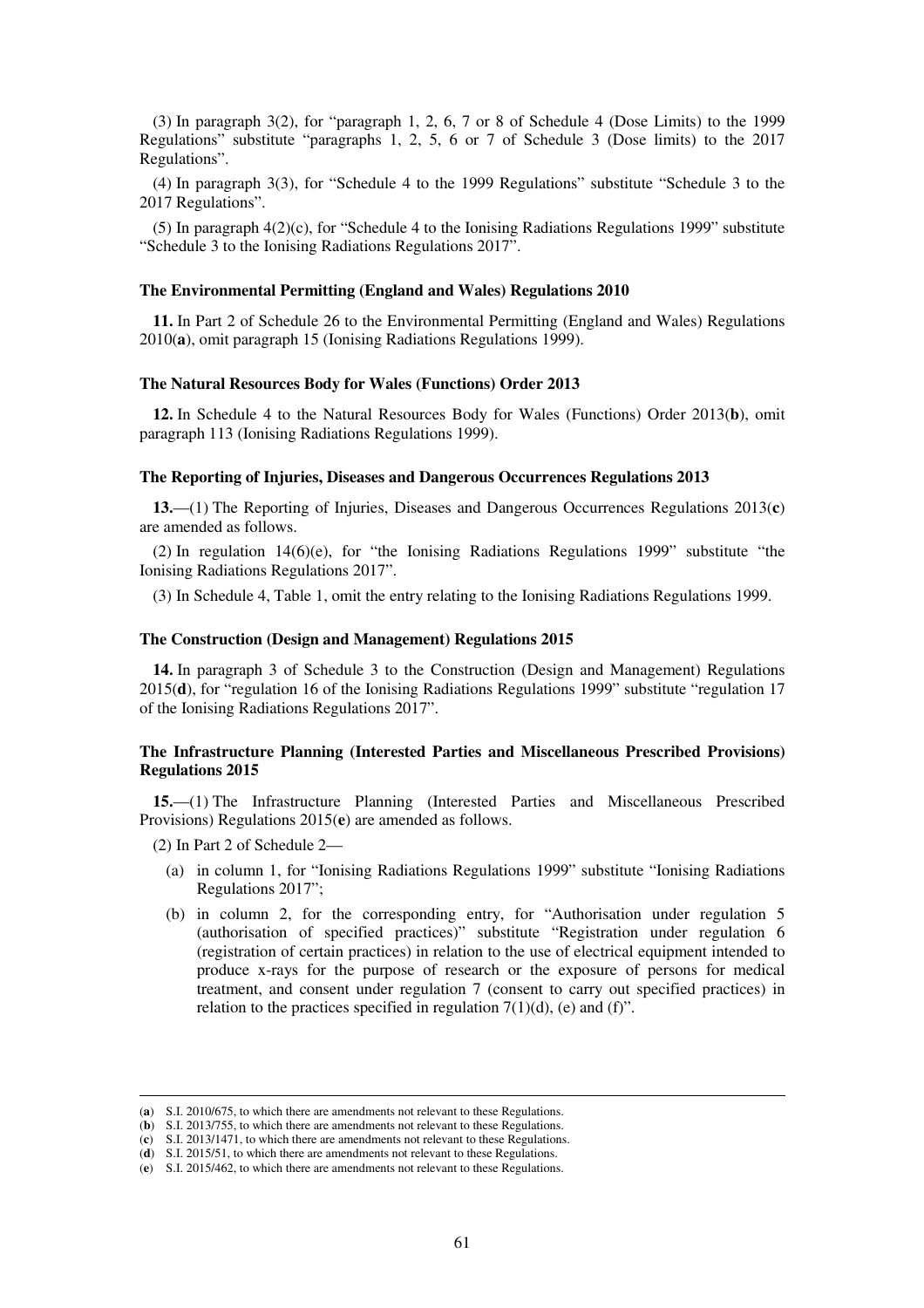(3) In paragraph 3(2), for "paragraph 1, 2, 6, 7 or 8 of Schedule 4 (Dose Limits) to the 1999 Regulations" substitute "paragraphs 1, 2, 5, 6 or 7 of Schedule 3 (Dose limits) to the 2017 Regulations".

(4) In paragraph 3(3), for "Schedule 4 to the 1999 Regulations" substitute "Schedule 3 to the 2017 Regulations".

(5) In paragraph 4(2)(c), for "Schedule 4 to the Ionising Radiations Regulations 1999" substitute "Schedule 3 to the Ionising Radiations Regulations 2017".

**The Environmental Permitting (England and Wales) Regulations 2010**

**11.** In Part 2 of Schedule 26 to the Environmental Permitting (England and Wales) Regulations 2010(**a**), omit paragraph 15 (Ionising Radiations Regulations 1999).

**The Natural Resources Body for Wales (Functions) Order 2013**

**12.** In Schedule 4 to the Natural Resources Body for Wales (Functions) Order 2013(**b**), omit paragraph 113 (Ionising Radiations Regulations 1999).

**The Reporting of Injuries, Diseases and Dangerous Occurrences Regulations 2013**

**13.**—(1) The Reporting of Injuries, Diseases and Dangerous Occurrences Regulations 2013(**c**) are amended as follows.

(2) In regulation 14(6)(e), for "the Ionising Radiations Regulations 1999" substitute "the Ionising Radiations Regulations 2017".

(3) In Schedule 4, Table 1, omit the entry relating to the Ionising Radiations Regulations 1999.

**The Construction (Design and Management) Regulations 2015**

**14.** In paragraph 3 of Schedule 3 to the Construction (Design and Management) Regulations 2015(**d**), for "regulation 16 of the Ionising Radiations Regulations 1999" substitute "regulation 17 of the Ionising Radiations Regulations 2017".

**The Infrastructure Planning (Interested Parties and Miscellaneous Prescribed Provisions) Regulations 2015**

**15.**—(1) The Infrastructure Planning (Interested Parties and Miscellaneous Prescribed Provisions) Regulations 2015(**e**) are amended as follows.

(2) In Part 2 of Schedule 2—

(a) in column 1, for "Ionising Radiations Regulations 1999" substitute "Ionising Radiations Regulations 2017";

(b) in column 2, for the corresponding entry, for "Authorisation under regulation 5 (authorisation of specified practices)" substitute "Registration under regulation 6 (registration of certain practices) in relation to the use of electrical equipment intended to produce x-rays for the purpose of research or the exposure of persons for medical treatment, and consent under regulation 7 (consent to carry out specified practices) in relation to the practices specified in regulation 7(1)(d), (e) and (f)".

---

(**a**) S.I. 2010/675, to which there are amendments not relevant to these Regulations.
(**b**) S.I. 2013/755, to which there are amendments not relevant to these Regulations.
(**c**) S.I. 2013/1471, to which there are amendments not relevant to these Regulations.
(**d**) S.I. 2015/51, to which there are amendments not relevant to these Regulations.
(**e**) S.I. 2015/462, to which there are amendments not relevant to these Regulations.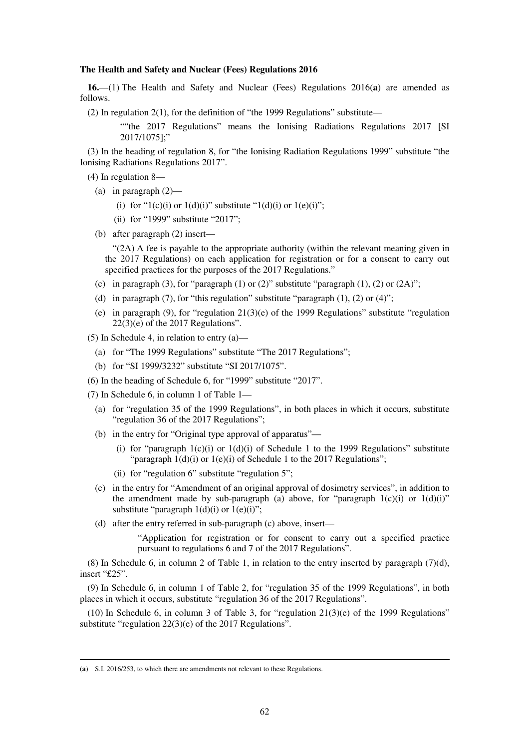**The Health and Safety and Nuclear (Fees) Regulations 2016**

**16.**—(1) The Health and Safety and Nuclear (Fees) Regulations 2016(**a**) are amended as follows.

(2) In regulation 2(1), for the definition of "the 1999 Regulations" substitute—

> ""the 2017 Regulations" means the Ionising Radiations Regulations 2017 [SI 2017/1075];"

(3) In the heading of regulation 8, for "the Ionising Radiation Regulations 1999" substitute "the Ionising Radiations Regulations 2017".

(4) In regulation 8—

- (a) in paragraph (2)—
  - (i) for "1(c)(i) or 1(d)(i)" substitute "1(d)(i) or 1(e)(i)";
  - (ii) for "1999" substitute "2017";
- (b) after paragraph (2) insert—

  "(2A) A fee is payable to the appropriate authority (within the relevant meaning given in the 2017 Regulations) on each application for registration or for a consent to carry out specified practices for the purposes of the 2017 Regulations."

- (c) in paragraph (3), for "paragraph (1) or (2)" substitute "paragraph (1), (2) or (2A)";
- (d) in paragraph (7), for "this regulation" substitute "paragraph (1), (2) or (4)";
- (e) in paragraph (9), for "regulation 21(3)(e) of the 1999 Regulations" substitute "regulation 22(3)(e) of the 2017 Regulations".

(5) In Schedule 4, in relation to entry (a)—

- (a) for "The 1999 Regulations" substitute "The 2017 Regulations";
- (b) for "SI 1999/3232" substitute "SI 2017/1075".

(6) In the heading of Schedule 6, for "1999" substitute "2017".

(7) In Schedule 6, in column 1 of Table 1—

- (a) for "regulation 35 of the 1999 Regulations", in both places in which it occurs, substitute "regulation 36 of the 2017 Regulations";
- (b) in the entry for "Original type approval of apparatus"—
  - (i) for "paragraph 1(c)(i) or 1(d)(i) of Schedule 1 to the 1999 Regulations" substitute "paragraph 1(d)(i) or 1(e)(i) of Schedule 1 to the 2017 Regulations";
  - (ii) for "regulation 6" substitute "regulation 5";
- (c) in the entry for "Amendment of an original approval of dosimetry services", in addition to the amendment made by sub-paragraph (a) above, for "paragraph 1(c)(i) or 1(d)(i)" substitute "paragraph 1(d)(i) or 1(e)(i)";
- (d) after the entry referred in sub-paragraph (c) above, insert—

  > "Application for registration or for consent to carry out a specified practice pursuant to regulations 6 and 7 of the 2017 Regulations".

(8) In Schedule 6, in column 2 of Table 1, in relation to the entry inserted by paragraph (7)(d), insert "£25".

(9) In Schedule 6, in column 1 of Table 2, for "regulation 35 of the 1999 Regulations", in both places in which it occurs, substitute "regulation 36 of the 2017 Regulations".

(10) In Schedule 6, in column 3 of Table 3, for "regulation 21(3)(e) of the 1999 Regulations" substitute "regulation 22(3)(e) of the 2017 Regulations".

---

(**a**) S.I. 2016/253, to which there are amendments not relevant to these Regulations.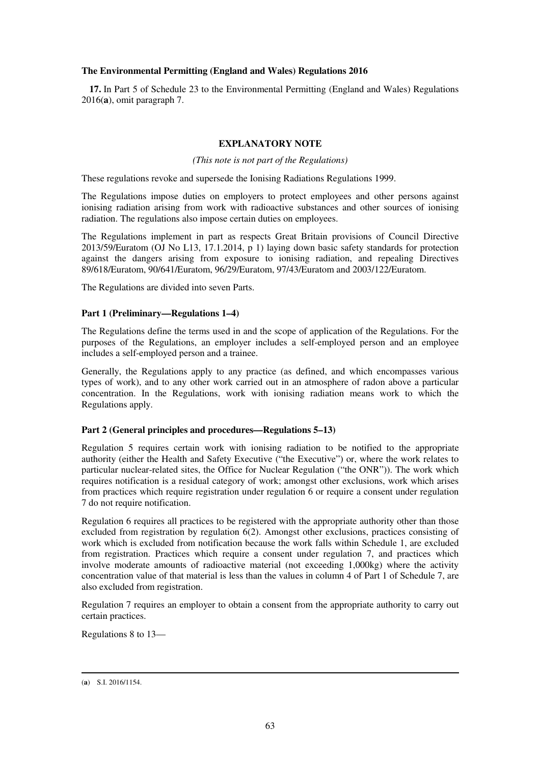**The Environmental Permitting (England and Wales) Regulations 2016**

**17.** In Part 5 of Schedule 23 to the Environmental Permitting (England and Wales) Regulations 2016(**a**), omit paragraph 7.

## EXPLANATORY NOTE

*(This note is not part of the Regulations)*

These regulations revoke and supersede the Ionising Radiations Regulations 1999.

The Regulations impose duties on employers to protect employees and other persons against ionising radiation arising from work with radioactive substances and other sources of ionising radiation. The regulations also impose certain duties on employees.

The Regulations implement in part as respects Great Britain provisions of Council Directive 2013/59/Euratom (OJ No L13, 17.1.2014, p 1) laying down basic safety standards for protection against the dangers arising from exposure to ionising radiation, and repealing Directives 89/618/Euratom, 90/641/Euratom, 96/29/Euratom, 97/43/Euratom and 2003/122/Euratom.

The Regulations are divided into seven Parts.

**Part 1 (Preliminary—Regulations 1–4)**

The Regulations define the terms used in and the scope of application of the Regulations. For the purposes of the Regulations, an employer includes a self-employed person and an employee includes a self-employed person and a trainee.

Generally, the Regulations apply to any practice (as defined, and which encompasses various types of work), and to any other work carried out in an atmosphere of radon above a particular concentration. In the Regulations, work with ionising radiation means work to which the Regulations apply.

**Part 2 (General principles and procedures—Regulations 5–13)**

Regulation 5 requires certain work with ionising radiation to be notified to the appropriate authority (either the Health and Safety Executive ("the Executive") or, where the work relates to particular nuclear-related sites, the Office for Nuclear Regulation ("the ONR")). The work which requires notification is a residual category of work; amongst other exclusions, work which arises from practices which require registration under regulation 6 or require a consent under regulation 7 do not require notification.

Regulation 6 requires all practices to be registered with the appropriate authority other than those excluded from registration by regulation 6(2). Amongst other exclusions, practices consisting of work which is excluded from notification because the work falls within Schedule 1, are excluded from registration. Practices which require a consent under regulation 7, and practices which involve moderate amounts of radioactive material (not exceeding 1,000kg) where the activity concentration value of that material is less than the values in column 4 of Part 1 of Schedule 7, are also excluded from registration.

Regulation 7 requires an employer to obtain a consent from the appropriate authority to carry out certain practices.

Regulations 8 to 13—

---

(**a**) S.I. 2016/1154.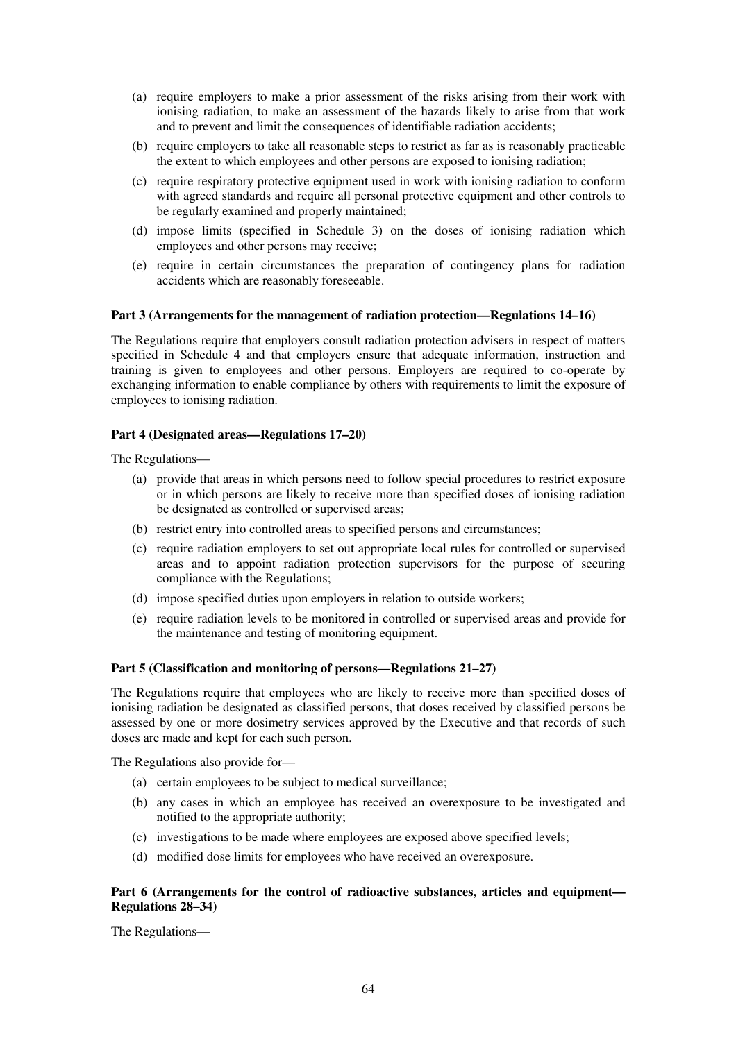(a) require employers to make a prior assessment of the risks arising from their work with ionising radiation, to make an assessment of the hazards likely to arise from that work and to prevent and limit the consequences of identifiable radiation accidents;

(b) require employers to take all reasonable steps to restrict as far as is reasonably practicable the extent to which employees and other persons are exposed to ionising radiation;

(c) require respiratory protective equipment used in work with ionising radiation to conform with agreed standards and require all personal protective equipment and other controls to be regularly examined and properly maintained;

(d) impose limits (specified in Schedule 3) on the doses of ionising radiation which employees and other persons may receive;

(e) require in certain circumstances the preparation of contingency plans for radiation accidents which are reasonably foreseeable.

**Part 3 (Arrangements for the management of radiation protection—Regulations 14–16)**

The Regulations require that employers consult radiation protection advisers in respect of matters specified in Schedule 4 and that employers ensure that adequate information, instruction and training is given to employees and other persons. Employers are required to co-operate by exchanging information to enable compliance by others with requirements to limit the exposure of employees to ionising radiation.

**Part 4 (Designated areas—Regulations 17–20)**

The Regulations—

(a) provide that areas in which persons need to follow special procedures to restrict exposure or in which persons are likely to receive more than specified doses of ionising radiation be designated as controlled or supervised areas;

(b) restrict entry into controlled areas to specified persons and circumstances;

(c) require radiation employers to set out appropriate local rules for controlled or supervised areas and to appoint radiation protection supervisors for the purpose of securing compliance with the Regulations;

(d) impose specified duties upon employers in relation to outside workers;

(e) require radiation levels to be monitored in controlled or supervised areas and provide for the maintenance and testing of monitoring equipment.

**Part 5 (Classification and monitoring of persons—Regulations 21–27)**

The Regulations require that employees who are likely to receive more than specified doses of ionising radiation be designated as classified persons, that doses received by classified persons be assessed by one or more dosimetry services approved by the Executive and that records of such doses are made and kept for each such person.

The Regulations also provide for—

(a) certain employees to be subject to medical surveillance;

(b) any cases in which an employee has received an overexposure to be investigated and notified to the appropriate authority;

(c) investigations to be made where employees are exposed above specified levels;

(d) modified dose limits for employees who have received an overexposure.

**Part 6 (Arrangements for the control of radioactive substances, articles and equipment—Regulations 28–34)**

The Regulations—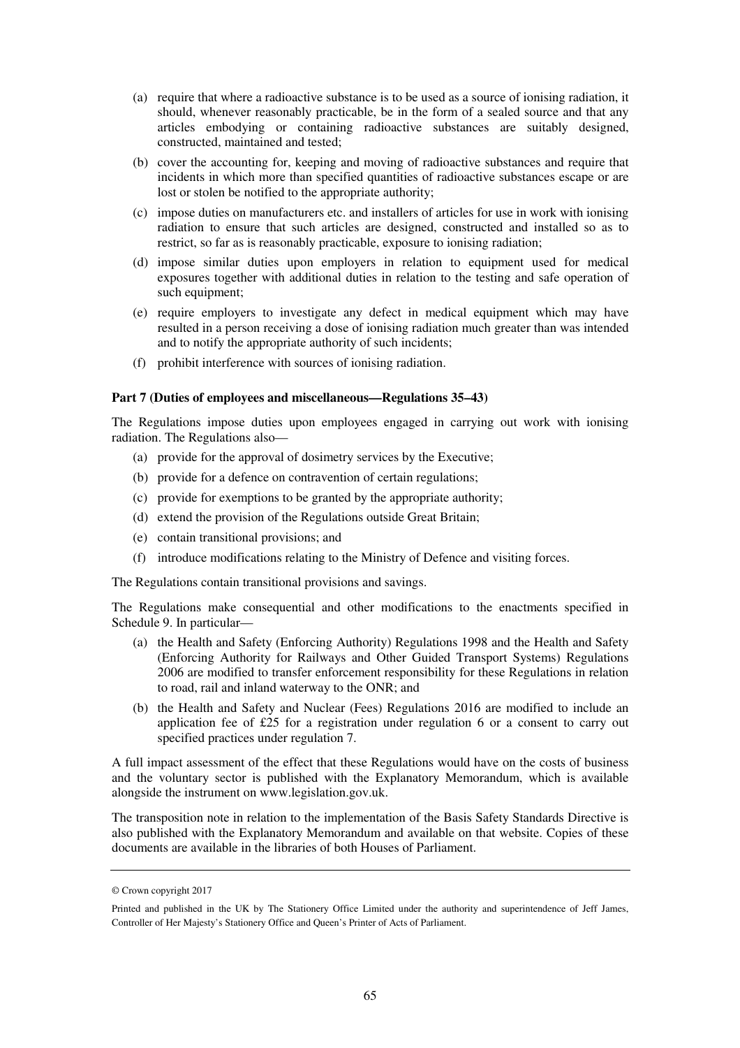(a) require that where a radioactive substance is to be used as a source of ionising radiation, it should, whenever reasonably practicable, be in the form of a sealed source and that any articles embodying or containing radioactive substances are suitably designed, constructed, maintained and tested;

(b) cover the accounting for, keeping and moving of radioactive substances and require that incidents in which more than specified quantities of radioactive substances escape or are lost or stolen be notified to the appropriate authority;

(c) impose duties on manufacturers etc. and installers of articles for use in work with ionising radiation to ensure that such articles are designed, constructed and installed so as to restrict, so far as is reasonably practicable, exposure to ionising radiation;

(d) impose similar duties upon employers in relation to equipment used for medical exposures together with additional duties in relation to the testing and safe operation of such equipment;

(e) require employers to investigate any defect in medical equipment which may have resulted in a person receiving a dose of ionising radiation much greater than was intended and to notify the appropriate authority of such incidents;

(f) prohibit interference with sources of ionising radiation.

**Part 7 (Duties of employees and miscellaneous—Regulations 35–43)**

The Regulations impose duties upon employees engaged in carrying out work with ionising radiation. The Regulations also—

(a) provide for the approval of dosimetry services by the Executive;

(b) provide for a defence on contravention of certain regulations;

(c) provide for exemptions to be granted by the appropriate authority;

(d) extend the provision of the Regulations outside Great Britain;

(e) contain transitional provisions; and

(f) introduce modifications relating to the Ministry of Defence and visiting forces.

The Regulations contain transitional provisions and savings.

The Regulations make consequential and other modifications to the enactments specified in Schedule 9. In particular—

(a) the Health and Safety (Enforcing Authority) Regulations 1998 and the Health and Safety (Enforcing Authority for Railways and Other Guided Transport Systems) Regulations 2006 are modified to transfer enforcement responsibility for these Regulations in relation to road, rail and inland waterway to the ONR; and

(b) the Health and Safety and Nuclear (Fees) Regulations 2016 are modified to include an application fee of £25 for a registration under regulation 6 or a consent to carry out specified practices under regulation 7.

A full impact assessment of the effect that these Regulations would have on the costs of business and the voluntary sector is published with the Explanatory Memorandum, which is available alongside the instrument on www.legislation.gov.uk.

The transposition note in relation to the implementation of the Basis Safety Standards Directive is also published with the Explanatory Memorandum and available on that website. Copies of these documents are available in the libraries of both Houses of Parliament.

---

© Crown copyright 2017

Printed and published in the UK by The Stationery Office Limited under the authority and superintendence of Jeff James, Controller of Her Majesty's Stationery Office and Queen's Printer of Acts of Parliament.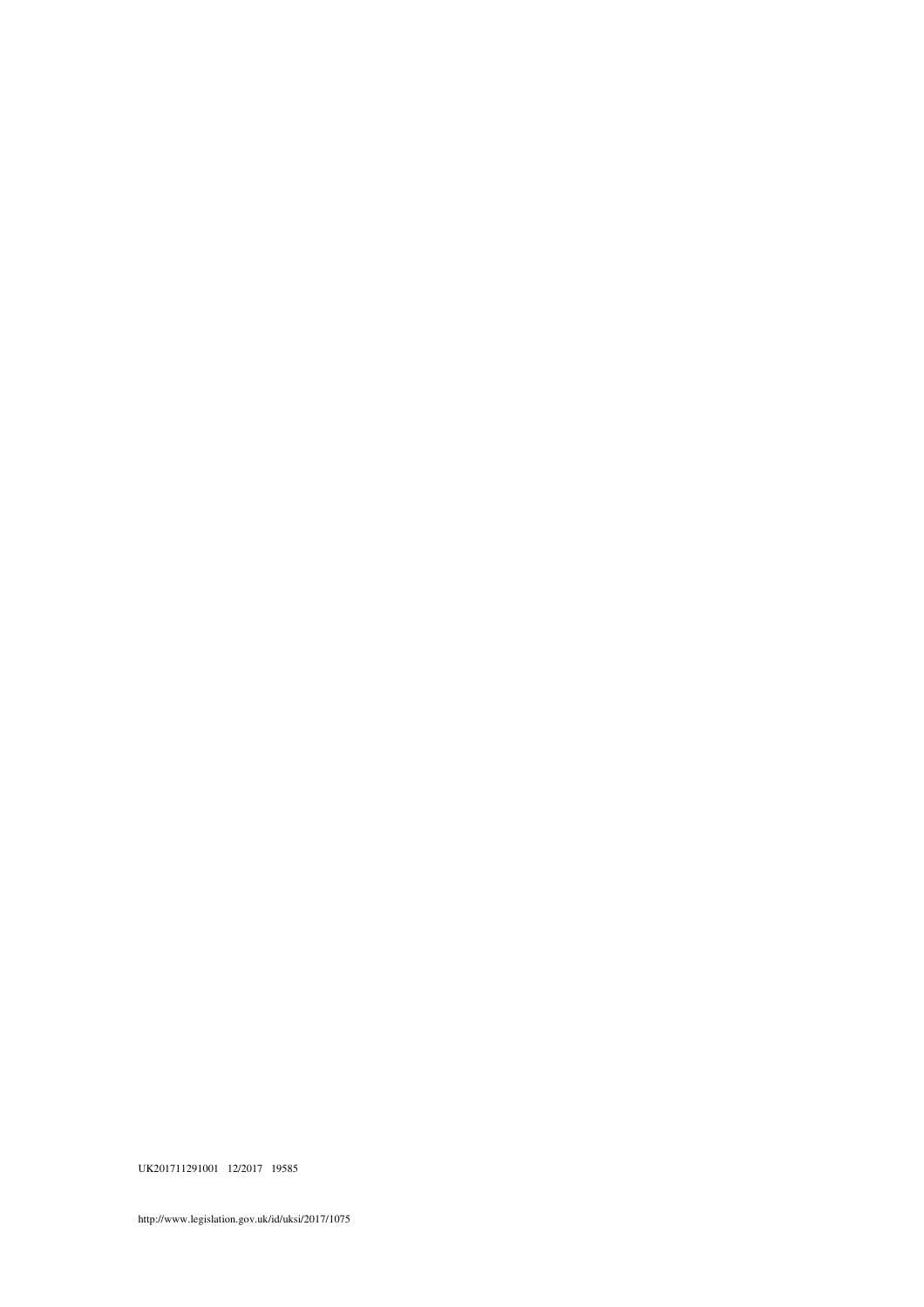UK201711291001 12/2017 19585

http://www.legislation.gov.uk/id/uksi/2017/1075